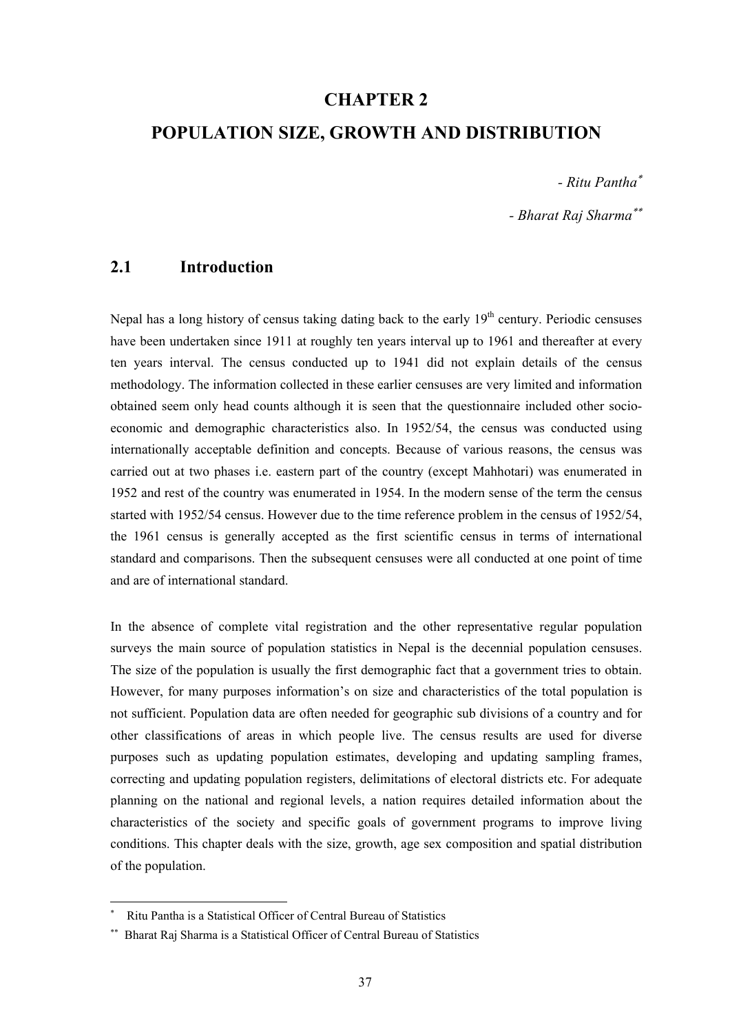# CHAPTER 2

# POPULATION SIZE, GROWTH AND DISTRIBUTION

*- Ritu Pantha*[*]

*- Bharat Raj Sharma*[**]

## 2.1 Introduction

Nepal has a long history of census taking dating back to the early 19th century. Periodic censuses have been undertaken since 1911 at roughly ten years interval up to 1961 and thereafter at every ten years interval. The census conducted up to 1941 did not explain details of the census methodology. The information collected in these earlier censuses are very limited and information obtained seem only head counts although it is seen that the questionnaire included other socio-economic and demographic characteristics also. In 1952/54, the census was conducted using internationally acceptable definition and concepts. Because of various reasons, the census was carried out at two phases i.e. eastern part of the country (except Mahhotari) was enumerated in 1952 and rest of the country was enumerated in 1954. In the modern sense of the term the census started with 1952/54 census. However due to the time reference problem in the census of 1952/54, the 1961 census is generally accepted as the first scientific census in terms of international standard and comparisons. Then the subsequent censuses were all conducted at one point of time and are of international standard.

In the absence of complete vital registration and the other representative regular population surveys the main source of population statistics in Nepal is the decennial population censuses. The size of the population is usually the first demographic fact that a government tries to obtain. However, for many purposes information's on size and characteristics of the total population is not sufficient. Population data are often needed for geographic sub divisions of a country and for other classifications of areas in which people live. The census results are used for diverse purposes such as updating population estimates, developing and updating sampling frames, correcting and updating population registers, delimitations of electoral districts etc. For adequate planning on the national and regional levels, a nation requires detailed information about the characteristics of the society and specific goals of government programs to improve living conditions. This chapter deals with the size, growth, age sex composition and spatial distribution of the population.

---

[*] Ritu Pantha is a Statistical Officer of Central Bureau of Statistics

[**] Bharat Raj Sharma is a Statistical Officer of Central Bureau of Statistics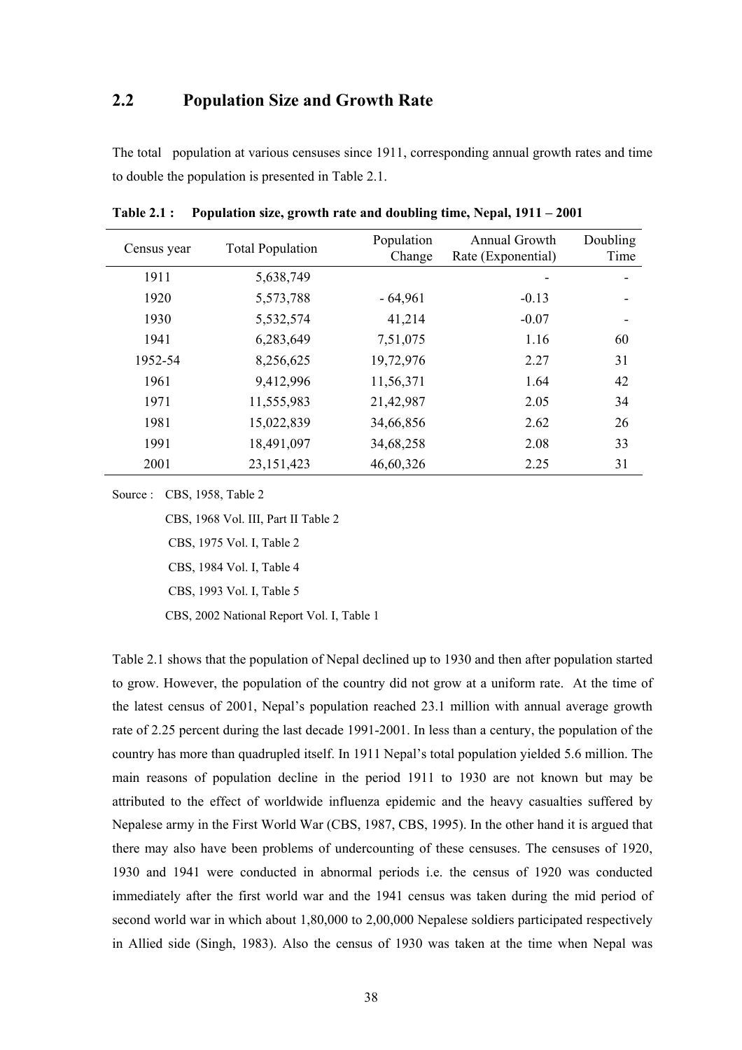## 2.2 Population Size and Growth Rate

The total population at various censuses since 1911, corresponding annual growth rates and time to double the population is presented in Table 2.1.

**Table 2.1 : Population size, growth rate and doubling time, Nepal, 1911 – 2001**

| Census year | Total Population | Population Change | Annual Growth Rate (Exponential) | Doubling Time |
|---|---|---|---|---|
| 1911 | 5,638,749 | | - | - |
| 1920 | 5,573,788 | - 64,961 | -0.13 | - |
| 1930 | 5,532,574 | 41,214 | -0.07 | - |
| 1941 | 6,283,649 | 7,51,075 | 1.16 | 60 |
| 1952-54 | 8,256,625 | 19,72,976 | 2.27 | 31 |
| 1961 | 9,412,996 | 11,56,371 | 1.64 | 42 |
| 1971 | 11,555,983 | 21,42,987 | 2.05 | 34 |
| 1981 | 15,022,839 | 34,66,856 | 2.62 | 26 |
| 1991 | 18,491,097 | 34,68,258 | 2.08 | 33 |
| 2001 | 23,151,423 | 46,60,326 | 2.25 | 31 |

Source : CBS, 1958, Table 2

CBS, 1968 Vol. III, Part II Table 2

CBS, 1975 Vol. I, Table 2

CBS, 1984 Vol. I, Table 4

CBS, 1993 Vol. I, Table 5

CBS, 2002 National Report Vol. I, Table 1

Table 2.1 shows that the population of Nepal declined up to 1930 and then after population started to grow. However, the population of the country did not grow at a uniform rate. At the time of the latest census of 2001, Nepal's population reached 23.1 million with annual average growth rate of 2.25 percent during the last decade 1991-2001. In less than a century, the population of the country has more than quadrupled itself. In 1911 Nepal's total population yielded 5.6 million. The main reasons of population decline in the period 1911 to 1930 are not known but may be attributed to the effect of worldwide influenza epidemic and the heavy casualties suffered by Nepalese army in the First World War (CBS, 1987, CBS, 1995). In the other hand it is argued that there may also have been problems of undercounting of these censuses. The censuses of 1920, 1930 and 1941 were conducted in abnormal periods i.e. the census of 1920 was conducted immediately after the first world war and the 1941 census was taken during the mid period of second world war in which about 1,80,000 to 2,00,000 Nepalese soldiers participated respectively in Allied side (Singh, 1983). Also the census of 1930 was taken at the time when Nepal was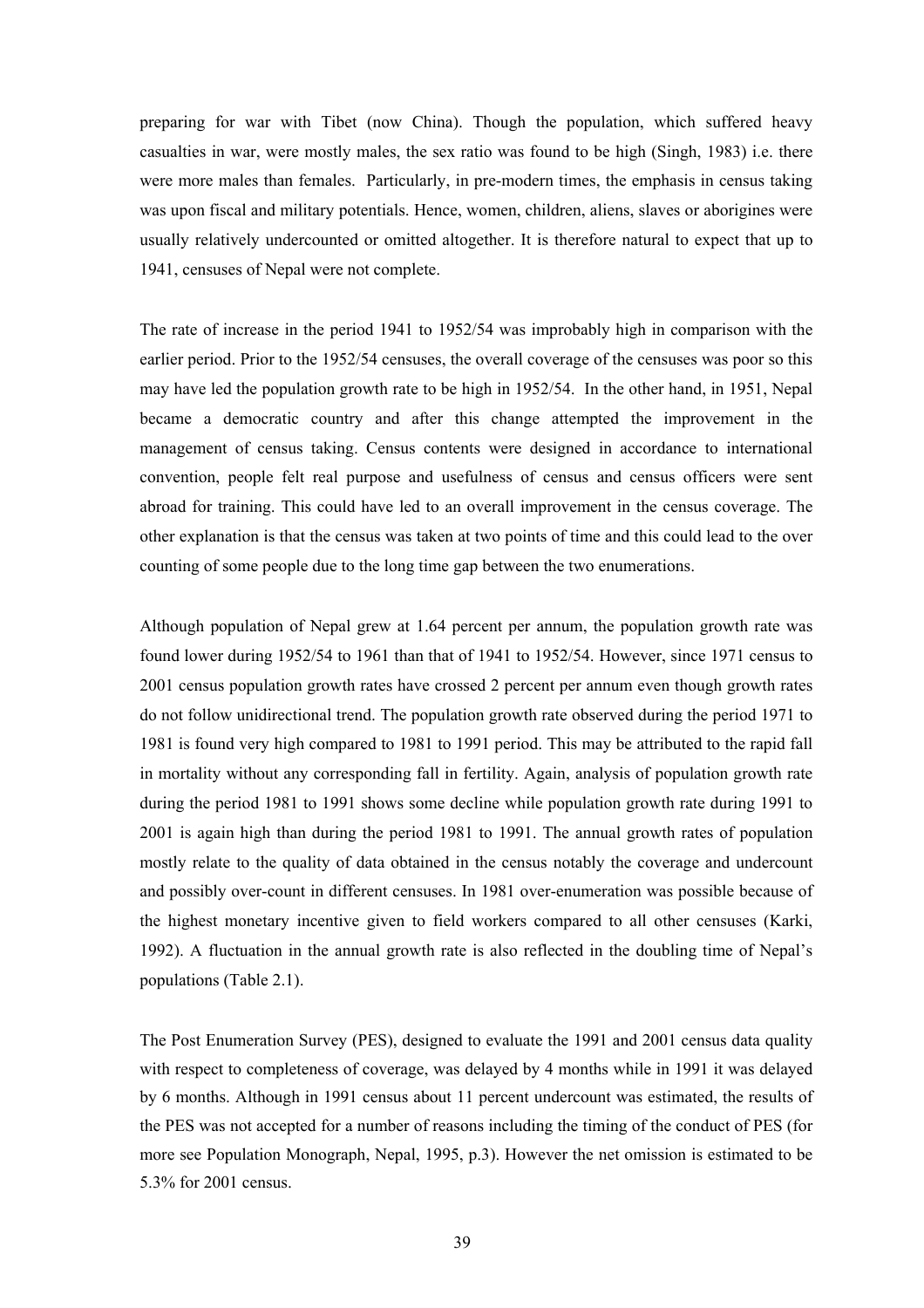preparing for war with Tibet (now China). Though the population, which suffered heavy casualties in war, were mostly males, the sex ratio was found to be high (Singh, 1983) i.e. there were more males than females. Particularly, in pre-modern times, the emphasis in census taking was upon fiscal and military potentials. Hence, women, children, aliens, slaves or aborigines were usually relatively undercounted or omitted altogether. It is therefore natural to expect that up to 1941, censuses of Nepal were not complete.

The rate of increase in the period 1941 to 1952/54 was improbably high in comparison with the earlier period. Prior to the 1952/54 censuses, the overall coverage of the censuses was poor so this may have led the population growth rate to be high in 1952/54. In the other hand, in 1951, Nepal became a democratic country and after this change attempted the improvement in the management of census taking. Census contents were designed in accordance to international convention, people felt real purpose and usefulness of census and census officers were sent abroad for training. This could have led to an overall improvement in the census coverage. The other explanation is that the census was taken at two points of time and this could lead to the over counting of some people due to the long time gap between the two enumerations.

Although population of Nepal grew at 1.64 percent per annum, the population growth rate was found lower during 1952/54 to 1961 than that of 1941 to 1952/54. However, since 1971 census to 2001 census population growth rates have crossed 2 percent per annum even though growth rates do not follow unidirectional trend. The population growth rate observed during the period 1971 to 1981 is found very high compared to 1981 to 1991 period. This may be attributed to the rapid fall in mortality without any corresponding fall in fertility. Again, analysis of population growth rate during the period 1981 to 1991 shows some decline while population growth rate during 1991 to 2001 is again high than during the period 1981 to 1991. The annual growth rates of population mostly relate to the quality of data obtained in the census notably the coverage and undercount and possibly over-count in different censuses. In 1981 over-enumeration was possible because of the highest monetary incentive given to field workers compared to all other censuses (Karki, 1992). A fluctuation in the annual growth rate is also reflected in the doubling time of Nepal's populations (Table 2.1).

The Post Enumeration Survey (PES), designed to evaluate the 1991 and 2001 census data quality with respect to completeness of coverage, was delayed by 4 months while in 1991 it was delayed by 6 months. Although in 1991 census about 11 percent undercount was estimated, the results of the PES was not accepted for a number of reasons including the timing of the conduct of PES (for more see Population Monograph, Nepal, 1995, p.3). However the net omission is estimated to be 5.3% for 2001 census.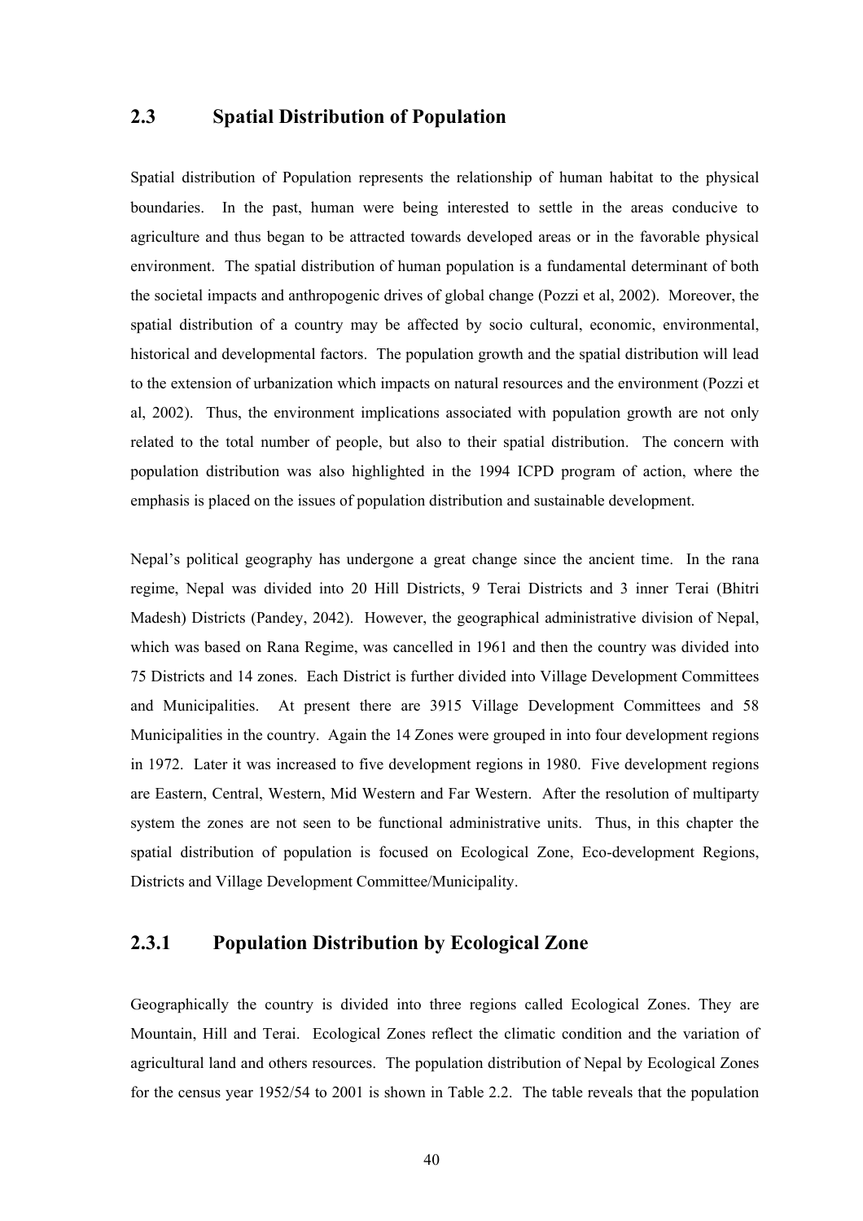## 2.3 Spatial Distribution of Population

Spatial distribution of Population represents the relationship of human habitat to the physical boundaries. In the past, human were being interested to settle in the areas conducive to agriculture and thus began to be attracted towards developed areas or in the favorable physical environment. The spatial distribution of human population is a fundamental determinant of both the societal impacts and anthropogenic drives of global change (Pozzi et al, 2002). Moreover, the spatial distribution of a country may be affected by socio cultural, economic, environmental, historical and developmental factors. The population growth and the spatial distribution will lead to the extension of urbanization which impacts on natural resources and the environment (Pozzi et al, 2002). Thus, the environment implications associated with population growth are not only related to the total number of people, but also to their spatial distribution. The concern with population distribution was also highlighted in the 1994 ICPD program of action, where the emphasis is placed on the issues of population distribution and sustainable development.

Nepal's political geography has undergone a great change since the ancient time. In the rana regime, Nepal was divided into 20 Hill Districts, 9 Terai Districts and 3 inner Terai (Bhitri Madesh) Districts (Pandey, 2042). However, the geographical administrative division of Nepal, which was based on Rana Regime, was cancelled in 1961 and then the country was divided into 75 Districts and 14 zones. Each District is further divided into Village Development Committees and Municipalities. At present there are 3915 Village Development Committees and 58 Municipalities in the country. Again the 14 Zones were grouped in into four development regions in 1972. Later it was increased to five development regions in 1980. Five development regions are Eastern, Central, Western, Mid Western and Far Western. After the resolution of multiparty system the zones are not seen to be functional administrative units. Thus, in this chapter the spatial distribution of population is focused on Ecological Zone, Eco-development Regions, Districts and Village Development Committee/Municipality.

### 2.3.1 Population Distribution by Ecological Zone

Geographically the country is divided into three regions called Ecological Zones. They are Mountain, Hill and Terai. Ecological Zones reflect the climatic condition and the variation of agricultural land and others resources. The population distribution of Nepal by Ecological Zones for the census year 1952/54 to 2001 is shown in Table 2.2. The table reveals that the population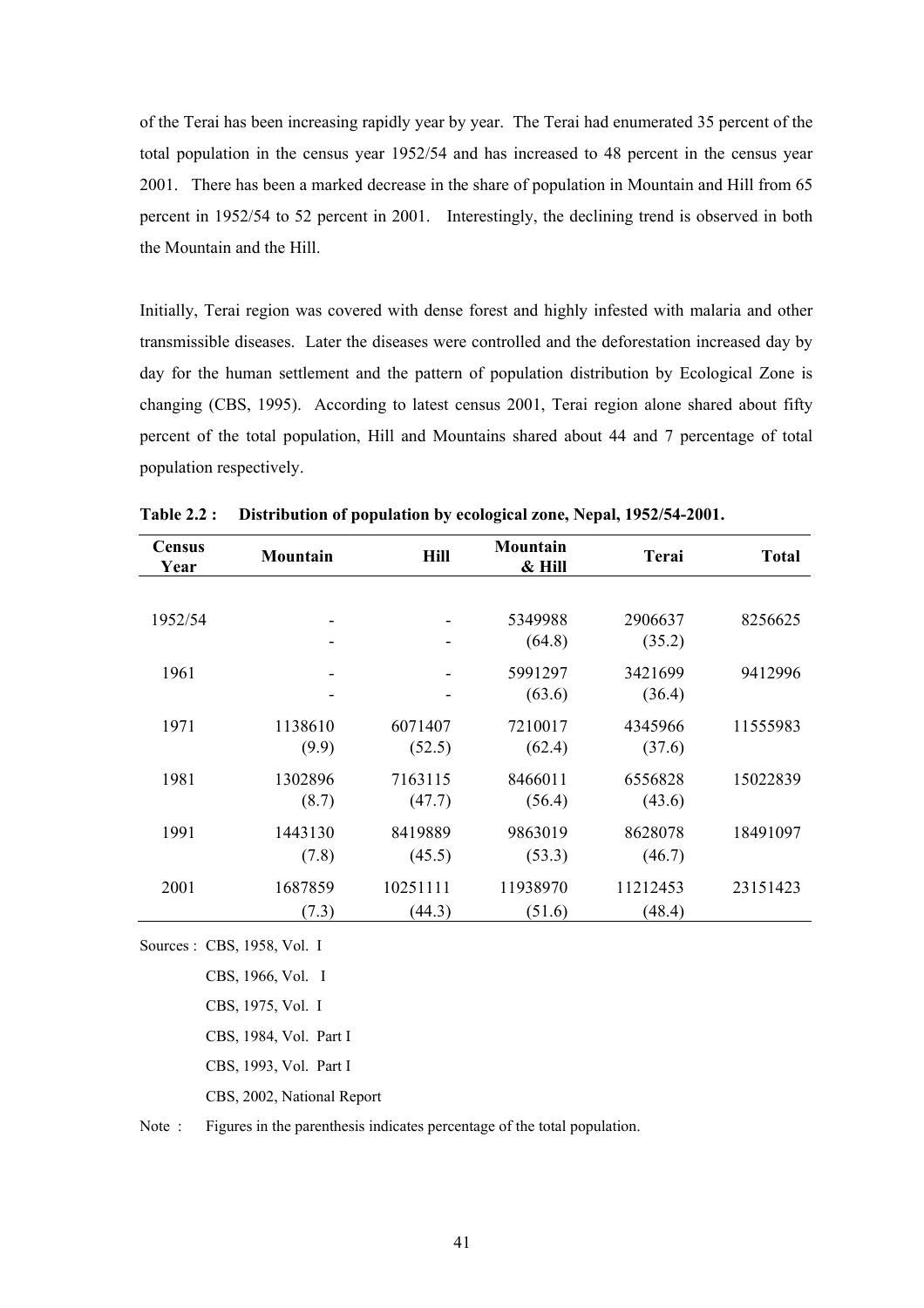of the Terai has been increasing rapidly year by year. The Terai had enumerated 35 percent of the total population in the census year 1952/54 and has increased to 48 percent in the census year 2001. There has been a marked decrease in the share of population in Mountain and Hill from 65 percent in 1952/54 to 52 percent in 2001. Interestingly, the declining trend is observed in both the Mountain and the Hill.

Initially, Terai region was covered with dense forest and highly infested with malaria and other transmissible diseases. Later the diseases were controlled and the deforestation increased day by day for the human settlement and the pattern of population distribution by Ecological Zone is changing (CBS, 1995). According to latest census 2001, Terai region alone shared about fifty percent of the total population, Hill and Mountains shared about 44 and 7 percentage of total population respectively.

**Table 2.2 : Distribution of population by ecological zone, Nepal, 1952/54-2001.**

| Census Year | Mountain | Hill | Mountain & Hill | Terai | Total |
|---|---|---|---|---|---|
| 1952/54 | - | - | 5349988 | 2906637 | 8256625 |
| | - | - | (64.8) | (35.2) | |
| 1961 | - | - | 5991297 | 3421699 | 9412996 |
| | - | - | (63.6) | (36.4) | |
| 1971 | 1138610 | 6071407 | 7210017 | 4345966 | 11555983 |
| | (9.9) | (52.5) | (62.4) | (37.6) | |
| 1981 | 1302896 | 7163115 | 8466011 | 6556828 | 15022839 |
| | (8.7) | (47.7) | (56.4) | (43.6) | |
| 1991 | 1443130 | 8419889 | 9863019 | 8628078 | 18491097 |
| | (7.8) | (45.5) | (53.3) | (46.7) | |
| 2001 | 1687859 | 10251111 | 11938970 | 11212453 | 23151423 |
| | (7.3) | (44.3) | (51.6) | (48.4) | |

Sources : CBS, 1958, Vol. I

CBS, 1966, Vol. I

CBS, 1975, Vol. I

CBS, 1984, Vol. Part I

CBS, 1993, Vol. Part I

CBS, 2002, National Report

Note : Figures in the parenthesis indicates percentage of the total population.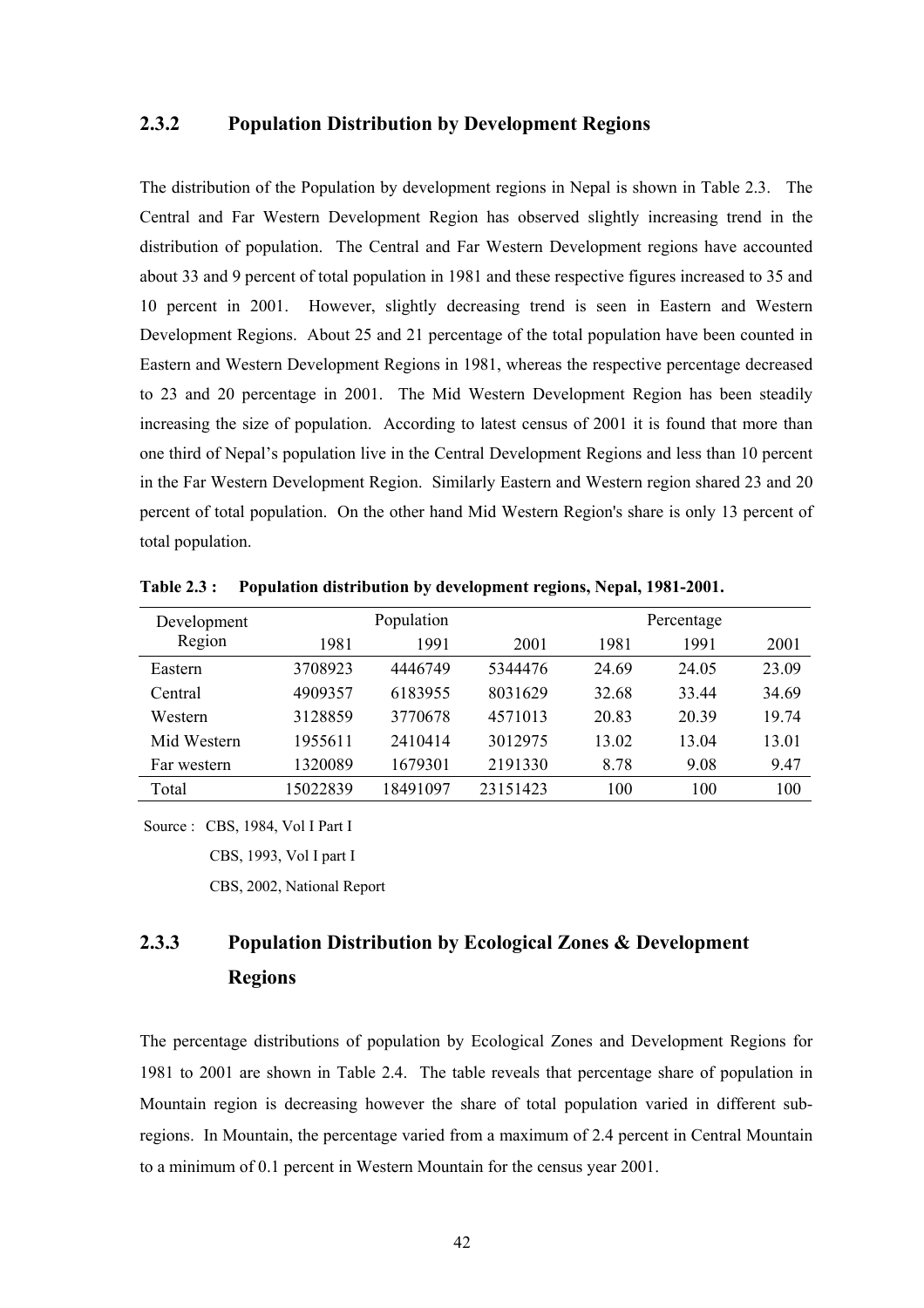### 2.3.2 Population Distribution by Development Regions

The distribution of the Population by development regions in Nepal is shown in Table 2.3. The Central and Far Western Development Region has observed slightly increasing trend in the distribution of population. The Central and Far Western Development regions have accounted about 33 and 9 percent of total population in 1981 and these respective figures increased to 35 and 10 percent in 2001. However, slightly decreasing trend is seen in Eastern and Western Development Regions. About 25 and 21 percentage of the total population have been counted in Eastern and Western Development Regions in 1981, whereas the respective percentage decreased to 23 and 20 percentage in 2001. The Mid Western Development Region has been steadily increasing the size of population. According to latest census of 2001 it is found that more than one third of Nepal's population live in the Central Development Regions and less than 10 percent in the Far Western Development Region. Similarly Eastern and Western region shared 23 and 20 percent of total population. On the other hand Mid Western Region's share is only 13 percent of total population.

**Table 2.3 : Population distribution by development regions, Nepal, 1981-2001.**

| Development Region | Population | | | Percentage | | |
|---|---|---|---|---|---|---|
| | 1981 | 1991 | 2001 | 1981 | 1991 | 2001 |
| Eastern | 3708923 | 4446749 | 5344476 | 24.69 | 24.05 | 23.09 |
| Central | 4909357 | 6183955 | 8031629 | 32.68 | 33.44 | 34.69 |
| Western | 3128859 | 3770678 | 4571013 | 20.83 | 20.39 | 19.74 |
| Mid Western | 1955611 | 2410414 | 3012975 | 13.02 | 13.04 | 13.01 |
| Far western | 1320089 | 1679301 | 2191330 | 8.78 | 9.08 | 9.47 |
| Total | 15022839 | 18491097 | 23151423 | 100 | 100 | 100 |

Source : CBS, 1984, Vol I Part I

CBS, 1993, Vol I part I

CBS, 2002, National Report

### 2.3.3 Population Distribution by Ecological Zones & Development Regions

The percentage distributions of population by Ecological Zones and Development Regions for 1981 to 2001 are shown in Table 2.4. The table reveals that percentage share of population in Mountain region is decreasing however the share of total population varied in different sub-regions. In Mountain, the percentage varied from a maximum of 2.4 percent in Central Mountain to a minimum of 0.1 percent in Western Mountain for the census year 2001.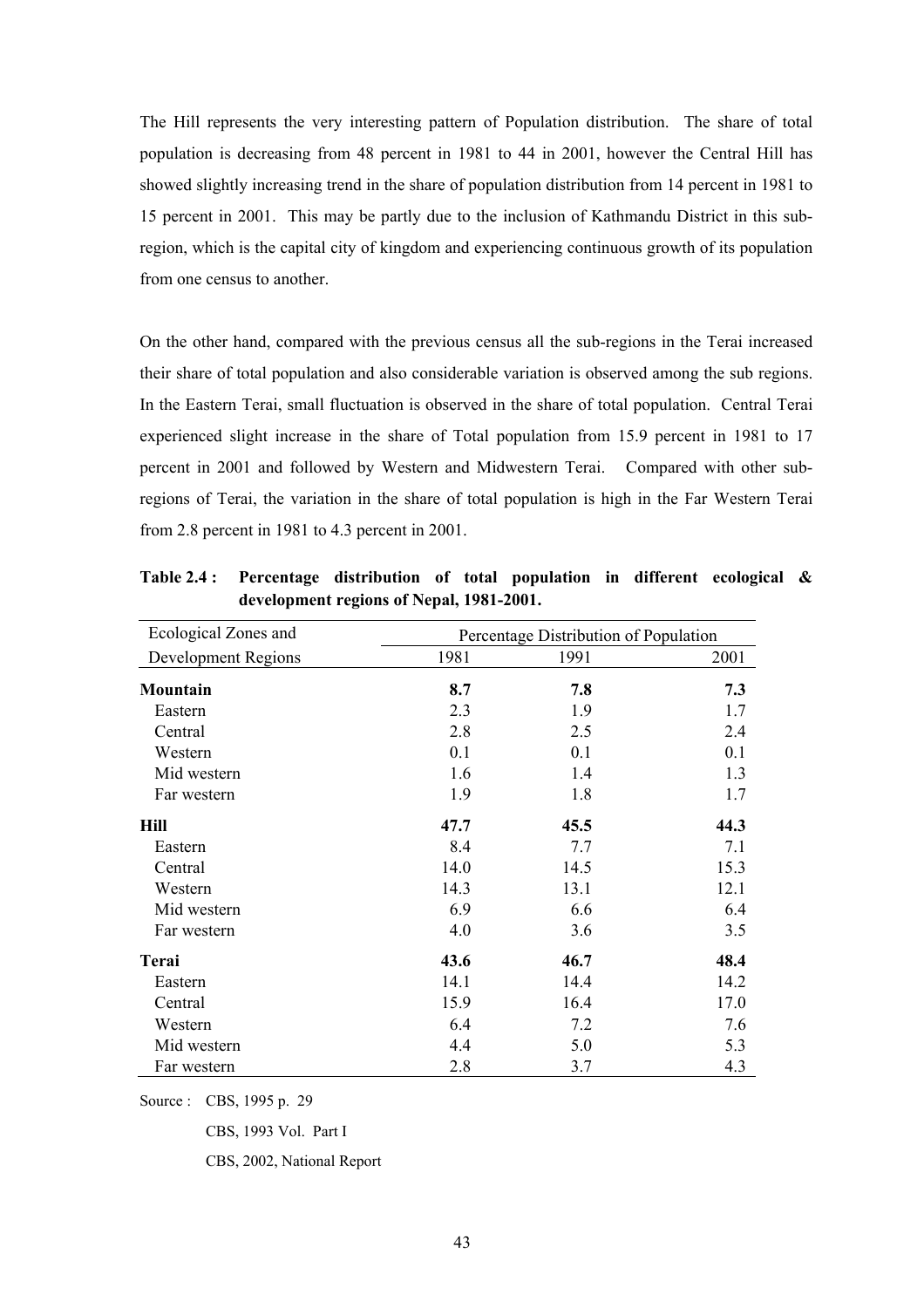The Hill represents the very interesting pattern of Population distribution. The share of total population is decreasing from 48 percent in 1981 to 44 in 2001, however the Central Hill has showed slightly increasing trend in the share of population distribution from 14 percent in 1981 to 15 percent in 2001. This may be partly due to the inclusion of Kathmandu District in this sub-region, which is the capital city of kingdom and experiencing continuous growth of its population from one census to another.

On the other hand, compared with the previous census all the sub-regions in the Terai increased their share of total population and also considerable variation is observed among the sub regions. In the Eastern Terai, small fluctuation is observed in the share of total population. Central Terai experienced slight increase in the share of Total population from 15.9 percent in 1981 to 17 percent in 2001 and followed by Western and Midwestern Terai. Compared with other sub-regions of Terai, the variation in the share of total population is high in the Far Western Terai from 2.8 percent in 1981 to 4.3 percent in 2001.

**Table 2.4 : Percentage distribution of total population in different ecological & development regions of Nepal, 1981-2001.**

| Ecological Zones and | Percentage Distribution of Population | | |
|---|---|---|---|
| Development Regions | 1981 | 1991 | 2001 |
| **Mountain** | **8.7** | **7.8** | **7.3** |
| Eastern | 2.3 | 1.9 | 1.7 |
| Central | 2.8 | 2.5 | 2.4 |
| Western | 0.1 | 0.1 | 0.1 |
| Mid western | 1.6 | 1.4 | 1.3 |
| Far western | 1.9 | 1.8 | 1.7 |
| **Hill** | **47.7** | **45.5** | **44.3** |
| Eastern | 8.4 | 7.7 | 7.1 |
| Central | 14.0 | 14.5 | 15.3 |
| Western | 14.3 | 13.1 | 12.1 |
| Mid western | 6.9 | 6.6 | 6.4 |
| Far western | 4.0 | 3.6 | 3.5 |
| **Terai** | **43.6** | **46.7** | **48.4** |
| Eastern | 14.1 | 14.4 | 14.2 |
| Central | 15.9 | 16.4 | 17.0 |
| Western | 6.4 | 7.2 | 7.6 |
| Mid western | 4.4 | 5.0 | 5.3 |
| Far western | 2.8 | 3.7 | 4.3 |

Source : CBS, 1995 p. 29

CBS, 1993 Vol. Part I

CBS, 2002, National Report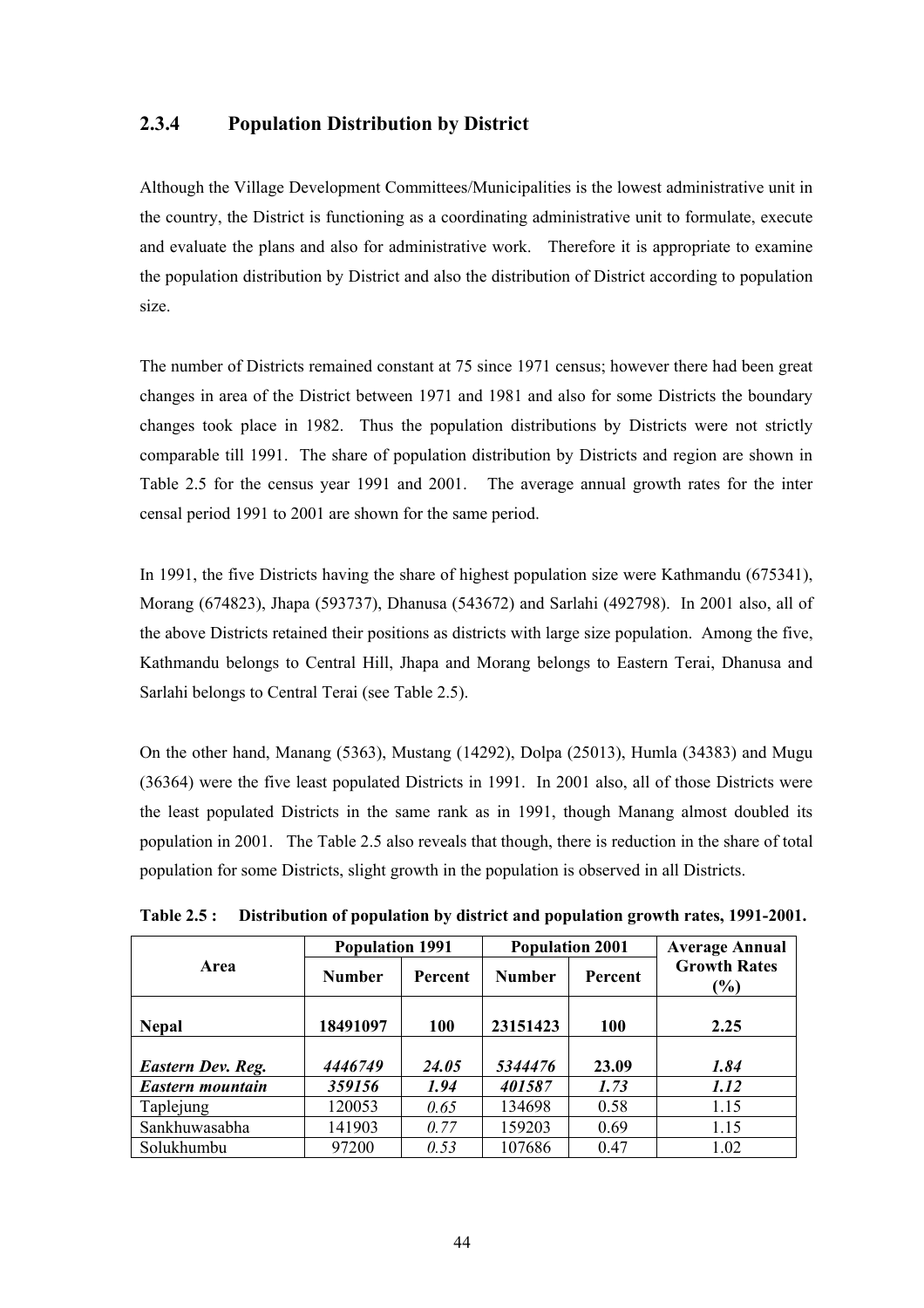### 2.3.4 Population Distribution by District

Although the Village Development Committees/Municipalities is the lowest administrative unit in the country, the District is functioning as a coordinating administrative unit to formulate, execute and evaluate the plans and also for administrative work. Therefore it is appropriate to examine the population distribution by District and also the distribution of District according to population size.

The number of Districts remained constant at 75 since 1971 census; however there had been great changes in area of the District between 1971 and 1981 and also for some Districts the boundary changes took place in 1982. Thus the population distributions by Districts were not strictly comparable till 1991. The share of population distribution by Districts and region are shown in Table 2.5 for the census year 1991 and 2001. The average annual growth rates for the inter censal period 1991 to 2001 are shown for the same period.

In 1991, the five Districts having the share of highest population size were Kathmandu (675341), Morang (674823), Jhapa (593737), Dhanusa (543672) and Sarlahi (492798). In 2001 also, all of the above Districts retained their positions as districts with large size population. Among the five, Kathmandu belongs to Central Hill, Jhapa and Morang belongs to Eastern Terai, Dhanusa and Sarlahi belongs to Central Terai (see Table 2.5).

On the other hand, Manang (5363), Mustang (14292), Dolpa (25013), Humla (34383) and Mugu (36364) were the five least populated Districts in 1991. In 2001 also, all of those Districts were the least populated Districts in the same rank as in 1991, though Manang almost doubled its population in 2001. The Table 2.5 also reveals that though, there is reduction in the share of total population for some Districts, slight growth in the population is observed in all Districts.

**Table 2.5 : Distribution of population by district and population growth rates, 1991-2001.**

| Area | Population 1991 | | Population 2001 | | Average Annual Growth Rates (%) |
|---|---|---|---|---|---|
| | Number | Percent | Number | Percent | |
| **Nepal** | **18491097** | **100** | **23151423** | **100** | **2.25** |
| ***Eastern Dev. Reg.*** | ***4446749*** | ***24.05*** | ***5344476*** | **23.09** | ***1.84*** |
| ***Eastern mountain*** | ***359156*** | ***1.94*** | ***401587*** | ***1.73*** | ***1.12*** |
| Taplejung | 120053 | *0.65* | 134698 | 0.58 | 1.15 |
| Sankhuwasabha | 141903 | *0.77* | 159203 | 0.69 | 1.15 |
| Solukhumbu | 97200 | *0.53* | 107686 | 0.47 | 1.02 |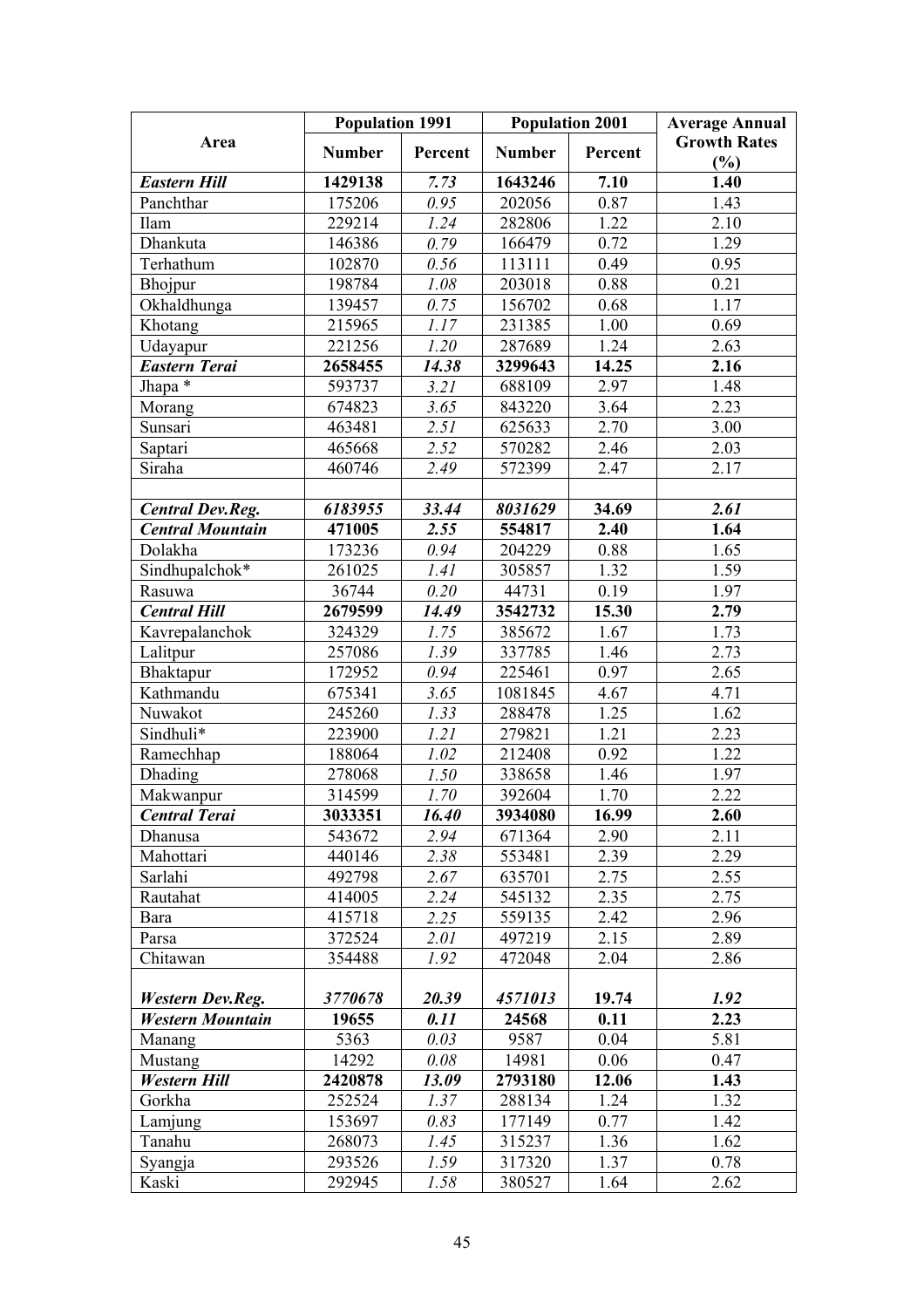| Area | Population 1991 | | Population 2001 | | Average Annual Growth Rates (%) |
|---|---|---|---|---|---|
| | Number | Percent | Number | Percent | |
| ***Eastern Hill*** | **1429138** | *7.73* | **1643246** | **7.10** | **1.40** |
| Panchthar | 175206 | *0.95* | 202056 | 0.87 | 1.43 |
| Ilam | 229214 | *1.24* | 282806 | 1.22 | 2.10 |
| Dhankuta | 146386 | *0.79* | 166479 | 0.72 | 1.29 |
| Terhathum | 102870 | *0.56* | 113111 | 0.49 | 0.95 |
| Bhojpur | 198784 | *1.08* | 203018 | 0.88 | 0.21 |
| Okhaldhunga | 139457 | *0.75* | 156702 | 0.68 | 1.17 |
| Khotang | 215965 | *1.17* | 231385 | 1.00 | 0.69 |
| Udayapur | 221256 | *1.20* | 287689 | 1.24 | 2.63 |
| ***Eastern Terai*** | **2658455** | ***14.38*** | **3299643** | **14.25** | **2.16** |
| Jhapa * | 593737 | *3.21* | 688109 | 2.97 | 1.48 |
| Morang | 674823 | *3.65* | 843220 | 3.64 | 2.23 |
| Sunsari | 463481 | *2.51* | 625633 | 2.70 | 3.00 |
| Saptari | 465668 | *2.52* | 570282 | 2.46 | 2.03 |
| Siraha | 460746 | *2.49* | 572399 | 2.47 | 2.17 |
| | | | | | |
| ***Central Dev.Reg.*** | ***6183955*** | ***33.44*** | ***8031629*** | ***34.69*** | ***2.61*** |
| ***Central Mountain*** | **471005** | **2.55** | **554817** | **2.40** | **1.64** |
| Dolakha | 173236 | *0.94* | 204229 | 0.88 | 1.65 |
| Sindhupalchok* | 261025 | *1.41* | 305857 | 1.32 | 1.59 |
| Rasuwa | 36744 | *0.20* | 44731 | 0.19 | 1.97 |
| ***Central Hill*** | **2679599** | ***14.49*** | **3542732** | **15.30** | **2.79** |
| Kavrepalanchok | 324329 | *1.75* | 385672 | 1.67 | 1.73 |
| Lalitpur | 257086 | *1.39* | 337785 | 1.46 | 2.73 |
| Bhaktapur | 172952 | *0.94* | 225461 | 0.97 | 2.65 |
| Kathmandu | 675341 | *3.65* | 1081845 | 4.67 | 4.71 |
| Nuwakot | 245260 | *1.33* | 288478 | 1.25 | 1.62 |
| Sindhuli* | 223900 | *1.21* | 279821 | 1.21 | 2.23 |
| Ramechhap | 188064 | *1.02* | 212408 | 0.92 | 1.22 |
| Dhading | 278068 | *1.50* | 338658 | 1.46 | 1.97 |
| Makwanpur | 314599 | *1.70* | 392604 | 1.70 | 2.22 |
| ***Central Terai*** | **3033351** | ***16.40*** | **3934080** | **16.99** | **2.60** |
| Dhanusa | 543672 | *2.94* | 671364 | 2.90 | 2.11 |
| Mahottari | 440146 | *2.38* | 553481 | 2.39 | 2.29 |
| Sarlahi | 492798 | *2.67* | 635701 | 2.75 | 2.55 |
| Rautahat | 414005 | *2.24* | 545132 | 2.35 | 2.75 |
| Bara | 415718 | *2.25* | 559135 | 2.42 | 2.96 |
| Parsa | 372524 | *2.01* | 497219 | 2.15 | 2.89 |
| Chitawan | 354488 | *1.92* | 472048 | 2.04 | 2.86 |
| | | | | | |
| ***Western Dev.Reg.*** | ***3770678*** | ***20.39*** | ***4571013*** | ***19.74*** | ***1.92*** |
| ***Western Mountain*** | **19655** | ***0.11*** | **24568** | **0.11** | **2.23** |
| Manang | 5363 | *0.03* | 9587 | 0.04 | 5.81 |
| Mustang | 14292 | *0.08* | 14981 | 0.06 | 0.47 |
| ***Western Hill*** | **2420878** | ***13.09*** | **2793180** | **12.06** | **1.43** |
| Gorkha | 252524 | *1.37* | 288134 | 1.24 | 1.32 |
| Lamjung | 153697 | *0.83* | 177149 | 0.77 | 1.42 |
| Tanahu | 268073 | *1.45* | 315237 | 1.36 | 1.62 |
| Syangja | 293526 | *1.59* | 317320 | 1.37 | 0.78 |
| Kaski | 292945 | *1.58* | 380527 | 1.64 | 2.62 |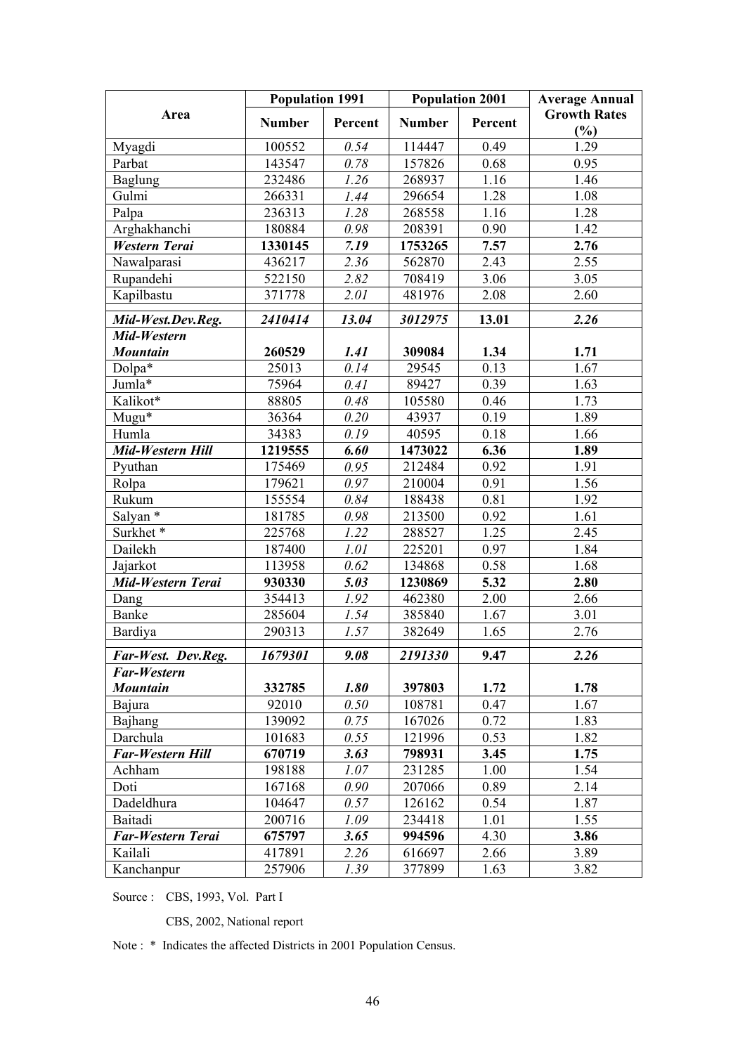| Area | Population 1991 | | Population 2001 | | Average Annual Growth Rates (%) |
|---|---|---|---|---|---|
| | Number | Percent | Number | Percent | |
| Myagdi | 100552 | *0.54* | 114447 | 0.49 | 1.29 |
| Parbat | 143547 | *0.78* | 157826 | 0.68 | 0.95 |
| Baglung | 232486 | *1.26* | 268937 | 1.16 | 1.46 |
| Gulmi | 266331 | *1.44* | 296654 | 1.28 | 1.08 |
| Palpa | 236313 | *1.28* | 268558 | 1.16 | 1.28 |
| Arghakhanchi | 180884 | *0.98* | 208391 | 0.90 | 1.42 |
| ***Western Terai*** | **1330145** | ***7.19*** | **1753265** | **7.57** | **2.76** |
| Nawalparasi | 436217 | *2.36* | 562870 | 2.43 | 2.55 |
| Rupandehi | 522150 | *2.82* | 708419 | 3.06 | 3.05 |
| Kapilbastu | 371778 | *2.01* | 481976 | 2.08 | 2.60 |
| ***Mid-West.Dev.Reg.*** | ***2410414*** | ***13.04*** | ***3012975*** | **13.01** | ***2.26*** |
| ***Mid-Western Mountain*** | ***260529*** | ***1.41*** | **309084** | **1.34** | **1.71** |
| Dolpa* | 25013 | *0.14* | 29545 | 0.13 | 1.67 |
| Jumla* | 75964 | *0.41* | 89427 | 0.39 | 1.63 |
| Kalikot* | 88805 | *0.48* | 105580 | 0.46 | 1.73 |
| Mugu* | 36364 | *0.20* | 43937 | 0.19 | 1.89 |
| Humla | 34383 | *0.19* | 40595 | 0.18 | 1.66 |
| ***Mid-Western Hill*** | **1219555** | ***6.60*** | **1473022** | **6.36** | **1.89** |
| Pyuthan | 175469 | *0.95* | 212484 | 0.92 | 1.91 |
| Rolpa | 179621 | *0.97* | 210004 | 0.91 | 1.56 |
| Rukum | 155554 | *0.84* | 188438 | 0.81 | 1.92 |
| Salyan * | 181785 | *0.98* | 213500 | 0.92 | 1.61 |
| Surkhet * | 225768 | *1.22* | 288527 | 1.25 | 2.45 |
| Dailekh | 187400 | *1.01* | 225201 | 0.97 | 1.84 |
| Jajarkot | 113958 | *0.62* | 134868 | 0.58 | 1.68 |
| ***Mid-Western Terai*** | **930330** | ***5.03*** | **1230869** | **5.32** | **2.80** |
| Dang | 354413 | *1.92* | 462380 | 2.00 | 2.66 |
| Banke | 285604 | *1.54* | 385840 | 1.67 | 3.01 |
| Bardiya | 290313 | *1.57* | 382649 | 1.65 | 2.76 |
| ***Far-West. Dev.Reg.*** | ***1679301*** | ***9.08*** | ***2191330*** | **9.47** | ***2.26*** |
| ***Far-Western Mountain*** | ***332785*** | ***1.80*** | **397803** | **1.72** | **1.78** |
| Bajura | 92010 | *0.50* | 108781 | 0.47 | 1.67 |
| Bajhang | 139092 | *0.75* | 167026 | 0.72 | 1.83 |
| Darchula | 101683 | *0.55* | 121996 | 0.53 | 1.82 |
| ***Far-Western Hill*** | **670719** | ***3.63*** | **798931** | **3.45** | **1.75** |
| Achham | 198188 | *1.07* | 231285 | 1.00 | 1.54 |
| Doti | 167168 | *0.90* | 207066 | 0.89 | 2.14 |
| Dadeldhura | 104647 | *0.57* | 126162 | 0.54 | 1.87 |
| Baitadi | 200716 | *1.09* | 234418 | 1.01 | 1.55 |
| ***Far-Western Terai*** | **675797** | ***3.65*** | **994596** | 4.30 | **3.86** |
| Kailali | 417891 | *2.26* | 616697 | 2.66 | 3.89 |
| Kanchanpur | 257906 | *1.39* | 377899 | 1.63 | 3.82 |

Source : CBS, 1993, Vol. Part I

CBS, 2002, National report

Note : * Indicates the affected Districts in 2001 Population Census.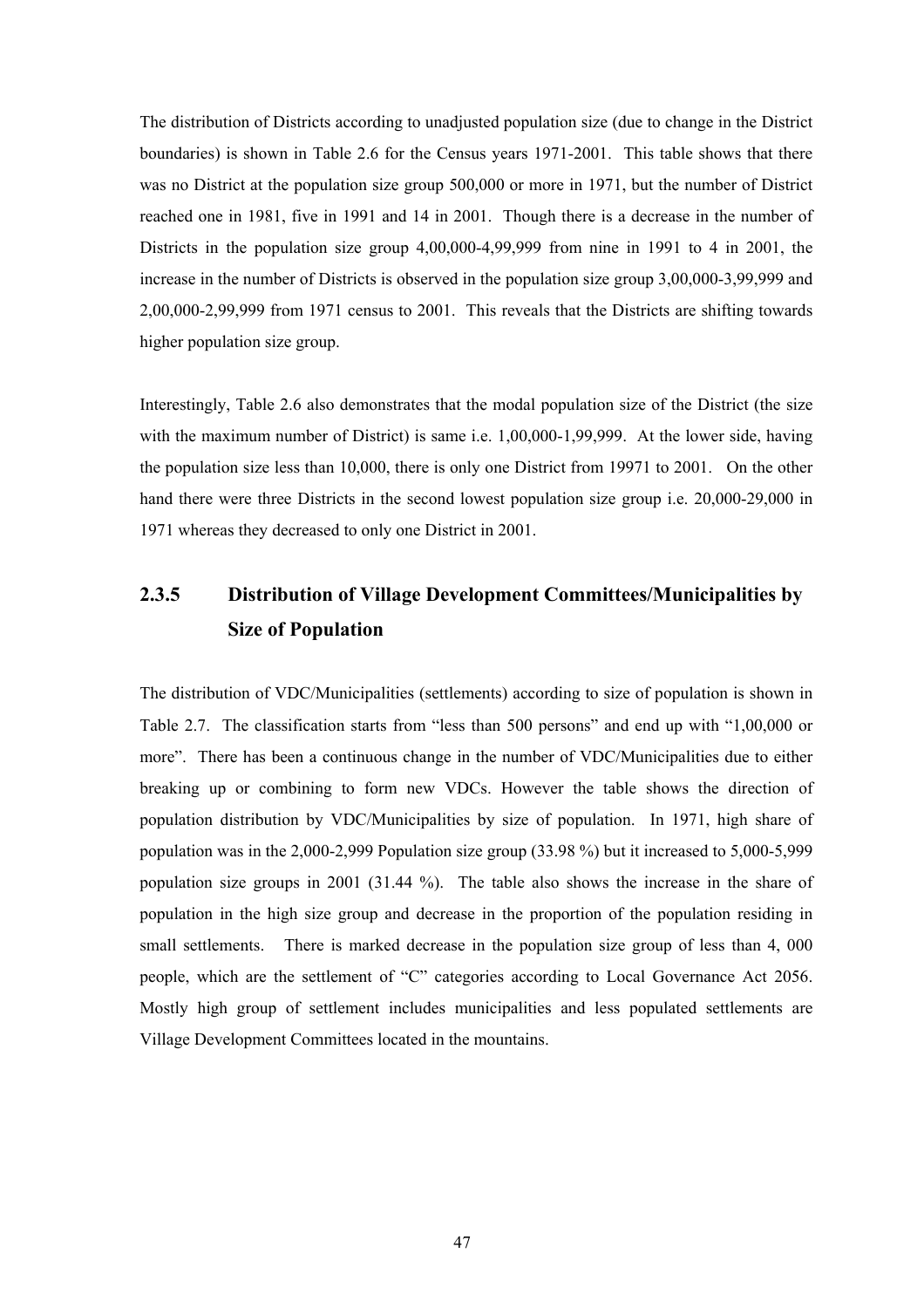The distribution of Districts according to unadjusted population size (due to change in the District boundaries) is shown in Table 2.6 for the Census years 1971-2001. This table shows that there was no District at the population size group 500,000 or more in 1971, but the number of District reached one in 1981, five in 1991 and 14 in 2001. Though there is a decrease in the number of Districts in the population size group 4,00,000-4,99,999 from nine in 1991 to 4 in 2001, the increase in the number of Districts is observed in the population size group 3,00,000-3,99,999 and 2,00,000-2,99,999 from 1971 census to 2001. This reveals that the Districts are shifting towards higher population size group.

Interestingly, Table 2.6 also demonstrates that the modal population size of the District (the size with the maximum number of District) is same i.e. 1,00,000-1,99,999. At the lower side, having the population size less than 10,000, there is only one District from 19971 to 2001. On the other hand there were three Districts in the second lowest population size group i.e. 20,000-29,000 in 1971 whereas they decreased to only one District in 2001.

### 2.3.5 Distribution of Village Development Committees/Municipalities by Size of Population

The distribution of VDC/Municipalities (settlements) according to size of population is shown in Table 2.7. The classification starts from "less than 500 persons" and end up with "1,00,000 or more". There has been a continuous change in the number of VDC/Municipalities due to either breaking up or combining to form new VDCs. However the table shows the direction of population distribution by VDC/Municipalities by size of population. In 1971, high share of population was in the 2,000-2,999 Population size group (33.98 %) but it increased to 5,000-5,999 population size groups in 2001 (31.44 %). The table also shows the increase in the share of population in the high size group and decrease in the proportion of the population residing in small settlements. There is marked decrease in the population size group of less than 4, 000 people, which are the settlement of "C" categories according to Local Governance Act 2056. Mostly high group of settlement includes municipalities and less populated settlements are Village Development Committees located in the mountains.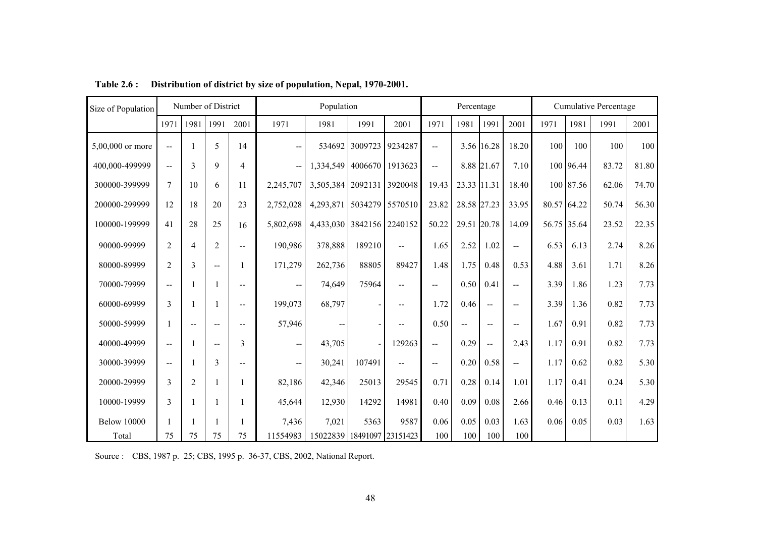**Table 2.6 : Distribution of district by size of population, Nepal, 1970-2001.**

| Size of Population | Number of District | | | | Population | | | | Percentage | | | | Cumulative Percentage | | | |
|---|---|---|---|---|---|---|---|---|---|---|---|---|---|---|---|---|
| | 1971 | 1981 | 1991 | 2001 | 1971 | 1981 | 1991 | 2001 | 1971 | 1981 | 1991 | 2001 | 1971 | 1981 | 1991 | 2001 |
| 5,00,000 or more | -- | 1 | 5 | 14 | -- | 534692 | 3009723 | 9234287 | -- | 3.56 | 16.28 | 18.20 | 100 | 100 | 100 | 100 |
| 400,000-499999 | -- | 3 | 9 | 4 | -- | 1,334,549 | 4006670 | 1913623 | -- | 8.88 | 21.67 | 7.10 | 100 | 96.44 | 83.72 | 81.80 |
| 300000-399999 | 7 | 10 | 6 | 11 | 2,245,707 | 3,505,384 | 2092131 | 3920048 | 19.43 | 23.33 | 11.31 | 18.40 | 100 | 87.56 | 62.06 | 74.70 |
| 200000-299999 | 12 | 18 | 20 | 23 | 2,752,028 | 4,293,871 | 5034279 | 5570510 | 23.82 | 28.58 | 27.23 | 33.95 | 80.57 | 64.22 | 50.74 | 56.30 |
| 100000-199999 | 41 | 28 | 25 | 16 | 5,802,698 | 4,433,030 | 3842156 | 2240152 | 50.22 | 29.51 | 20.78 | 14.09 | 56.75 | 35.64 | 23.52 | 22.35 |
| 90000-99999 | 2 | 4 | 2 | -- | 190,986 | 378,888 | 189210 | -- | 1.65 | 2.52 | 1.02 | -- | 6.53 | 6.13 | 2.74 | 8.26 |
| 80000-89999 | 2 | 3 | -- | 1 | 171,279 | 262,736 | 88805 | 89427 | 1.48 | 1.75 | 0.48 | 0.53 | 4.88 | 3.61 | 1.71 | 8.26 |
| 70000-79999 | -- | 1 | 1 | -- | -- | 74,649 | 75964 | -- | -- | 0.50 | 0.41 | -- | 3.39 | 1.86 | 1.23 | 7.73 |
| 60000-69999 | 3 | 1 | 1 | -- | 199,073 | 68,797 | - | -- | 1.72 | 0.46 | -- | -- | 3.39 | 1.36 | 0.82 | 7.73 |
| 50000-59999 | 1 | -- | -- | -- | 57,946 | -- | - | -- | 0.50 | -- | -- | -- | 1.67 | 0.91 | 0.82 | 7.73 |
| 40000-49999 | -- | 1 | -- | 3 | -- | 43,705 | - | 129263 | -- | 0.29 | -- | 2.43 | 1.17 | 0.91 | 0.82 | 7.73 |
| 30000-39999 | -- | 1 | 3 | -- | -- | 30,241 | 107491 | -- | -- | 0.20 | 0.58 | -- | 1.17 | 0.62 | 0.82 | 5.30 |
| 20000-29999 | 3 | 2 | 1 | 1 | 82,186 | 42,346 | 25013 | 29545 | 0.71 | 0.28 | 0.14 | 1.01 | 1.17 | 0.41 | 0.24 | 5.30 |
| 10000-19999 | 3 | 1 | 1 | 1 | 45,644 | 12,930 | 14292 | 14981 | 0.40 | 0.09 | 0.08 | 2.66 | 0.46 | 0.13 | 0.11 | 4.29 |
| Below 10000 | 1 | 1 | 1 | 1 | 7,436 | 7,021 | 5363 | 9587 | 0.06 | 0.05 | 0.03 | 1.63 | 0.06 | 0.05 | 0.03 | 1.63 |
| Total | 75 | 75 | 75 | 75 | 11554983 | 15022839 | 18491097 | 23151423 | 100 | 100 | 100 | 100 | | | | |

Source : CBS, 1987 p. 25; CBS, 1995 p. 36-37, CBS, 2002, National Report.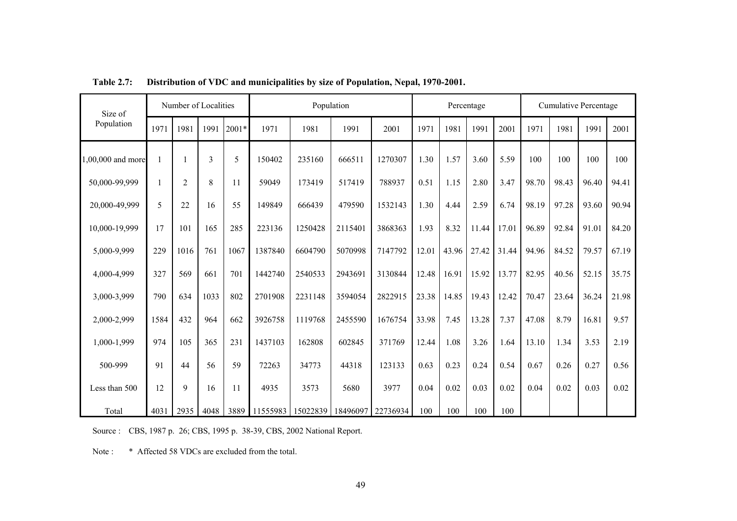**Table 2.7: Distribution of VDC and municipalities by size of Population, Nepal, 1970-2001.**

| Size of Population | Number of Localities | | | | Population | | | | Percentage | | | | Cumulative Percentage | | | |
|---|---|---|---|---|---|---|---|---|---|---|---|---|---|---|---|---|
| | 1971 | 1981 | 1991 | 2001* | 1971 | 1981 | 1991 | 2001 | 1971 | 1981 | 1991 | 2001 | 1971 | 1981 | 1991 | 2001 |
| 1,00,000 and more | 1 | 1 | 3 | 5 | 150402 | 235160 | 666511 | 1270307 | 1.30 | 1.57 | 3.60 | 5.59 | 100 | 100 | 100 | 100 |
| 50,000-99,999 | 1 | 2 | 8 | 11 | 59049 | 173419 | 517419 | 788937 | 0.51 | 1.15 | 2.80 | 3.47 | 98.70 | 98.43 | 96.40 | 94.41 |
| 20,000-49,999 | 5 | 22 | 16 | 55 | 149849 | 666439 | 479590 | 1532143 | 1.30 | 4.44 | 2.59 | 6.74 | 98.19 | 97.28 | 93.60 | 90.94 |
| 10,000-19,999 | 17 | 101 | 165 | 285 | 223136 | 1250428 | 2115401 | 3868363 | 1.93 | 8.32 | 11.44 | 17.01 | 96.89 | 92.84 | 91.01 | 84.20 |
| 5,000-9,999 | 229 | 1016 | 761 | 1067 | 1387840 | 6604790 | 5070998 | 7147792 | 12.01 | 43.96 | 27.42 | 31.44 | 94.96 | 84.52 | 79.57 | 67.19 |
| 4,000-4,999 | 327 | 569 | 661 | 701 | 1442740 | 2540533 | 2943691 | 3130844 | 12.48 | 16.91 | 15.92 | 13.77 | 82.95 | 40.56 | 52.15 | 35.75 |
| 3,000-3,999 | 790 | 634 | 1033 | 802 | 2701908 | 2231148 | 3594054 | 2822915 | 23.38 | 14.85 | 19.43 | 12.42 | 70.47 | 23.64 | 36.24 | 21.98 |
| 2,000-2,999 | 1584 | 432 | 964 | 662 | 3926758 | 1119768 | 2455590 | 1676754 | 33.98 | 7.45 | 13.28 | 7.37 | 47.08 | 8.79 | 16.81 | 9.57 |
| 1,000-1,999 | 974 | 105 | 365 | 231 | 1437103 | 162808 | 602845 | 371769 | 12.44 | 1.08 | 3.26 | 1.64 | 13.10 | 1.34 | 3.53 | 2.19 |
| 500-999 | 91 | 44 | 56 | 59 | 72263 | 34773 | 44318 | 123133 | 0.63 | 0.23 | 0.24 | 0.54 | 0.67 | 0.26 | 0.27 | 0.56 |
| Less than 500 | 12 | 9 | 16 | 11 | 4935 | 3573 | 5680 | 3977 | 0.04 | 0.02 | 0.03 | 0.02 | 0.04 | 0.02 | 0.03 | 0.02 |
| Total | 4031 | 2935 | 4048 | 3889 | 11555983 | 15022839 | 18496097 | 22736934 | 100 | 100 | 100 | 100 | | | | |

Source : CBS, 1987 p. 26; CBS, 1995 p. 38-39, CBS, 2002 National Report.

Note : * Affected 58 VDCs are excluded from the total.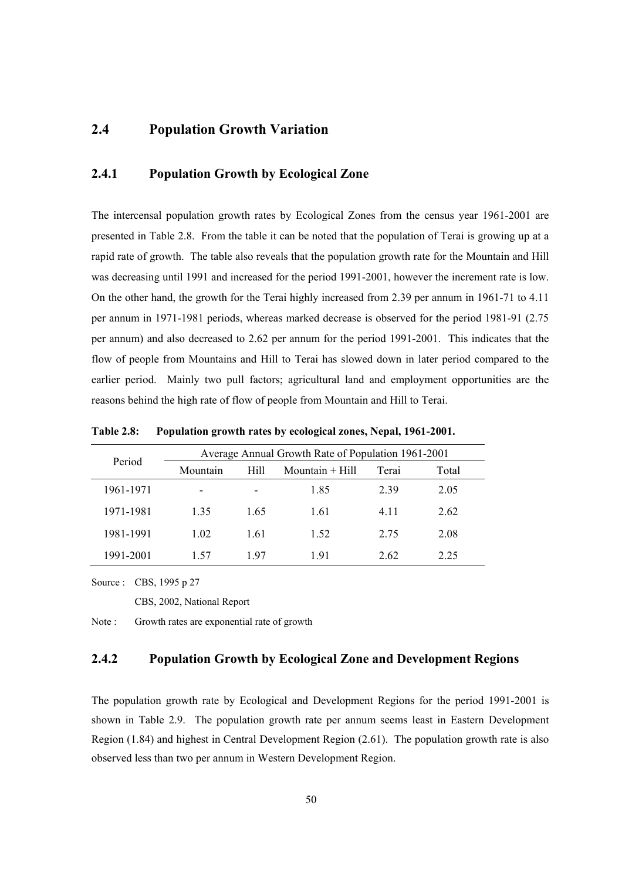## 2.4 Population Growth Variation

### 2.4.1 Population Growth by Ecological Zone

The intercensal population growth rates by Ecological Zones from the census year 1961-2001 are presented in Table 2.8. From the table it can be noted that the population of Terai is growing up at a rapid rate of growth. The table also reveals that the population growth rate for the Mountain and Hill was decreasing until 1991 and increased for the period 1991-2001, however the increment rate is low. On the other hand, the growth for the Terai highly increased from 2.39 per annum in 1961-71 to 4.11 per annum in 1971-1981 periods, whereas marked decrease is observed for the period 1981-91 (2.75 per annum) and also decreased to 2.62 per annum for the period 1991-2001. This indicates that the flow of people from Mountains and Hill to Terai has slowed down in later period compared to the earlier period. Mainly two pull factors; agricultural land and employment opportunities are the reasons behind the high rate of flow of people from Mountain and Hill to Terai.

**Table 2.8: Population growth rates by ecological zones, Nepal, 1961-2001.**

| Period | Average Annual Growth Rate of Population 1961-2001 | | | | |
|---|---|---|---|---|---|
| | Mountain | Hill | Mountain + Hill | Terai | Total |
| 1961-1971 | - | - | 1.85 | 2.39 | 2.05 |
| 1971-1981 | 1.35 | 1.65 | 1.61 | 4.11 | 2.62 |
| 1981-1991 | 1.02 | 1.61 | 1.52 | 2.75 | 2.08 |
| 1991-2001 | 1.57 | 1.97 | 1.91 | 2.62 | 2.25 |

Source : CBS, 1995 p 27

CBS, 2002, National Report

Note : Growth rates are exponential rate of growth

### 2.4.2 Population Growth by Ecological Zone and Development Regions

The population growth rate by Ecological and Development Regions for the period 1991-2001 is shown in Table 2.9. The population growth rate per annum seems least in Eastern Development Region (1.84) and highest in Central Development Region (2.61). The population growth rate is also observed less than two per annum in Western Development Region.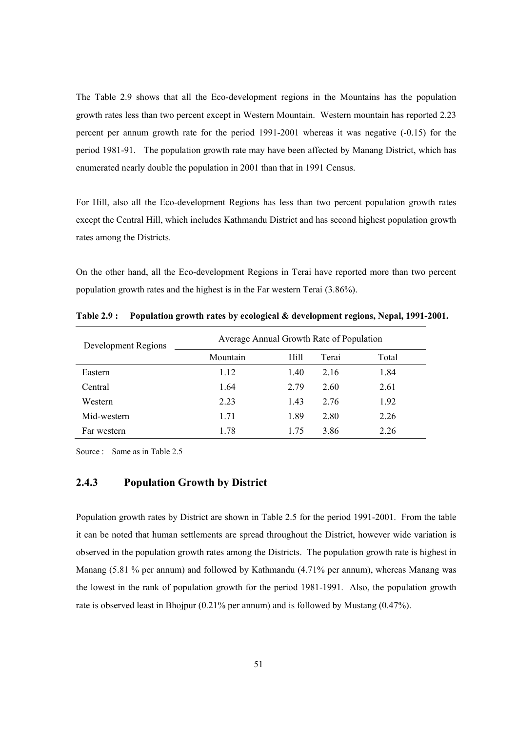The Table 2.9 shows that all the Eco-development regions in the Mountains has the population growth rates less than two percent except in Western Mountain. Western mountain has reported 2.23 percent per annum growth rate for the period 1991-2001 whereas it was negative (-0.15) for the period 1981-91. The population growth rate may have been affected by Manang District, which has enumerated nearly double the population in 2001 than that in 1991 Census.

For Hill, also all the Eco-development Regions has less than two percent population growth rates except the Central Hill, which includes Kathmandu District and has second highest population growth rates among the Districts.

On the other hand, all the Eco-development Regions in Terai have reported more than two percent population growth rates and the highest is in the Far western Terai (3.86%).

**Table 2.9 : Population growth rates by ecological & development regions, Nepal, 1991-2001.**

| Development Regions | Average Annual Growth Rate of Population | | | |
|---|---|---|---|---|
| | Mountain | Hill | Terai | Total |
| Eastern | 1.12 | 1.40 | 2.16 | 1.84 |
| Central | 1.64 | 2.79 | 2.60 | 2.61 |
| Western | 2.23 | 1.43 | 2.76 | 1.92 |
| Mid-western | 1.71 | 1.89 | 2.80 | 2.26 |
| Far western | 1.78 | 1.75 | 3.86 | 2.26 |

Source : Same as in Table 2.5

### 2.4.3 Population Growth by District

Population growth rates by District are shown in Table 2.5 for the period 1991-2001. From the table it can be noted that human settlements are spread throughout the District, however wide variation is observed in the population growth rates among the Districts. The population growth rate is highest in Manang (5.81 % per annum) and followed by Kathmandu (4.71% per annum), whereas Manang was the lowest in the rank of population growth for the period 1981-1991. Also, the population growth rate is observed least in Bhojpur (0.21% per annum) and is followed by Mustang (0.47%).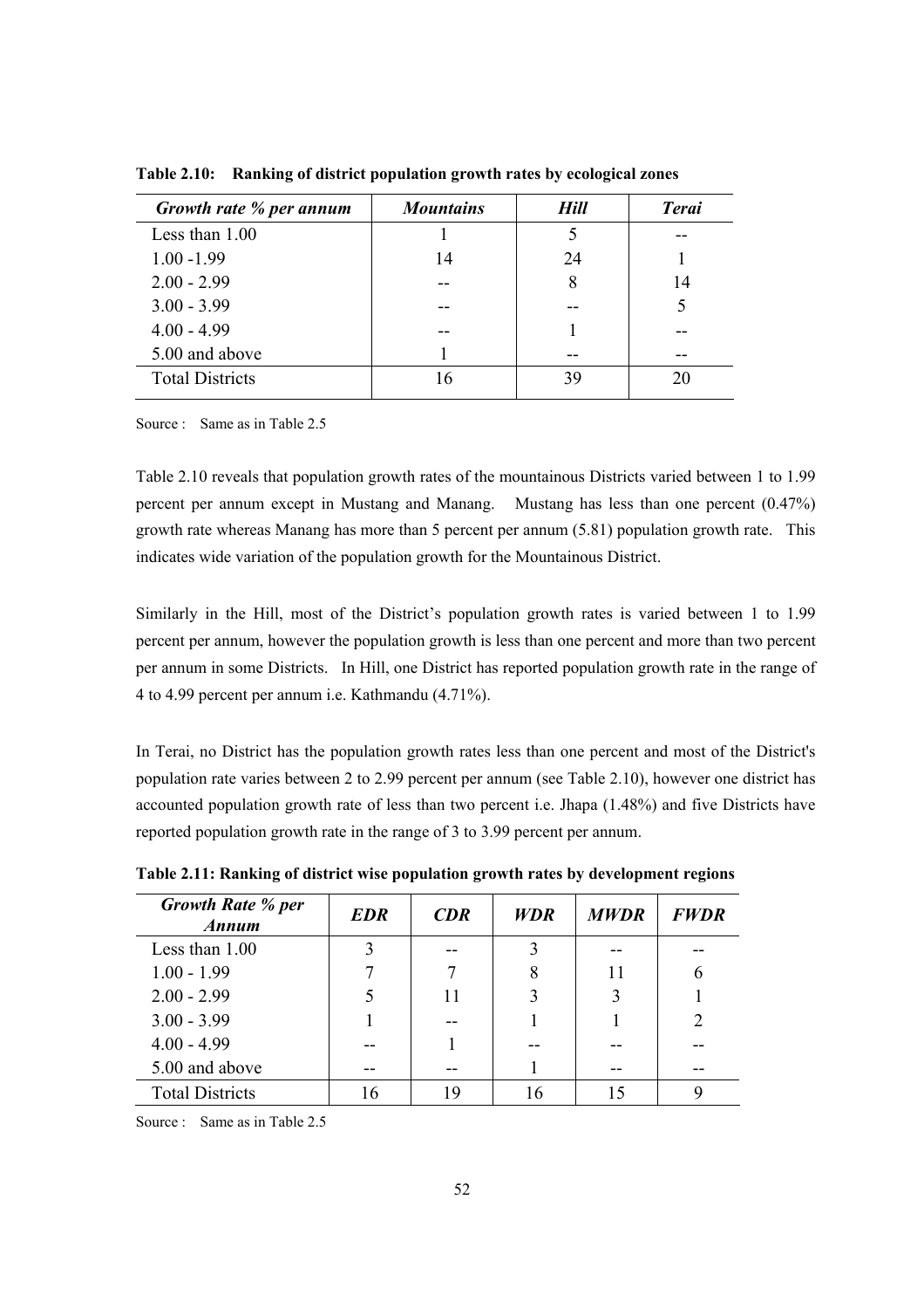**Table 2.10: Ranking of district population growth rates by ecological zones**

| *Growth rate % per annum* | *Mountains* | *Hill* | *Terai* |
|---|---|---|---|
| Less than 1.00 | 1 | 5 | -- |
| 1.00 -1.99 | 14 | 24 | 1 |
| 2.00 - 2.99 | -- | 8 | 14 |
| 3.00 - 3.99 | -- | -- | 5 |
| 4.00 - 4.99 | -- | 1 | -- |
| 5.00 and above | 1 | -- | -- |
| Total Districts | 16 | 39 | 20 |

Source : Same as in Table 2.5

Table 2.10 reveals that population growth rates of the mountainous Districts varied between 1 to 1.99 percent per annum except in Mustang and Manang. Mustang has less than one percent (0.47%) growth rate whereas Manang has more than 5 percent per annum (5.81) population growth rate. This indicates wide variation of the population growth for the Mountainous District.

Similarly in the Hill, most of the District's population growth rates is varied between 1 to 1.99 percent per annum, however the population growth is less than one percent and more than two percent per annum in some Districts. In Hill, one District has reported population growth rate in the range of 4 to 4.99 percent per annum i.e. Kathmandu (4.71%).

In Terai, no District has the population growth rates less than one percent and most of the District's population rate varies between 2 to 2.99 percent per annum (see Table 2.10), however one district has accounted population growth rate of less than two percent i.e. Jhapa (1.48%) and five Districts have reported population growth rate in the range of 3 to 3.99 percent per annum.

**Table 2.11: Ranking of district wise population growth rates by development regions**

| *Growth Rate % per Annum* | *EDR* | *CDR* | *WDR* | *MWDR* | *FWDR* |
|---|---|---|---|---|---|
| Less than 1.00 | 3 | -- | 3 | -- | -- |
| 1.00 - 1.99 | 7 | 7 | 8 | 11 | 6 |
| 2.00 - 2.99 | 5 | 11 | 3 | 3 | 1 |
| 3.00 - 3.99 | 1 | -- | 1 | 1 | 2 |
| 4.00 - 4.99 | -- | 1 | -- | -- | -- |
| 5.00 and above | -- | -- | 1 | -- | -- |
| Total Districts | 16 | 19 | 16 | 15 | 9 |

Source : Same as in Table 2.5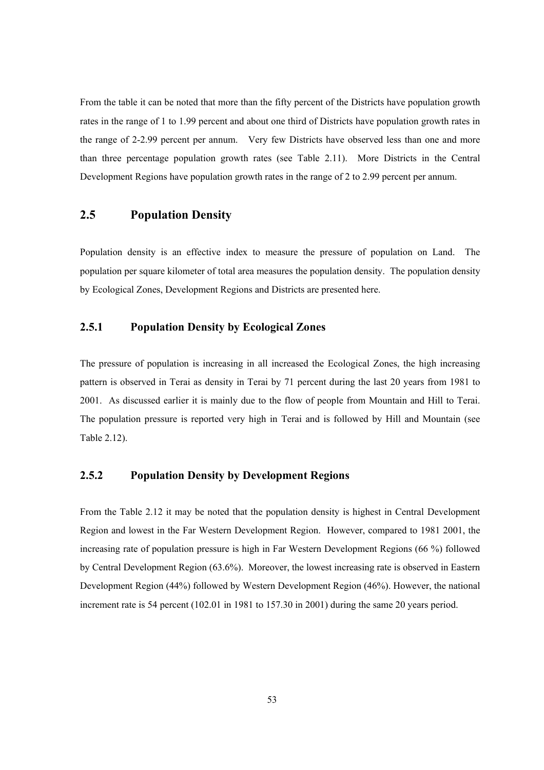From the table it can be noted that more than the fifty percent of the Districts have population growth rates in the range of 1 to 1.99 percent and about one third of Districts have population growth rates in the range of 2-2.99 percent per annum. Very few Districts have observed less than one and more than three percentage population growth rates (see Table 2.11). More Districts in the Central Development Regions have population growth rates in the range of 2 to 2.99 percent per annum.

## 2.5 Population Density

Population density is an effective index to measure the pressure of population on Land. The population per square kilometer of total area measures the population density. The population density by Ecological Zones, Development Regions and Districts are presented here.

### 2.5.1 Population Density by Ecological Zones

The pressure of population is increasing in all increased the Ecological Zones, the high increasing pattern is observed in Terai as density in Terai by 71 percent during the last 20 years from 1981 to 2001. As discussed earlier it is mainly due to the flow of people from Mountain and Hill to Terai. The population pressure is reported very high in Terai and is followed by Hill and Mountain (see Table 2.12).

### 2.5.2 Population Density by Development Regions

From the Table 2.12 it may be noted that the population density is highest in Central Development Region and lowest in the Far Western Development Region. However, compared to 1981 2001, the increasing rate of population pressure is high in Far Western Development Regions (66 %) followed by Central Development Region (63.6%). Moreover, the lowest increasing rate is observed in Eastern Development Region (44%) followed by Western Development Region (46%). However, the national increment rate is 54 percent (102.01 in 1981 to 157.30 in 2001) during the same 20 years period.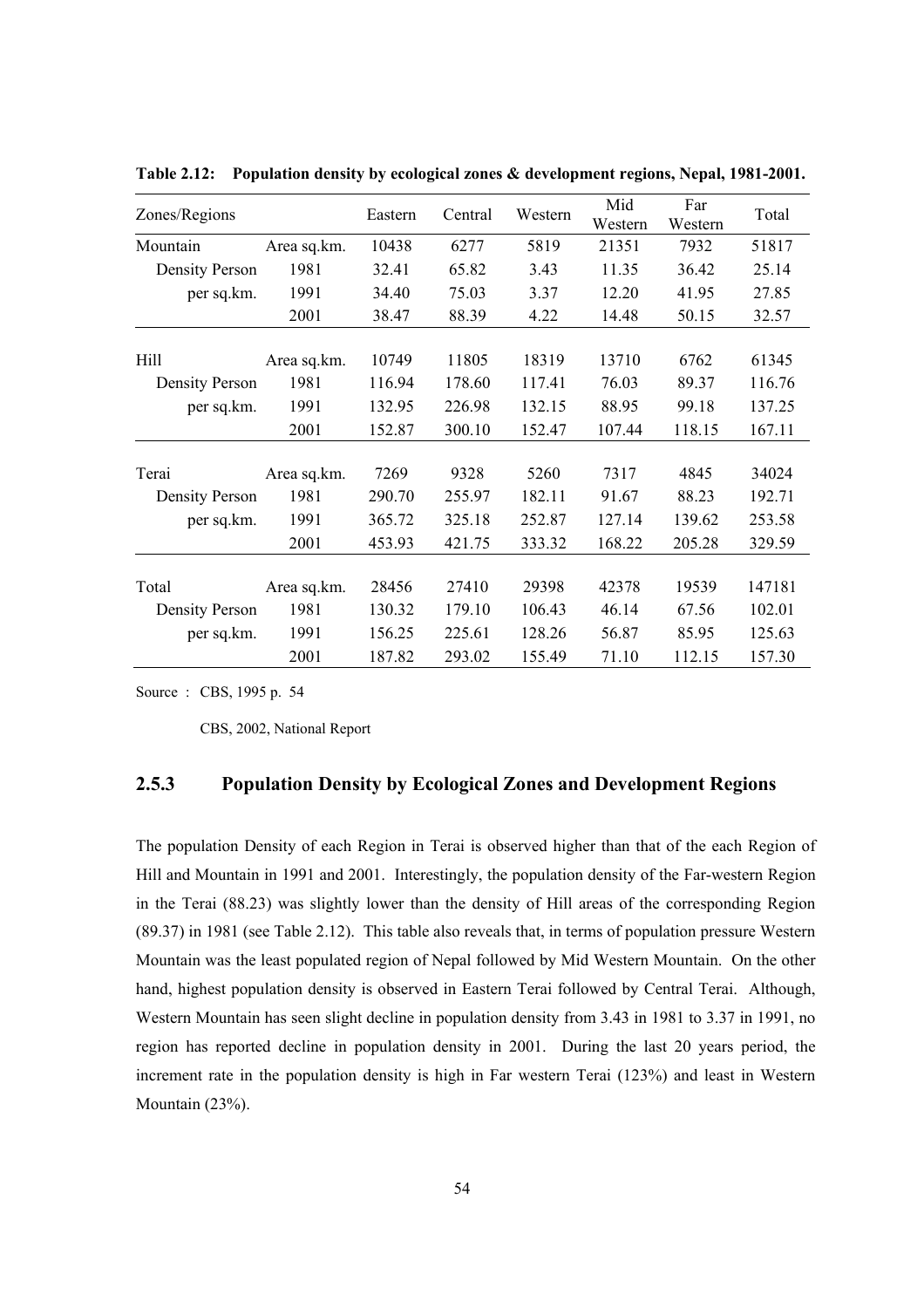**Table 2.12: Population density by ecological zones & development regions, Nepal, 1981-2001.**

| Zones/Regions | | Eastern | Central | Western | Mid Western | Far Western | Total |
|---|---|---|---|---|---|---|---|
| Mountain | Area sq.km. | 10438 | 6277 | 5819 | 21351 | 7932 | 51817 |
| Density Person | 1981 | 32.41 | 65.82 | 3.43 | 11.35 | 36.42 | 25.14 |
| per sq.km. | 1991 | 34.40 | 75.03 | 3.37 | 12.20 | 41.95 | 27.85 |
| | 2001 | 38.47 | 88.39 | 4.22 | 14.48 | 50.15 | 32.57 |
| Hill | Area sq.km. | 10749 | 11805 | 18319 | 13710 | 6762 | 61345 |
| Density Person | 1981 | 116.94 | 178.60 | 117.41 | 76.03 | 89.37 | 116.76 |
| per sq.km. | 1991 | 132.95 | 226.98 | 132.15 | 88.95 | 99.18 | 137.25 |
| | 2001 | 152.87 | 300.10 | 152.47 | 107.44 | 118.15 | 167.11 |
| Terai | Area sq.km. | 7269 | 9328 | 5260 | 7317 | 4845 | 34024 |
| Density Person | 1981 | 290.70 | 255.97 | 182.11 | 91.67 | 88.23 | 192.71 |
| per sq.km. | 1991 | 365.72 | 325.18 | 252.87 | 127.14 | 139.62 | 253.58 |
| | 2001 | 453.93 | 421.75 | 333.32 | 168.22 | 205.28 | 329.59 |
| Total | Area sq.km. | 28456 | 27410 | 29398 | 42378 | 19539 | 147181 |
| Density Person | 1981 | 130.32 | 179.10 | 106.43 | 46.14 | 67.56 | 102.01 |
| per sq.km. | 1991 | 156.25 | 225.61 | 128.26 | 56.87 | 85.95 | 125.63 |
| | 2001 | 187.82 | 293.02 | 155.49 | 71.10 | 112.15 | 157.30 |

Source : CBS, 1995 p. 54

CBS, 2002, National Report

### 2.5.3 Population Density by Ecological Zones and Development Regions

The population Density of each Region in Terai is observed higher than that of the each Region of Hill and Mountain in 1991 and 2001. Interestingly, the population density of the Far-western Region in the Terai (88.23) was slightly lower than the density of Hill areas of the corresponding Region (89.37) in 1981 (see Table 2.12). This table also reveals that, in terms of population pressure Western Mountain was the least populated region of Nepal followed by Mid Western Mountain. On the other hand, highest population density is observed in Eastern Terai followed by Central Terai. Although, Western Mountain has seen slight decline in population density from 3.43 in 1981 to 3.37 in 1991, no region has reported decline in population density in 2001. During the last 20 years period, the increment rate in the population density is high in Far western Terai (123%) and least in Western Mountain (23%).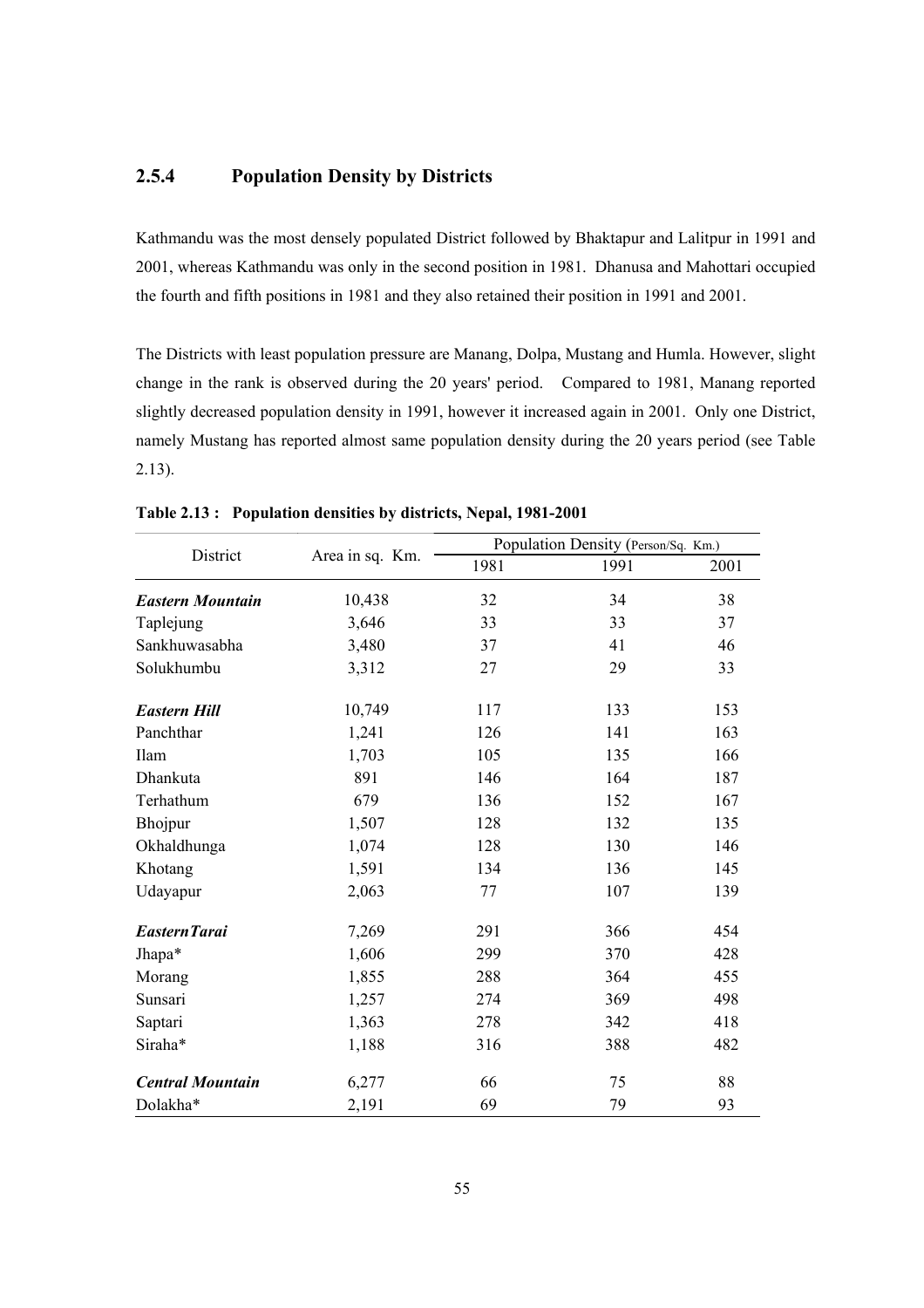### 2.5.4 Population Density by Districts

Kathmandu was the most densely populated District followed by Bhaktapur and Lalitpur in 1991 and 2001, whereas Kathmandu was only in the second position in 1981. Dhanusa and Mahottari occupied the fourth and fifth positions in 1981 and they also retained their position in 1991 and 2001.

The Districts with least population pressure are Manang, Dolpa, Mustang and Humla. However, slight change in the rank is observed during the 20 years' period. Compared to 1981, Manang reported slightly decreased population density in 1991, however it increased again in 2001. Only one District, namely Mustang has reported almost same population density during the 20 years period (see Table 2.13).

**Table 2.13 : Population densities by districts, Nepal, 1981-2001**

| District | Area in sq. Km. | Population Density (Person/Sq. Km.) | | |
|---|---|---|---|---|
| | | 1981 | 1991 | 2001 |
| ***Eastern Mountain*** | 10,438 | 32 | 34 | 38 |
| Taplejung | 3,646 | 33 | 33 | 37 |
| Sankhuwasabha | 3,480 | 37 | 41 | 46 |
| Solukhumbu | 3,312 | 27 | 29 | 33 |
| ***Eastern Hill*** | 10,749 | 117 | 133 | 153 |
| Panchthar | 1,241 | 126 | 141 | 163 |
| Ilam | 1,703 | 105 | 135 | 166 |
| Dhankuta | 891 | 146 | 164 | 187 |
| Terhathum | 679 | 136 | 152 | 167 |
| Bhojpur | 1,507 | 128 | 132 | 135 |
| Okhaldhunga | 1,074 | 128 | 130 | 146 |
| Khotang | 1,591 | 134 | 136 | 145 |
| Udayapur | 2,063 | 77 | 107 | 139 |
| ***EasternTarai*** | 7,269 | 291 | 366 | 454 |
| Jhapa* | 1,606 | 299 | 370 | 428 |
| Morang | 1,855 | 288 | 364 | 455 |
| Sunsari | 1,257 | 274 | 369 | 498 |
| Saptari | 1,363 | 278 | 342 | 418 |
| Siraha* | 1,188 | 316 | 388 | 482 |
| ***Central Mountain*** | 6,277 | 66 | 75 | 88 |
| Dolakha* | 2,191 | 69 | 79 | 93 |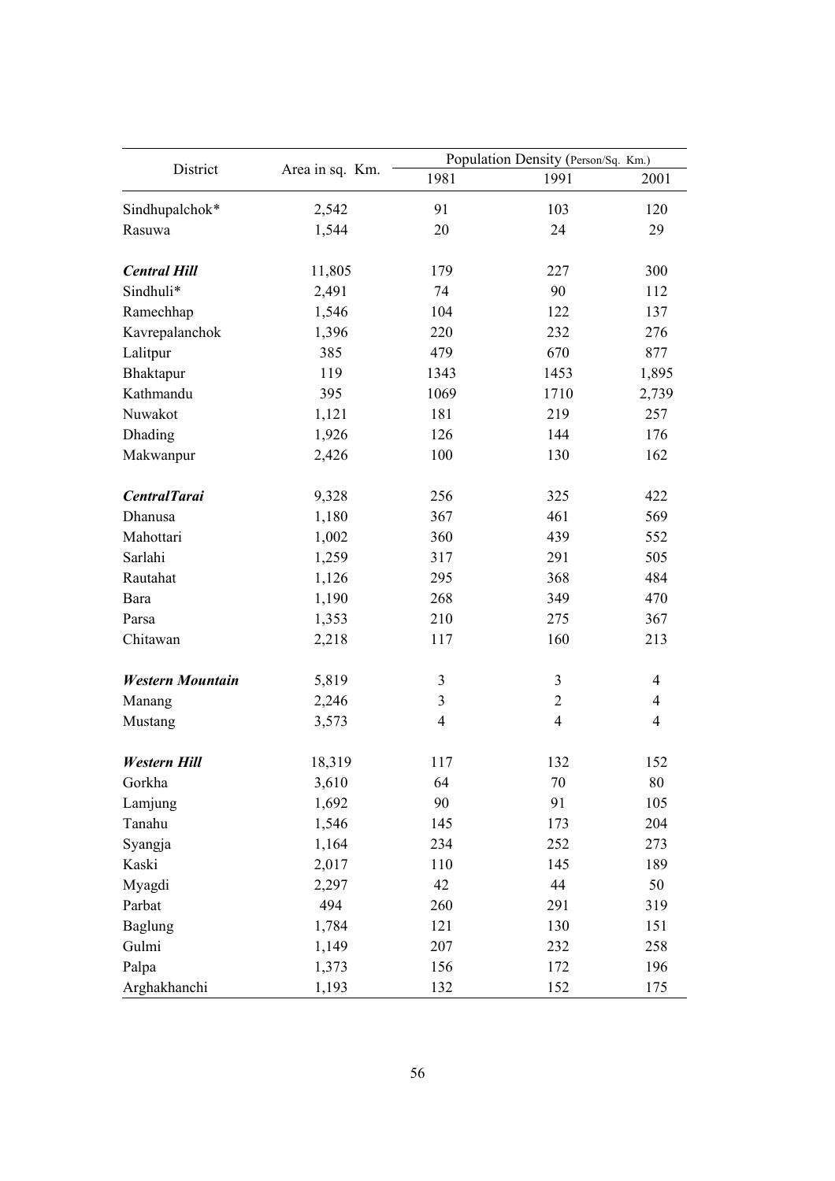| District | Area in sq. Km. | Population Density (Person/Sq. Km.) | | |
|---|---|---|---|---|
| | | 1981 | 1991 | 2001 |
| Sindhupalchok* | 2,542 | 91 | 103 | 120 |
| Rasuwa | 1,544 | 20 | 24 | 29 |
| ***Central Hill*** | 11,805 | 179 | 227 | 300 |
| Sindhuli* | 2,491 | 74 | 90 | 112 |
| Ramechhap | 1,546 | 104 | 122 | 137 |
| Kavrepalanchok | 1,396 | 220 | 232 | 276 |
| Lalitpur | 385 | 479 | 670 | 877 |
| Bhaktapur | 119 | 1343 | 1453 | 1,895 |
| Kathmandu | 395 | 1069 | 1710 | 2,739 |
| Nuwakot | 1,121 | 181 | 219 | 257 |
| Dhading | 1,926 | 126 | 144 | 176 |
| Makwanpur | 2,426 | 100 | 130 | 162 |
| ***CentralTarai*** | 9,328 | 256 | 325 | 422 |
| Dhanusa | 1,180 | 367 | 461 | 569 |
| Mahottari | 1,002 | 360 | 439 | 552 |
| Sarlahi | 1,259 | 317 | 291 | 505 |
| Rautahat | 1,126 | 295 | 368 | 484 |
| Bara | 1,190 | 268 | 349 | 470 |
| Parsa | 1,353 | 210 | 275 | 367 |
| Chitawan | 2,218 | 117 | 160 | 213 |
| ***Western Mountain*** | 5,819 | 3 | 3 | 4 |
| Manang | 2,246 | 3 | 2 | 4 |
| Mustang | 3,573 | 4 | 4 | 4 |
| ***Western Hill*** | 18,319 | 117 | 132 | 152 |
| Gorkha | 3,610 | 64 | 70 | 80 |
| Lamjung | 1,692 | 90 | 91 | 105 |
| Tanahu | 1,546 | 145 | 173 | 204 |
| Syangja | 1,164 | 234 | 252 | 273 |
| Kaski | 2,017 | 110 | 145 | 189 |
| Myagdi | 2,297 | 42 | 44 | 50 |
| Parbat | 494 | 260 | 291 | 319 |
| Baglung | 1,784 | 121 | 130 | 151 |
| Gulmi | 1,149 | 207 | 232 | 258 |
| Palpa | 1,373 | 156 | 172 | 196 |
| Arghakhanchi | 1,193 | 132 | 152 | 175 |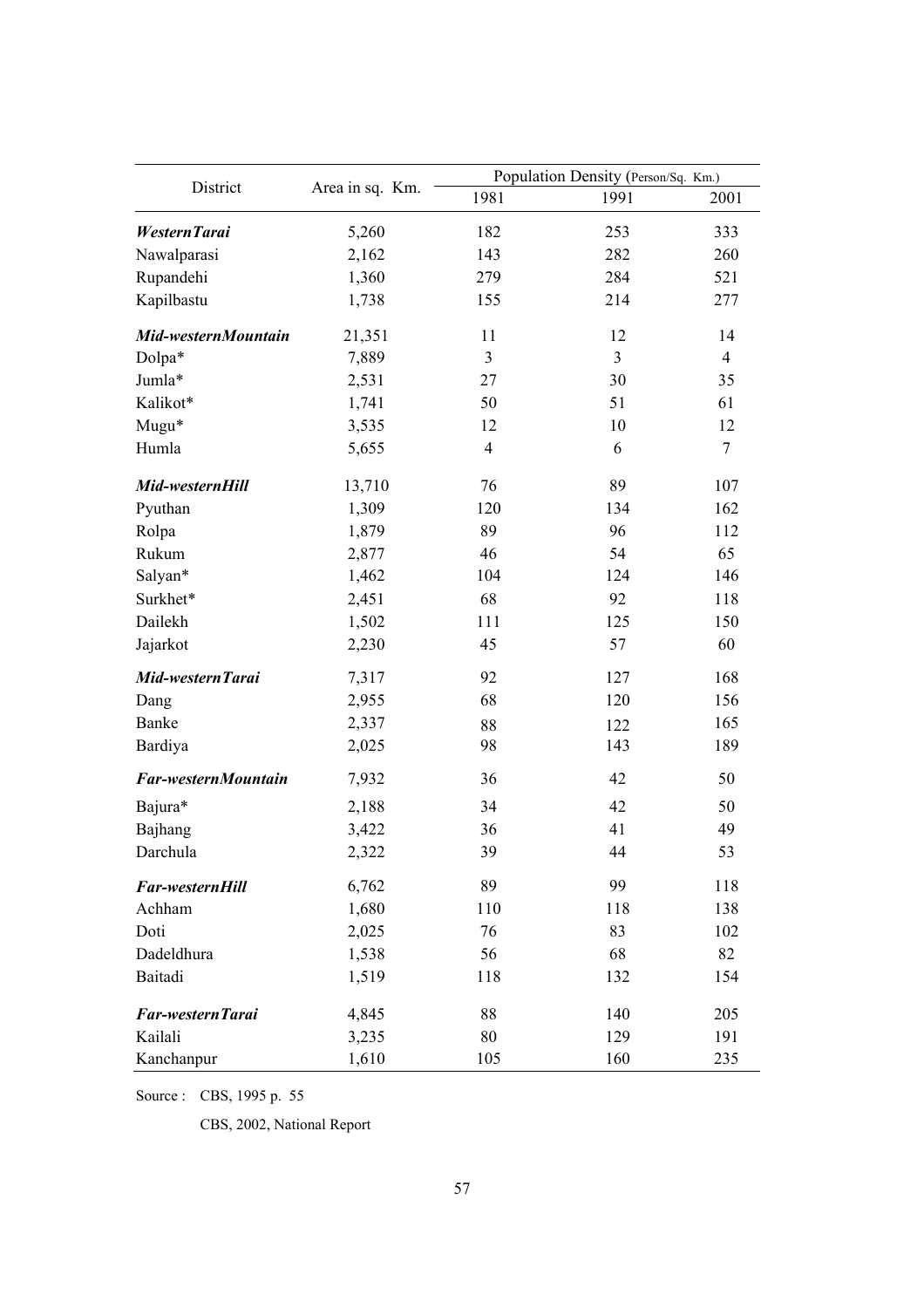| District | Area in sq. Km. | Population Density (Person/Sq. Km.) | | |
|---|---|---|---|---|
| | | 1981 | 1991 | 2001 |
| ***WesternTarai*** | 5,260 | 182 | 253 | 333 |
| Nawalparasi | 2,162 | 143 | 282 | 260 |
| Rupandehi | 1,360 | 279 | 284 | 521 |
| Kapilbastu | 1,738 | 155 | 214 | 277 |
| ***Mid-westernMountain*** | 21,351 | 11 | 12 | 14 |
| Dolpa* | 7,889 | 3 | 3 | 4 |
| Jumla* | 2,531 | 27 | 30 | 35 |
| Kalikot* | 1,741 | 50 | 51 | 61 |
| Mugu* | 3,535 | 12 | 10 | 12 |
| Humla | 5,655 | 4 | 6 | 7 |
| ***Mid-westernHill*** | 13,710 | 76 | 89 | 107 |
| Pyuthan | 1,309 | 120 | 134 | 162 |
| Rolpa | 1,879 | 89 | 96 | 112 |
| Rukum | 2,877 | 46 | 54 | 65 |
| Salyan* | 1,462 | 104 | 124 | 146 |
| Surkhet* | 2,451 | 68 | 92 | 118 |
| Dailekh | 1,502 | 111 | 125 | 150 |
| Jajarkot | 2,230 | 45 | 57 | 60 |
| ***Mid-westernTarai*** | 7,317 | 92 | 127 | 168 |
| Dang | 2,955 | 68 | 120 | 156 |
| Banke | 2,337 | 88 | 122 | 165 |
| Bardiya | 2,025 | 98 | 143 | 189 |
| ***Far-westernMountain*** | 7,932 | 36 | 42 | 50 |
| Bajura* | 2,188 | 34 | 42 | 50 |
| Bajhang | 3,422 | 36 | 41 | 49 |
| Darchula | 2,322 | 39 | 44 | 53 |
| ***Far-westernHill*** | 6,762 | 89 | 99 | 118 |
| Achham | 1,680 | 110 | 118 | 138 |
| Doti | 2,025 | 76 | 83 | 102 |
| Dadeldhura | 1,538 | 56 | 68 | 82 |
| Baitadi | 1,519 | 118 | 132 | 154 |
| ***Far-westernTarai*** | 4,845 | 88 | 140 | 205 |
| Kailali | 3,235 | 80 | 129 | 191 |
| Kanchanpur | 1,610 | 105 | 160 | 235 |

Source : CBS, 1995 p. 55

CBS, 2002, National Report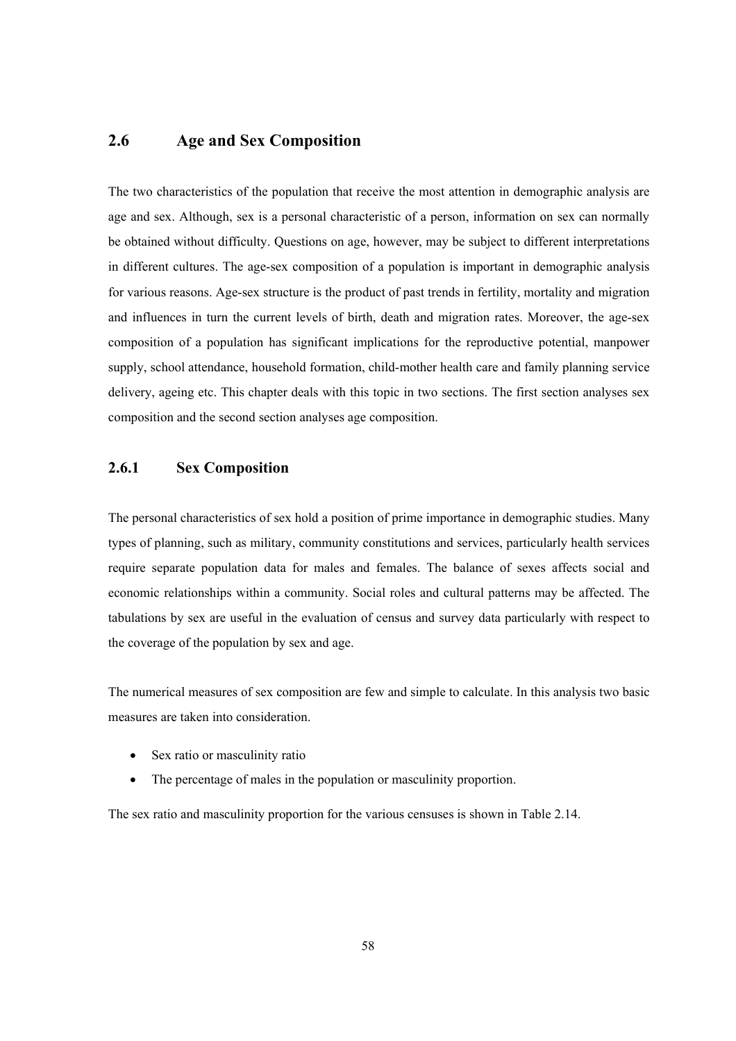## 2.6 Age and Sex Composition

The two characteristics of the population that receive the most attention in demographic analysis are age and sex. Although, sex is a personal characteristic of a person, information on sex can normally be obtained without difficulty. Questions on age, however, may be subject to different interpretations in different cultures. The age-sex composition of a population is important in demographic analysis for various reasons. Age-sex structure is the product of past trends in fertility, mortality and migration and influences in turn the current levels of birth, death and migration rates. Moreover, the age-sex composition of a population has significant implications for the reproductive potential, manpower supply, school attendance, household formation, child-mother health care and family planning service delivery, ageing etc. This chapter deals with this topic in two sections. The first section analyses sex composition and the second section analyses age composition.

### 2.6.1 Sex Composition

The personal characteristics of sex hold a position of prime importance in demographic studies. Many types of planning, such as military, community constitutions and services, particularly health services require separate population data for males and females. The balance of sexes affects social and economic relationships within a community. Social roles and cultural patterns may be affected. The tabulations by sex are useful in the evaluation of census and survey data particularly with respect to the coverage of the population by sex and age.

The numerical measures of sex composition are few and simple to calculate. In this analysis two basic measures are taken into consideration.

- Sex ratio or masculinity ratio
- The percentage of males in the population or masculinity proportion.

The sex ratio and masculinity proportion for the various censuses is shown in Table 2.14.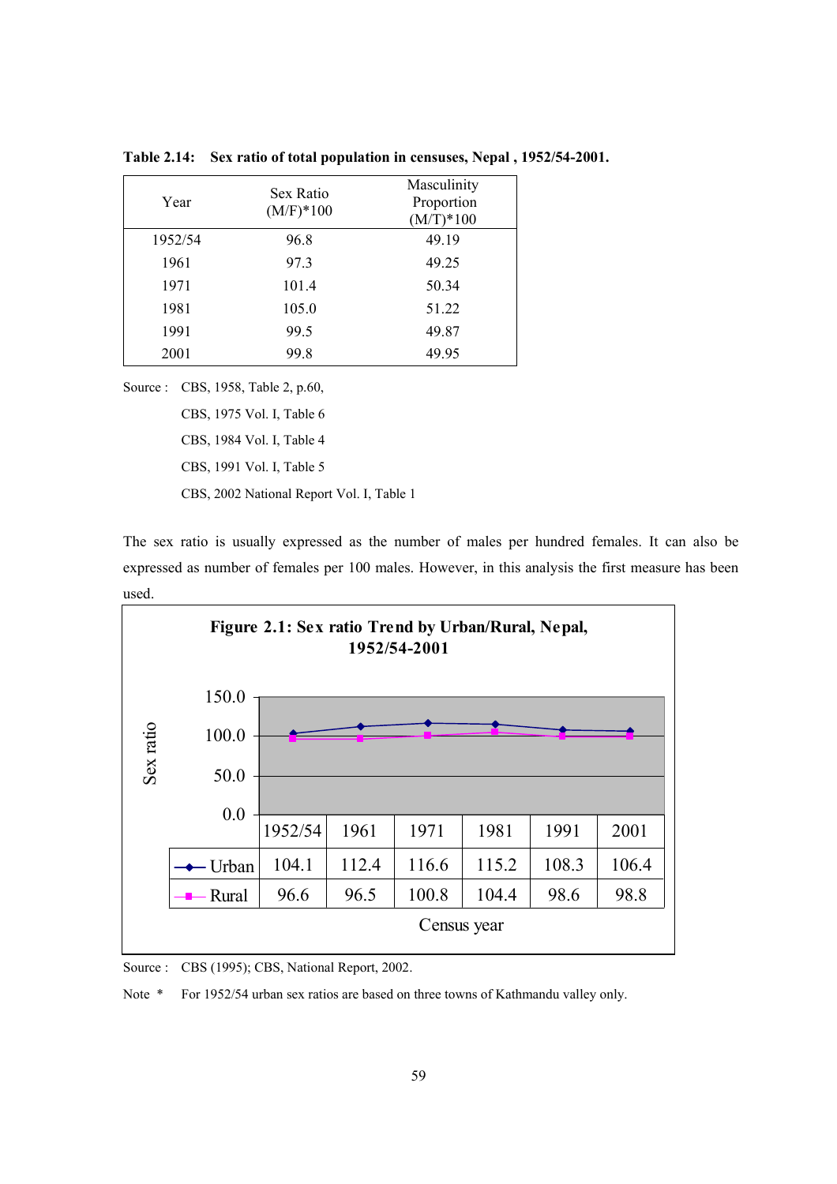**Table 2.14: Sex ratio of total population in censuses, Nepal , 1952/54-2001.**

| Year | Sex Ratio (M/F)*100 | Masculinity Proportion (M/T)*100 |
|---|---|---|
| 1952/54 | 96.8 | 49.19 |
| 1961 | 97.3 | 49.25 |
| 1971 | 101.4 | 50.34 |
| 1981 | 105.0 | 51.22 |
| 1991 | 99.5 | 49.87 |
| 2001 | 99.8 | 49.95 |

Source : CBS, 1958, Table 2, p.60,
CBS, 1975 Vol. I, Table 6
CBS, 1984 Vol. I, Table 4
CBS, 1991 Vol. I, Table 5
CBS, 2002 National Report Vol. I, Table 1

The sex ratio is usually expressed as the number of males per hundred females. It can also be expressed as number of females per 100 males. However, in this analysis the first measure has been used.

**Figure 2.1: Sex ratio Trend by Urban/Rural, Nepal, 1952/54-2001**

| | 1952/54 | 1961 | 1971 | 1981 | 1991 | 2001 |
|---|---|---|---|---|---|---|
| Urban | 104.1 | 112.4 | 116.6 | 115.2 | 108.3 | 106.4 |
| Rural | 96.6 | 96.5 | 100.8 | 104.4 | 98.6 | 98.8 |

Census year

Source : CBS (1995); CBS, National Report, 2002.

Note * For 1952/54 urban sex ratios are based on three towns of Kathmandu valley only.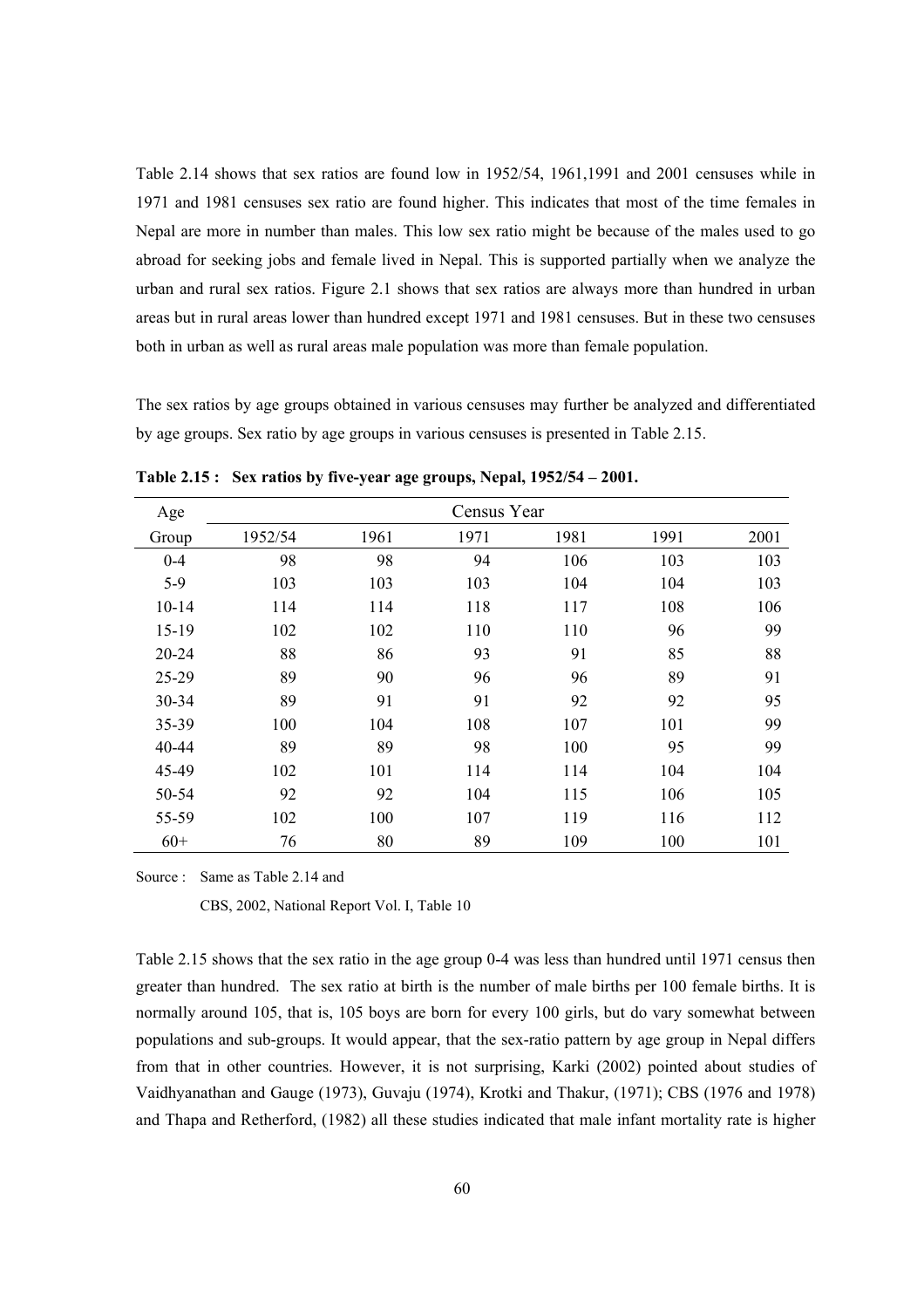Table 2.14 shows that sex ratios are found low in 1952/54, 1961,1991 and 2001 censuses while in 1971 and 1981 censuses sex ratio are found higher. This indicates that most of the time females in Nepal are more in number than males. This low sex ratio might be because of the males used to go abroad for seeking jobs and female lived in Nepal. This is supported partially when we analyze the urban and rural sex ratios. Figure 2.1 shows that sex ratios are always more than hundred in urban areas but in rural areas lower than hundred except 1971 and 1981 censuses. But in these two censuses both in urban as well as rural areas male population was more than female population.

The sex ratios by age groups obtained in various censuses may further be analyzed and differentiated by age groups. Sex ratio by age groups in various censuses is presented in Table 2.15.

**Table 2.15 : Sex ratios by five-year age groups, Nepal, 1952/54 – 2001.**

| Age | Census Year | | | | | |
|---|---|---|---|---|---|---|
| Group | 1952/54 | 1961 | 1971 | 1981 | 1991 | 2001 |
| 0-4 | 98 | 98 | 94 | 106 | 103 | 103 |
| 5-9 | 103 | 103 | 103 | 104 | 104 | 103 |
| 10-14 | 114 | 114 | 118 | 117 | 108 | 106 |
| 15-19 | 102 | 102 | 110 | 110 | 96 | 99 |
| 20-24 | 88 | 86 | 93 | 91 | 85 | 88 |
| 25-29 | 89 | 90 | 96 | 96 | 89 | 91 |
| 30-34 | 89 | 91 | 91 | 92 | 92 | 95 |
| 35-39 | 100 | 104 | 108 | 107 | 101 | 99 |
| 40-44 | 89 | 89 | 98 | 100 | 95 | 99 |
| 45-49 | 102 | 101 | 114 | 114 | 104 | 104 |
| 50-54 | 92 | 92 | 104 | 115 | 106 | 105 |
| 55-59 | 102 | 100 | 107 | 119 | 116 | 112 |
| 60+ | 76 | 80 | 89 | 109 | 100 | 101 |

Source : Same as Table 2.14 and

CBS, 2002, National Report Vol. I, Table 10

Table 2.15 shows that the sex ratio in the age group 0-4 was less than hundred until 1971 census then greater than hundred. The sex ratio at birth is the number of male births per 100 female births. It is normally around 105, that is, 105 boys are born for every 100 girls, but do vary somewhat between populations and sub-groups. It would appear, that the sex-ratio pattern by age group in Nepal differs from that in other countries. However, it is not surprising, Karki (2002) pointed about studies of Vaidhyanathan and Gauge (1973), Guvaju (1974), Krotki and Thakur, (1971); CBS (1976 and 1978) and Thapa and Retherford, (1982) all these studies indicated that male infant mortality rate is higher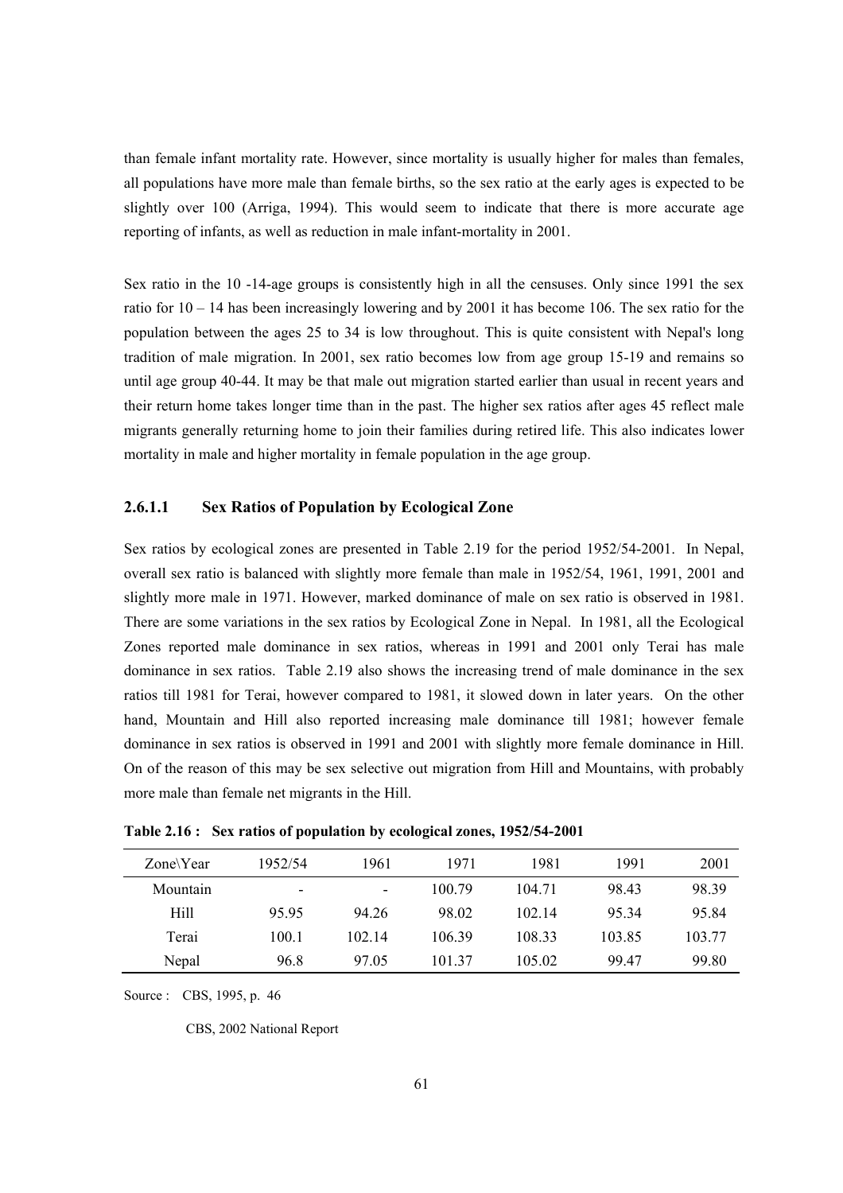than female infant mortality rate. However, since mortality is usually higher for males than females, all populations have more male than female births, so the sex ratio at the early ages is expected to be slightly over 100 (Arriga, 1994). This would seem to indicate that there is more accurate age reporting of infants, as well as reduction in male infant-mortality in 2001.

Sex ratio in the 10 -14-age groups is consistently high in all the censuses. Only since 1991 the sex ratio for 10 – 14 has been increasingly lowering and by 2001 it has become 106. The sex ratio for the population between the ages 25 to 34 is low throughout. This is quite consistent with Nepal's long tradition of male migration. In 2001, sex ratio becomes low from age group 15-19 and remains so until age group 40-44. It may be that male out migration started earlier than usual in recent years and their return home takes longer time than in the past. The higher sex ratios after ages 45 reflect male migrants generally returning home to join their families during retired life. This also indicates lower mortality in male and higher mortality in female population in the age group.

#### 2.6.1.1 Sex Ratios of Population by Ecological Zone

Sex ratios by ecological zones are presented in Table 2.19 for the period 1952/54-2001. In Nepal, overall sex ratio is balanced with slightly more female than male in 1952/54, 1961, 1991, 2001 and slightly more male in 1971. However, marked dominance of male on sex ratio is observed in 1981. There are some variations in the sex ratios by Ecological Zone in Nepal. In 1981, all the Ecological Zones reported male dominance in sex ratios, whereas in 1991 and 2001 only Terai has male dominance in sex ratios. Table 2.19 also shows the increasing trend of male dominance in the sex ratios till 1981 for Terai, however compared to 1981, it slowed down in later years. On the other hand, Mountain and Hill also reported increasing male dominance till 1981; however female dominance in sex ratios is observed in 1991 and 2001 with slightly more female dominance in Hill. On of the reason of this may be sex selective out migration from Hill and Mountains, with probably more male than female net migrants in the Hill.

**Table 2.16 : Sex ratios of population by ecological zones, 1952/54-2001**

| Zone\Year | 1952/54 | 1961 | 1971 | 1981 | 1991 | 2001 |
|---|---|---|---|---|---|---|
| Mountain | - | - | 100.79 | 104.71 | 98.43 | 98.39 |
| Hill | 95.95 | 94.26 | 98.02 | 102.14 | 95.34 | 95.84 |
| Terai | 100.1 | 102.14 | 106.39 | 108.33 | 103.85 | 103.77 |
| Nepal | 96.8 | 97.05 | 101.37 | 105.02 | 99.47 | 99.80 |

Source : CBS, 1995, p. 46

CBS, 2002 National Report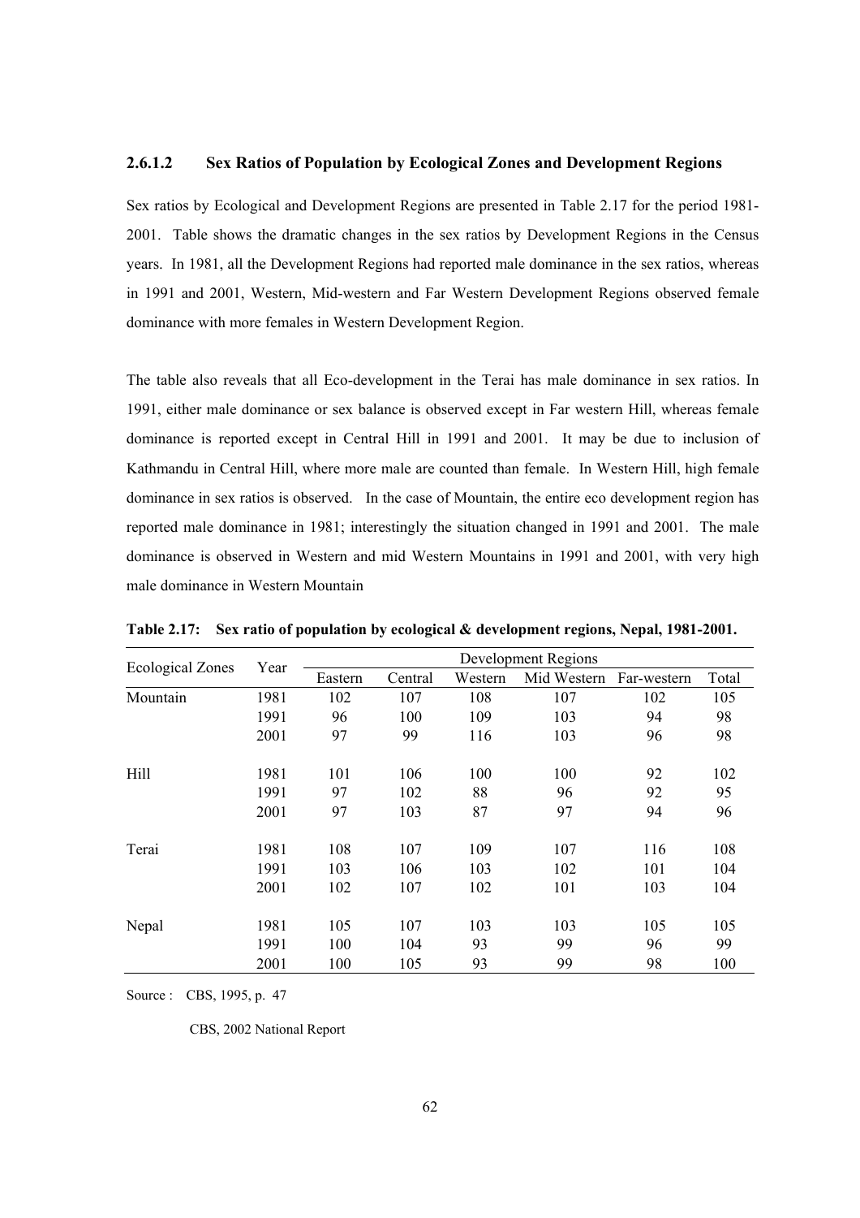#### 2.6.1.2 Sex Ratios of Population by Ecological Zones and Development Regions

Sex ratios by Ecological and Development Regions are presented in Table 2.17 for the period 1981-2001. Table shows the dramatic changes in the sex ratios by Development Regions in the Census years. In 1981, all the Development Regions had reported male dominance in the sex ratios, whereas in 1991 and 2001, Western, Mid-western and Far Western Development Regions observed female dominance with more females in Western Development Region.

The table also reveals that all Eco-development in the Terai has male dominance in sex ratios. In 1991, either male dominance or sex balance is observed except in Far western Hill, whereas female dominance is reported except in Central Hill in 1991 and 2001. It may be due to inclusion of Kathmandu in Central Hill, where more male are counted than female. In Western Hill, high female dominance in sex ratios is observed. In the case of Mountain, the entire eco development region has reported male dominance in 1981; interestingly the situation changed in 1991 and 2001. The male dominance is observed in Western and mid Western Mountains in 1991 and 2001, with very high male dominance in Western Mountain

**Table 2.17: Sex ratio of population by ecological & development regions, Nepal, 1981-2001.**

| Ecological Zones | Year | Development Regions | | | | | |
|---|---|---|---|---|---|---|---|
| | | Eastern | Central | Western | Mid Western | Far-western | Total |
| Mountain | 1981 | 102 | 107 | 108 | 107 | 102 | 105 |
| | 1991 | 96 | 100 | 109 | 103 | 94 | 98 |
| | 2001 | 97 | 99 | 116 | 103 | 96 | 98 |
| Hill | 1981 | 101 | 106 | 100 | 100 | 92 | 102 |
| | 1991 | 97 | 102 | 88 | 96 | 92 | 95 |
| | 2001 | 97 | 103 | 87 | 97 | 94 | 96 |
| Terai | 1981 | 108 | 107 | 109 | 107 | 116 | 108 |
| | 1991 | 103 | 106 | 103 | 102 | 101 | 104 |
| | 2001 | 102 | 107 | 102 | 101 | 103 | 104 |
| Nepal | 1981 | 105 | 107 | 103 | 103 | 105 | 105 |
| | 1991 | 100 | 104 | 93 | 99 | 96 | 99 |
| | 2001 | 100 | 105 | 93 | 99 | 98 | 100 |

Source : CBS, 1995, p. 47

CBS, 2002 National Report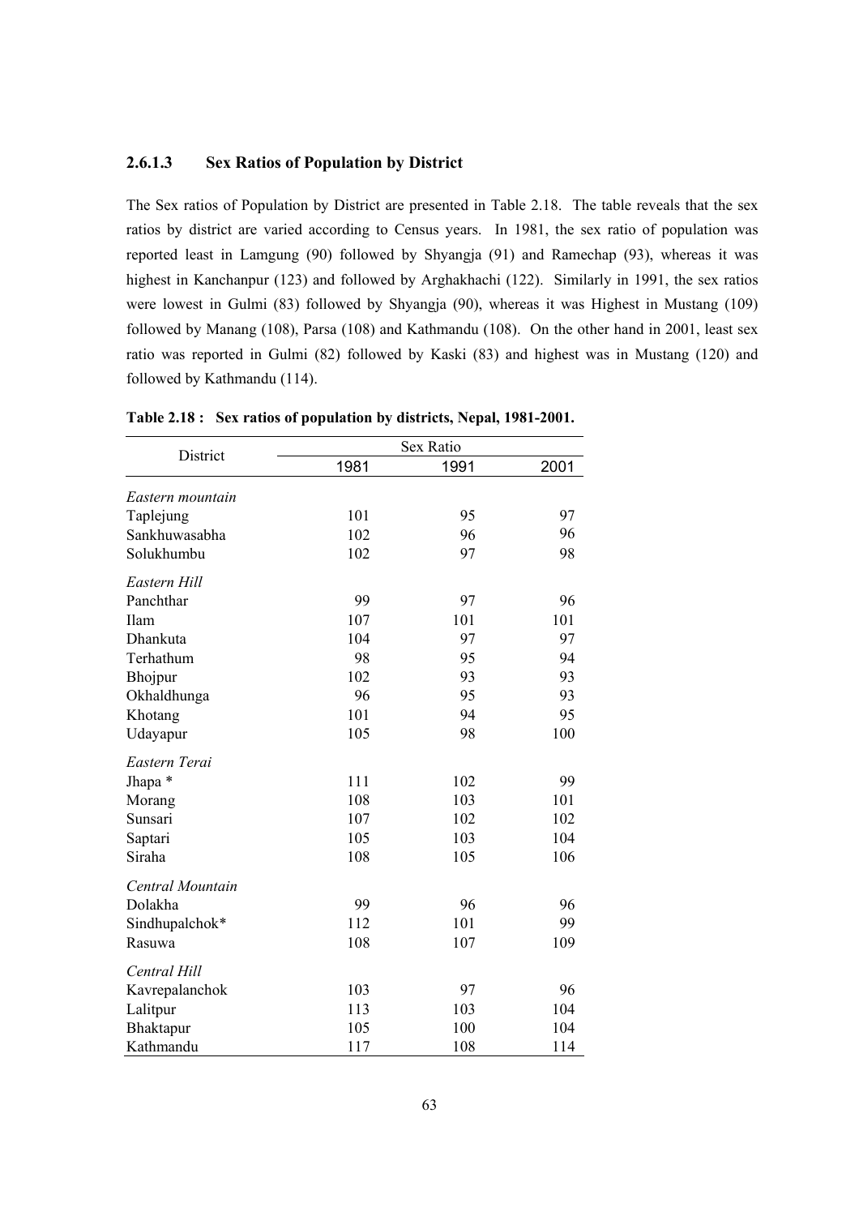### 2.6.1.3 Sex Ratios of Population by District

The Sex ratios of Population by District are presented in Table 2.18. The table reveals that the sex ratios by district are varied according to Census years. In 1981, the sex ratio of population was reported least in Lamgung (90) followed by Shyangja (91) and Ramechap (93), whereas it was highest in Kanchanpur (123) and followed by Arghakhachi (122). Similarly in 1991, the sex ratios were lowest in Gulmi (83) followed by Shyangja (90), whereas it was Highest in Mustang (109) followed by Manang (108), Parsa (108) and Kathmandu (108). On the other hand in 2001, least sex ratio was reported in Gulmi (82) followed by Kaski (83) and highest was in Mustang (120) and followed by Kathmandu (114).

**Table 2.18 : Sex ratios of population by districts, Nepal, 1981-2001.**

| District | Sex Ratio | | |
|---|---|---|---|
| | 1981 | 1991 | 2001 |
| *Eastern mountain* | | | |
| Taplejung | 101 | 95 | 97 |
| Sankhuwasabha | 102 | 96 | 96 |
| Solukhumbu | 102 | 97 | 98 |
| *Eastern Hill* | | | |
| Panchthar | 99 | 97 | 96 |
| Ilam | 107 | 101 | 101 |
| Dhankuta | 104 | 97 | 97 |
| Terhathum | 98 | 95 | 94 |
| Bhojpur | 102 | 93 | 93 |
| Okhaldhunga | 96 | 95 | 93 |
| Khotang | 101 | 94 | 95 |
| Udayapur | 105 | 98 | 100 |
| *Eastern Terai* | | | |
| Jhapa * | 111 | 102 | 99 |
| Morang | 108 | 103 | 101 |
| Sunsari | 107 | 102 | 102 |
| Saptari | 105 | 103 | 104 |
| Siraha | 108 | 105 | 106 |
| *Central Mountain* | | | |
| Dolakha | 99 | 96 | 96 |
| Sindhupalchok* | 112 | 101 | 99 |
| Rasuwa | 108 | 107 | 109 |
| *Central Hill* | | | |
| Kavrepalanchok | 103 | 97 | 96 |
| Lalitpur | 113 | 103 | 104 |
| Bhaktapur | 105 | 100 | 104 |
| Kathmandu | 117 | 108 | 114 |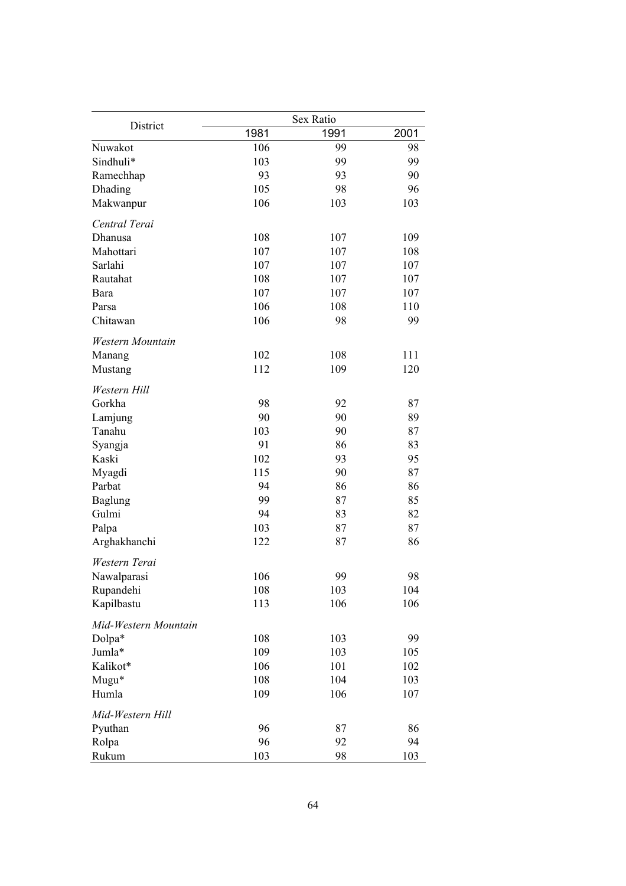| District | Sex Ratio | | |
|---|---|---|---|
| | 1981 | 1991 | 2001 |
| Nuwakot | 106 | 99 | 98 |
| Sindhuli* | 103 | 99 | 99 |
| Ramechhap | 93 | 93 | 90 |
| Dhading | 105 | 98 | 96 |
| Makwanpur | 106 | 103 | 103 |
| *Central Terai* | | | |
| Dhanusa | 108 | 107 | 109 |
| Mahottari | 107 | 107 | 108 |
| Sarlahi | 107 | 107 | 107 |
| Rautahat | 108 | 107 | 107 |
| Bara | 107 | 107 | 107 |
| Parsa | 106 | 108 | 110 |
| Chitawan | 106 | 98 | 99 |
| *Western Mountain* | | | |
| Manang | 102 | 108 | 111 |
| Mustang | 112 | 109 | 120 |
| *Western Hill* | | | |
| Gorkha | 98 | 92 | 87 |
| Lamjung | 90 | 90 | 89 |
| Tanahu | 103 | 90 | 87 |
| Syangja | 91 | 86 | 83 |
| Kaski | 102 | 93 | 95 |
| Myagdi | 115 | 90 | 87 |
| Parbat | 94 | 86 | 86 |
| Baglung | 99 | 87 | 85 |
| Gulmi | 94 | 83 | 82 |
| Palpa | 103 | 87 | 87 |
| Arghakhanchi | 122 | 87 | 86 |
| *Western Terai* | | | |
| Nawalparasi | 106 | 99 | 98 |
| Rupandehi | 108 | 103 | 104 |
| Kapilbastu | 113 | 106 | 106 |
| *Mid-Western Mountain* | | | |
| Dolpa* | 108 | 103 | 99 |
| Jumla* | 109 | 103 | 105 |
| Kalikot* | 106 | 101 | 102 |
| Mugu* | 108 | 104 | 103 |
| Humla | 109 | 106 | 107 |
| *Mid-Western Hill* | | | |
| Pyuthan | 96 | 87 | 86 |
| Rolpa | 96 | 92 | 94 |
| Rukum | 103 | 98 | 103 |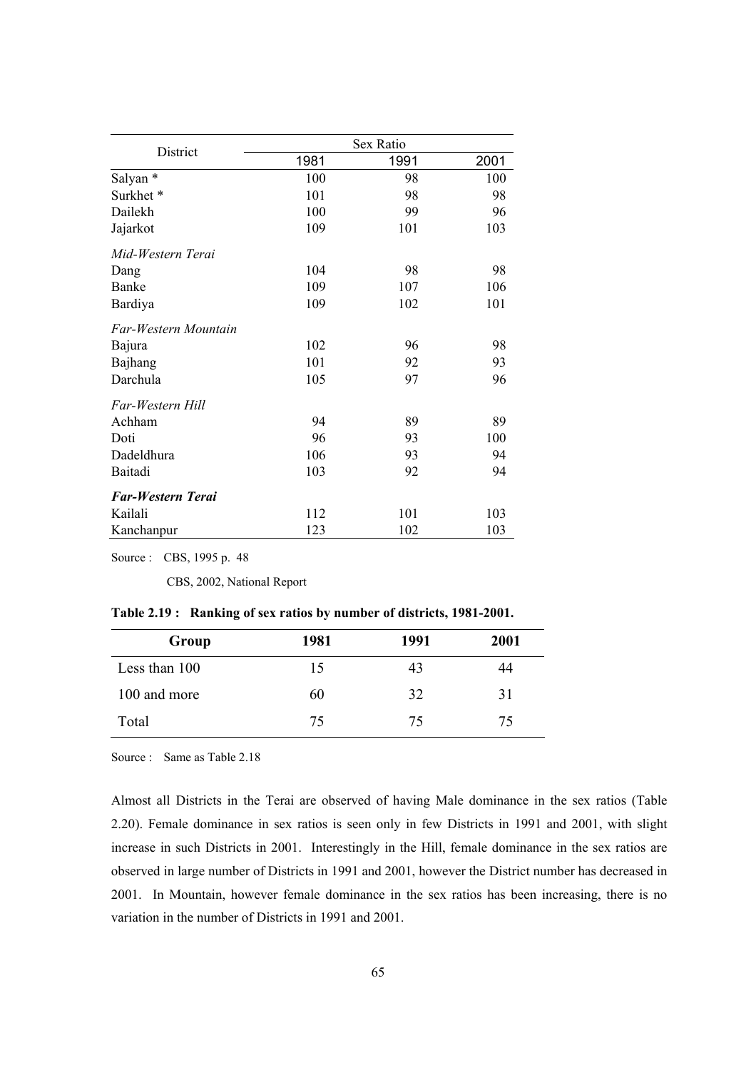| District | Sex Ratio | | |
|---|---|---|---|
| | 1981 | 1991 | 2001 |
| Salyan * | 100 | 98 | 100 |
| Surkhet * | 101 | 98 | 98 |
| Dailekh | 100 | 99 | 96 |
| Jajarkot | 109 | 101 | 103 |
| *Mid-Western Terai* | | | |
| Dang | 104 | 98 | 98 |
| Banke | 109 | 107 | 106 |
| Bardiya | 109 | 102 | 101 |
| *Far-Western Mountain* | | | |
| Bajura | 102 | 96 | 98 |
| Bajhang | 101 | 92 | 93 |
| Darchula | 105 | 97 | 96 |
| *Far-Western Hill* | | | |
| Achham | 94 | 89 | 89 |
| Doti | 96 | 93 | 100 |
| Dadeldhura | 106 | 93 | 94 |
| Baitadi | 103 | 92 | 94 |
| ***Far-Western Terai*** | | | |
| Kailali | 112 | 101 | 103 |
| Kanchanpur | 123 | 102 | 103 |

Source : CBS, 1995 p. 48

CBS, 2002, National Report

**Table 2.19 : Ranking of sex ratios by number of districts, 1981-2001.**

| Group | 1981 | 1991 | 2001 |
|---|---|---|---|
| Less than 100 | 15 | 43 | 44 |
| 100 and more | 60 | 32 | 31 |
| Total | 75 | 75 | 75 |

Source : Same as Table 2.18

Almost all Districts in the Terai are observed of having Male dominance in the sex ratios (Table 2.20). Female dominance in sex ratios is seen only in few Districts in 1991 and 2001, with slight increase in such Districts in 2001. Interestingly in the Hill, female dominance in the sex ratios are observed in large number of Districts in 1991 and 2001, however the District number has decreased in 2001. In Mountain, however female dominance in the sex ratios has been increasing, there is no variation in the number of Districts in 1991 and 2001.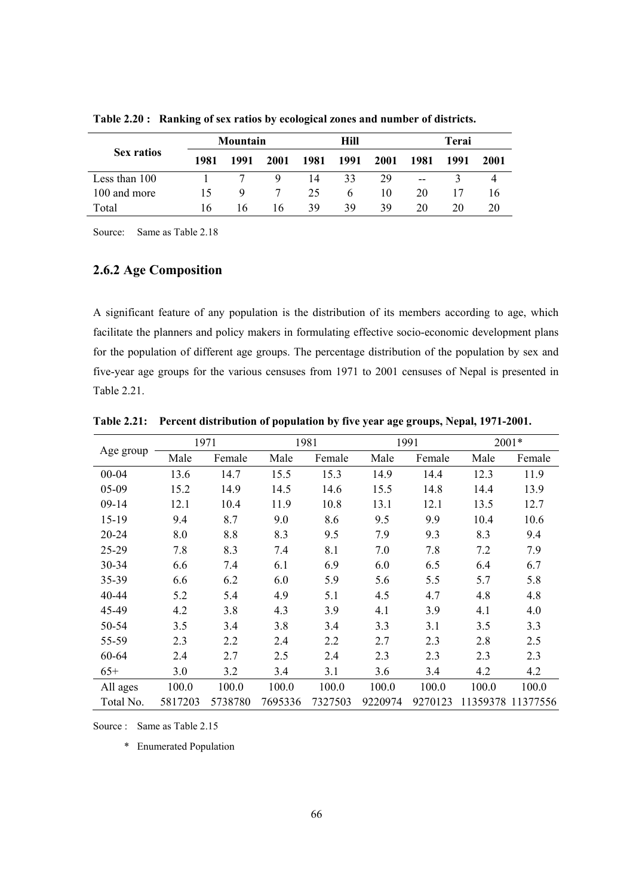**Table 2.20 : Ranking of sex ratios by ecological zones and number of districts.**

| Sex ratios | Mountain | | | Hill | | | Terai | | |
|---|---|---|---|---|---|---|---|---|---|
| | 1981 | 1991 | 2001 | 1981 | 1991 | 2001 | 1981 | 1991 | 2001 |
| Less than 100 | 1 | 7 | 9 | 14 | 33 | 29 | -- | 3 | 4 |
| 100 and more | 15 | 9 | 7 | 25 | 6 | 10 | 20 | 17 | 16 |
| Total | 16 | 16 | 16 | 39 | 39 | 39 | 20 | 20 | 20 |

Source: Same as Table 2.18

## 2.6.2 Age Composition

A significant feature of any population is the distribution of its members according to age, which facilitate the planners and policy makers in formulating effective socio-economic development plans for the population of different age groups. The percentage distribution of the population by sex and five-year age groups for the various censuses from 1971 to 2001 censuses of Nepal is presented in Table 2.21.

**Table 2.21: Percent distribution of population by five year age groups, Nepal, 1971-2001.**

| Age group | 1971 | | 1981 | | 1991 | | 2001* | |
|---|---|---|---|---|---|---|---|---|
| | Male | Female | Male | Female | Male | Female | Male | Female |
| 00-04 | 13.6 | 14.7 | 15.5 | 15.3 | 14.9 | 14.4 | 12.3 | 11.9 |
| 05-09 | 15.2 | 14.9 | 14.5 | 14.6 | 15.5 | 14.8 | 14.4 | 13.9 |
| 09-14 | 12.1 | 10.4 | 11.9 | 10.8 | 13.1 | 12.1 | 13.5 | 12.7 |
| 15-19 | 9.4 | 8.7 | 9.0 | 8.6 | 9.5 | 9.9 | 10.4 | 10.6 |
| 20-24 | 8.0 | 8.8 | 8.3 | 9.5 | 7.9 | 9.3 | 8.3 | 9.4 |
| 25-29 | 7.8 | 8.3 | 7.4 | 8.1 | 7.0 | 7.8 | 7.2 | 7.9 |
| 30-34 | 6.6 | 7.4 | 6.1 | 6.9 | 6.0 | 6.5 | 6.4 | 6.7 |
| 35-39 | 6.6 | 6.2 | 6.0 | 5.9 | 5.6 | 5.5 | 5.7 | 5.8 |
| 40-44 | 5.2 | 5.4 | 4.9 | 5.1 | 4.5 | 4.7 | 4.8 | 4.8 |
| 45-49 | 4.2 | 3.8 | 4.3 | 3.9 | 4.1 | 3.9 | 4.1 | 4.0 |
| 50-54 | 3.5 | 3.4 | 3.8 | 3.4 | 3.3 | 3.1 | 3.5 | 3.3 |
| 55-59 | 2.3 | 2.2 | 2.4 | 2.2 | 2.7 | 2.3 | 2.8 | 2.5 |
| 60-64 | 2.4 | 2.7 | 2.5 | 2.4 | 2.3 | 2.3 | 2.3 | 2.3 |
| 65+ | 3.0 | 3.2 | 3.4 | 3.1 | 3.6 | 3.4 | 4.2 | 4.2 |
| All ages | 100.0 | 100.0 | 100.0 | 100.0 | 100.0 | 100.0 | 100.0 | 100.0 |
| Total No. | 5817203 | 5738780 | 7695336 | 7327503 | 9220974 | 9270123 | 11359378 | 11377556 |

Source : Same as Table 2.15

\* Enumerated Population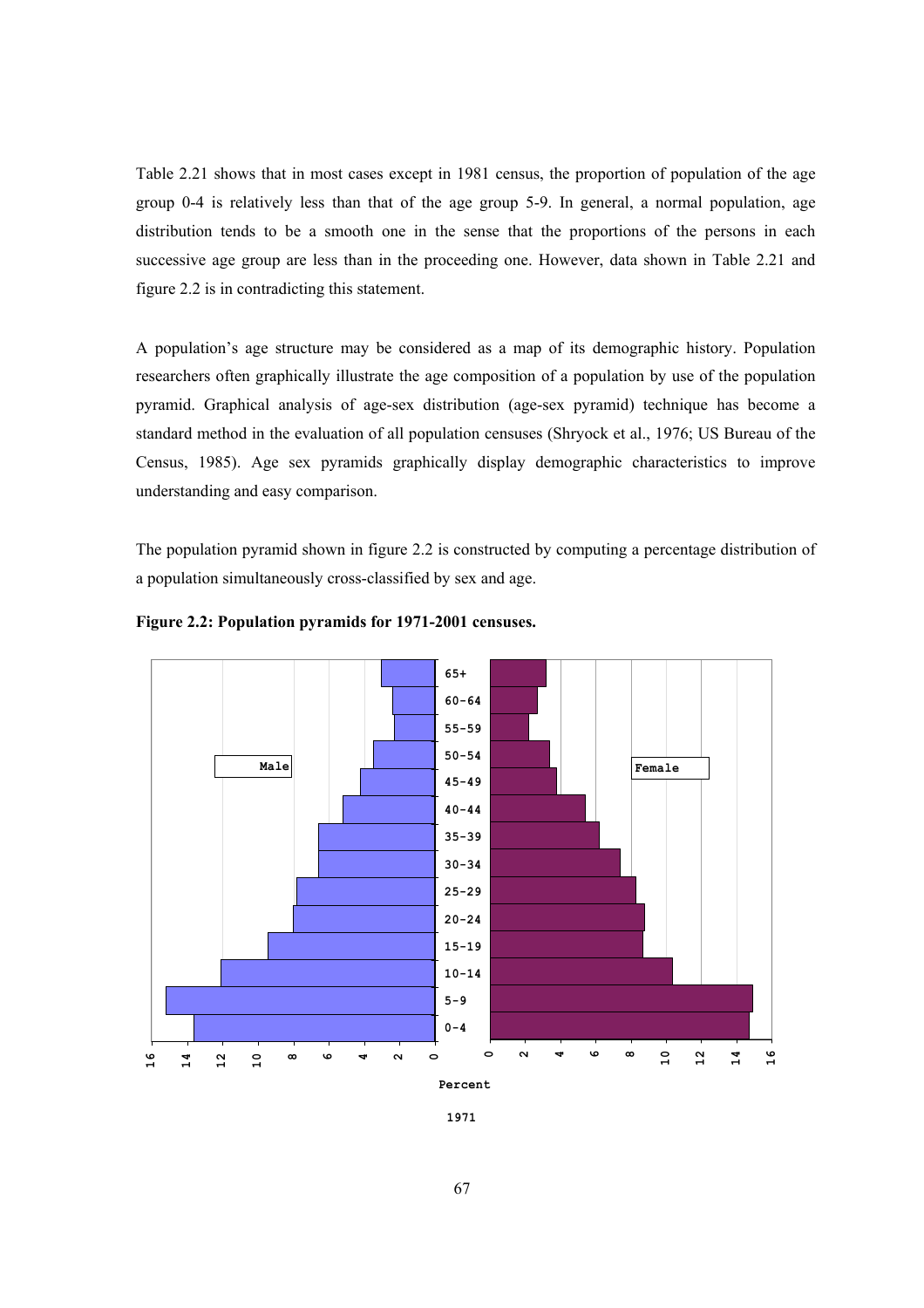Table 2.21 shows that in most cases except in 1981 census, the proportion of population of the age group 0-4 is relatively less than that of the age group 5-9. In general, a normal population, age distribution tends to be a smooth one in the sense that the proportions of the persons in each successive age group are less than in the proceeding one. However, data shown in Table 2.21 and figure 2.2 is in contradicting this statement.

A population's age structure may be considered as a map of its demographic history. Population researchers often graphically illustrate the age composition of a population by use of the population pyramid. Graphical analysis of age-sex distribution (age-sex pyramid) technique has become a standard method in the evaluation of all population censuses (Shryock et al., 1976; US Bureau of the Census, 1985). Age sex pyramids graphically display demographic characteristics to improve understanding and easy comparison.

The population pyramid shown in figure 2.2 is constructed by computing a percentage distribution of a population simultaneously cross-classified by sex and age.

**Figure 2.2: Population pyramids for 1971-2001 censuses.**

1971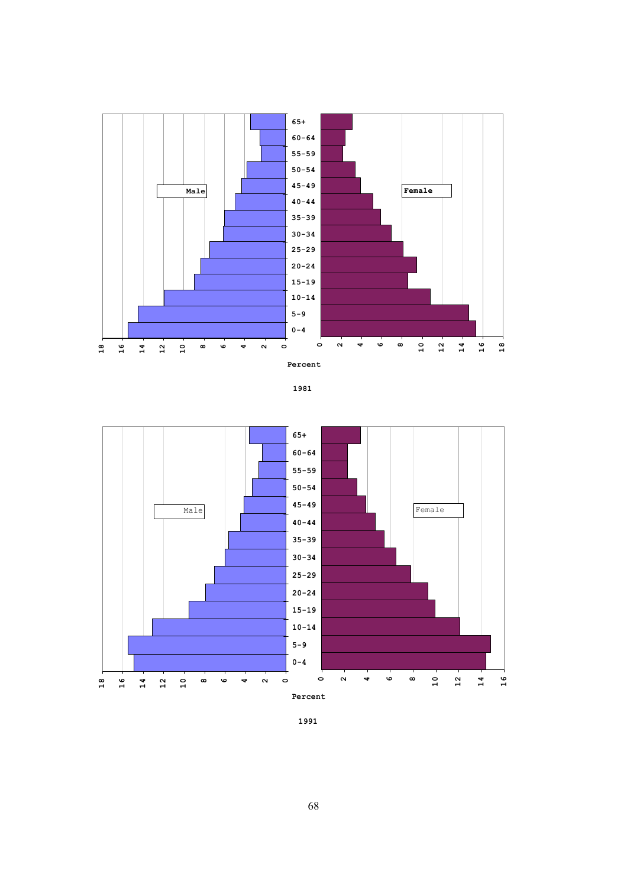Male

Female

| Age |
|---|
| 65+ |
| 60-64 |
| 55-59 |
| 50-54 |
| 45-49 |
| 40-44 |
| 35-39 |
| 30-34 |
| 25-29 |
| 20-24 |
| 15-19 |
| 10-14 |
| 5-9 |
| 0-4 |

18 16 14 12 10 8 6 4 2 0 | 0 2 4 6 8 10 12 14 16 18

Percent

1981

Male

Female

| Age |
|---|
| 65+ |
| 60-64 |
| 55-59 |
| 50-54 |
| 45-49 |
| 40-44 |
| 35-39 |
| 30-34 |
| 25-29 |
| 20-24 |
| 15-19 |
| 10-14 |
| 5-9 |
| 0-4 |

18 16 14 12 10 8 6 4 2 0 | 0 2 4 6 8 10 12 14 16

Percent

1991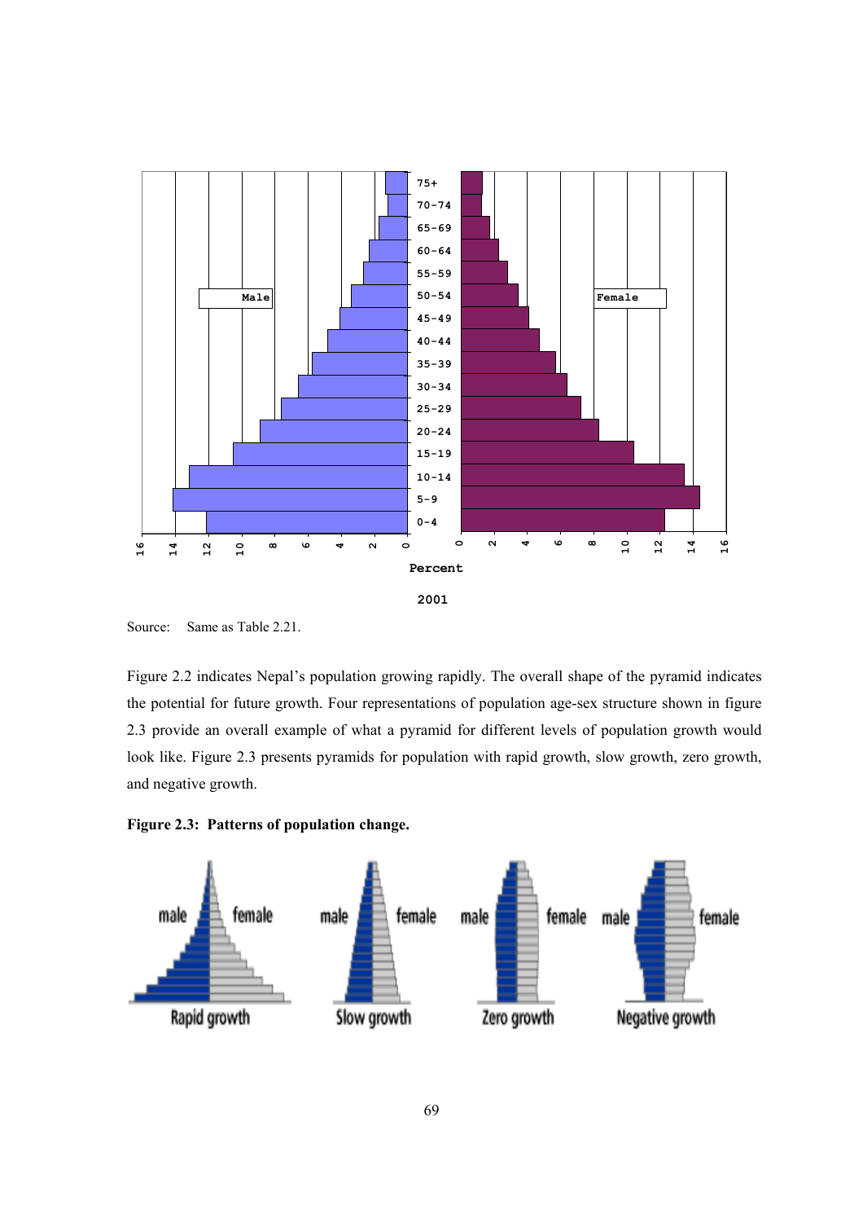Source: Same as Table 2.21.

Figure 2.2 indicates Nepal's population growing rapidly. The overall shape of the pyramid indicates the potential for future growth. Four representations of population age-sex structure shown in figure 2.3 provide an overall example of what a pyramid for different levels of population growth would look like. Figure 2.3 presents pyramids for population with rapid growth, slow growth, zero growth, and negative growth.

**Figure 2.3: Patterns of population change.**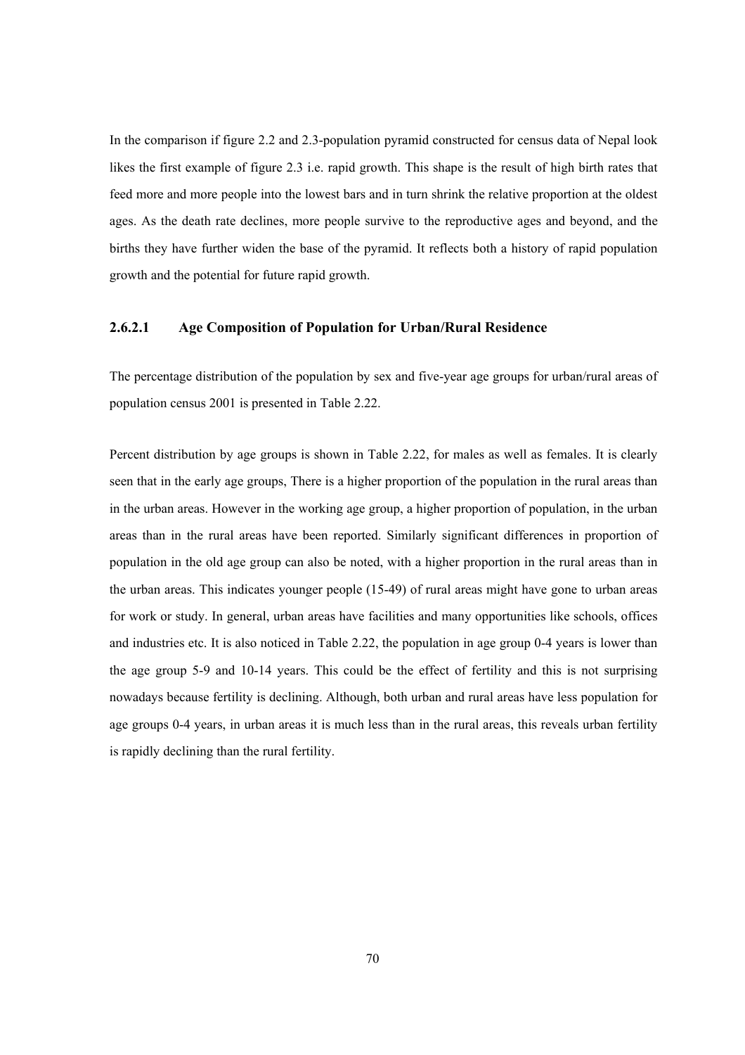In the comparison if figure 2.2 and 2.3-population pyramid constructed for census data of Nepal look likes the first example of figure 2.3 i.e. rapid growth. This shape is the result of high birth rates that feed more and more people into the lowest bars and in turn shrink the relative proportion at the oldest ages. As the death rate declines, more people survive to the reproductive ages and beyond, and the births they have further widen the base of the pyramid. It reflects both a history of rapid population growth and the potential for future rapid growth.

#### 2.6.2.1 Age Composition of Population for Urban/Rural Residence

The percentage distribution of the population by sex and five-year age groups for urban/rural areas of population census 2001 is presented in Table 2.22.

Percent distribution by age groups is shown in Table 2.22, for males as well as females. It is clearly seen that in the early age groups, There is a higher proportion of the population in the rural areas than in the urban areas. However in the working age group, a higher proportion of population, in the urban areas than in the rural areas have been reported. Similarly significant differences in proportion of population in the old age group can also be noted, with a higher proportion in the rural areas than in the urban areas. This indicates younger people (15-49) of rural areas might have gone to urban areas for work or study. In general, urban areas have facilities and many opportunities like schools, offices and industries etc. It is also noticed in Table 2.22, the population in age group 0-4 years is lower than the age group 5-9 and 10-14 years. This could be the effect of fertility and this is not surprising nowadays because fertility is declining. Although, both urban and rural areas have less population for age groups 0-4 years, in urban areas it is much less than in the rural areas, this reveals urban fertility is rapidly declining than the rural fertility.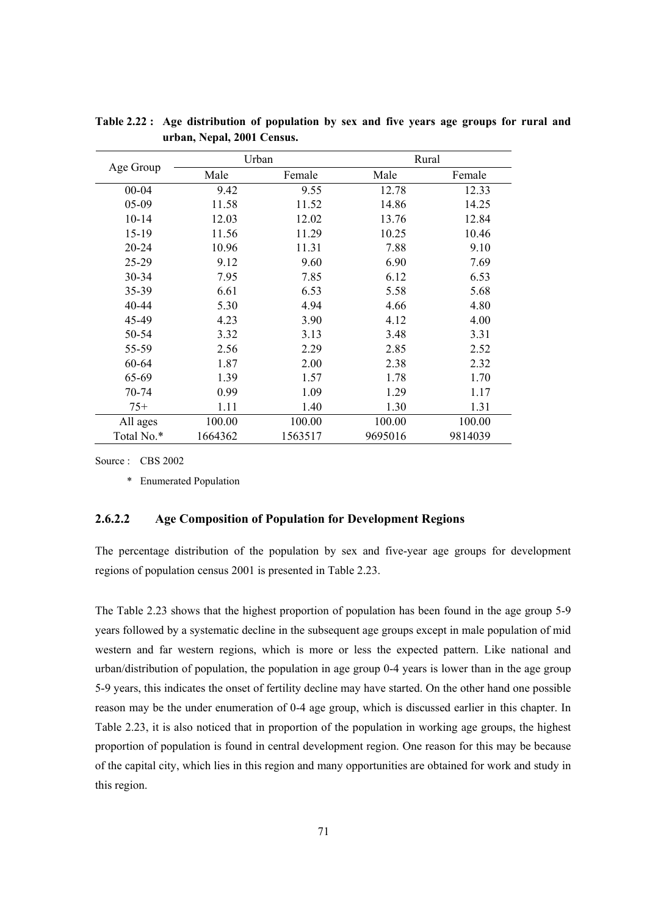**Table 2.22 : Age distribution of population by sex and five years age groups for rural and urban, Nepal, 2001 Census.**

| Age Group | Urban | | Rural | |
|---|---|---|---|---|
| | Male | Female | Male | Female |
| 00-04 | 9.42 | 9.55 | 12.78 | 12.33 |
| 05-09 | 11.58 | 11.52 | 14.86 | 14.25 |
| 10-14 | 12.03 | 12.02 | 13.76 | 12.84 |
| 15-19 | 11.56 | 11.29 | 10.25 | 10.46 |
| 20-24 | 10.96 | 11.31 | 7.88 | 9.10 |
| 25-29 | 9.12 | 9.60 | 6.90 | 7.69 |
| 30-34 | 7.95 | 7.85 | 6.12 | 6.53 |
| 35-39 | 6.61 | 6.53 | 5.58 | 5.68 |
| 40-44 | 5.30 | 4.94 | 4.66 | 4.80 |
| 45-49 | 4.23 | 3.90 | 4.12 | 4.00 |
| 50-54 | 3.32 | 3.13 | 3.48 | 3.31 |
| 55-59 | 2.56 | 2.29 | 2.85 | 2.52 |
| 60-64 | 1.87 | 2.00 | 2.38 | 2.32 |
| 65-69 | 1.39 | 1.57 | 1.78 | 1.70 |
| 70-74 | 0.99 | 1.09 | 1.29 | 1.17 |
| 75+ | 1.11 | 1.40 | 1.30 | 1.31 |
| All ages | 100.00 | 100.00 | 100.00 | 100.00 |
| Total No.* | 1664362 | 1563517 | 9695016 | 9814039 |

Source : CBS 2002

\* Enumerated Population

### 2.6.2.2 Age Composition of Population for Development Regions

The percentage distribution of the population by sex and five-year age groups for development regions of population census 2001 is presented in Table 2.23.

The Table 2.23 shows that the highest proportion of population has been found in the age group 5-9 years followed by a systematic decline in the subsequent age groups except in male population of mid western and far western regions, which is more or less the expected pattern. Like national and urban/distribution of population, the population in age group 0-4 years is lower than in the age group 5-9 years, this indicates the onset of fertility decline may have started. On the other hand one possible reason may be the under enumeration of 0-4 age group, which is discussed earlier in this chapter. In Table 2.23, it is also noticed that in proportion of the population in working age groups, the highest proportion of population is found in central development region. One reason for this may be because of the capital city, which lies in this region and many opportunities are obtained for work and study in this region.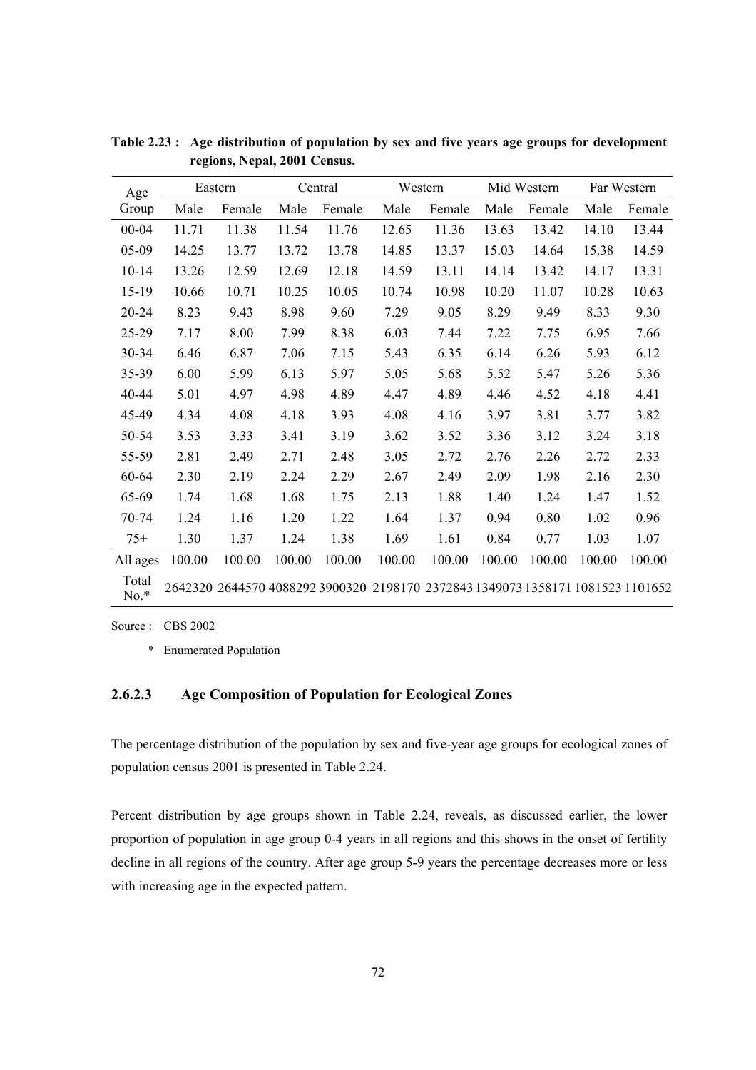**Table 2.23 : Age distribution of population by sex and five years age groups for development regions, Nepal, 2001 Census.**

| Age Group | Eastern | | Central | | Western | | Mid Western | | Far Western | |
|---|---|---|---|---|---|---|---|---|---|---|
| | Male | Female | Male | Female | Male | Female | Male | Female | Male | Female |
| 00-04 | 11.71 | 11.38 | 11.54 | 11.76 | 12.65 | 11.36 | 13.63 | 13.42 | 14.10 | 13.44 |
| 05-09 | 14.25 | 13.77 | 13.72 | 13.78 | 14.85 | 13.37 | 15.03 | 14.64 | 15.38 | 14.59 |
| 10-14 | 13.26 | 12.59 | 12.69 | 12.18 | 14.59 | 13.11 | 14.14 | 13.42 | 14.17 | 13.31 |
| 15-19 | 10.66 | 10.71 | 10.25 | 10.05 | 10.74 | 10.98 | 10.20 | 11.07 | 10.28 | 10.63 |
| 20-24 | 8.23 | 9.43 | 8.98 | 9.60 | 7.29 | 9.05 | 8.29 | 9.49 | 8.33 | 9.30 |
| 25-29 | 7.17 | 8.00 | 7.99 | 8.38 | 6.03 | 7.44 | 7.22 | 7.75 | 6.95 | 7.66 |
| 30-34 | 6.46 | 6.87 | 7.06 | 7.15 | 5.43 | 6.35 | 6.14 | 6.26 | 5.93 | 6.12 |
| 35-39 | 6.00 | 5.99 | 6.13 | 5.97 | 5.05 | 5.68 | 5.52 | 5.47 | 5.26 | 5.36 |
| 40-44 | 5.01 | 4.97 | 4.98 | 4.89 | 4.47 | 4.89 | 4.46 | 4.52 | 4.18 | 4.41 |
| 45-49 | 4.34 | 4.08 | 4.18 | 3.93 | 4.08 | 4.16 | 3.97 | 3.81 | 3.77 | 3.82 |
| 50-54 | 3.53 | 3.33 | 3.41 | 3.19 | 3.62 | 3.52 | 3.36 | 3.12 | 3.24 | 3.18 |
| 55-59 | 2.81 | 2.49 | 2.71 | 2.48 | 3.05 | 2.72 | 2.76 | 2.26 | 2.72 | 2.33 |
| 60-64 | 2.30 | 2.19 | 2.24 | 2.29 | 2.67 | 2.49 | 2.09 | 1.98 | 2.16 | 2.30 |
| 65-69 | 1.74 | 1.68 | 1.68 | 1.75 | 2.13 | 1.88 | 1.40 | 1.24 | 1.47 | 1.52 |
| 70-74 | 1.24 | 1.16 | 1.20 | 1.22 | 1.64 | 1.37 | 0.94 | 0.80 | 1.02 | 0.96 |
| 75+ | 1.30 | 1.37 | 1.24 | 1.38 | 1.69 | 1.61 | 0.84 | 0.77 | 1.03 | 1.07 |
| All ages | 100.00 | 100.00 | 100.00 | 100.00 | 100.00 | 100.00 | 100.00 | 100.00 | 100.00 | 100.00 |
| Total No.* | 2642320 | 2644570 | 4088292 | 3900320 | 2198170 | 2372843 | 1349073 | 1358171 | 1081523 | 1101652 |

Source : CBS 2002

\* Enumerated Population

### 2.6.2.3 Age Composition of Population for Ecological Zones

The percentage distribution of the population by sex and five-year age groups for ecological zones of population census 2001 is presented in Table 2.24.

Percent distribution by age groups shown in Table 2.24, reveals, as discussed earlier, the lower proportion of population in age group 0-4 years in all regions and this shows in the onset of fertility decline in all regions of the country. After age group 5-9 years the percentage decreases more or less with increasing age in the expected pattern.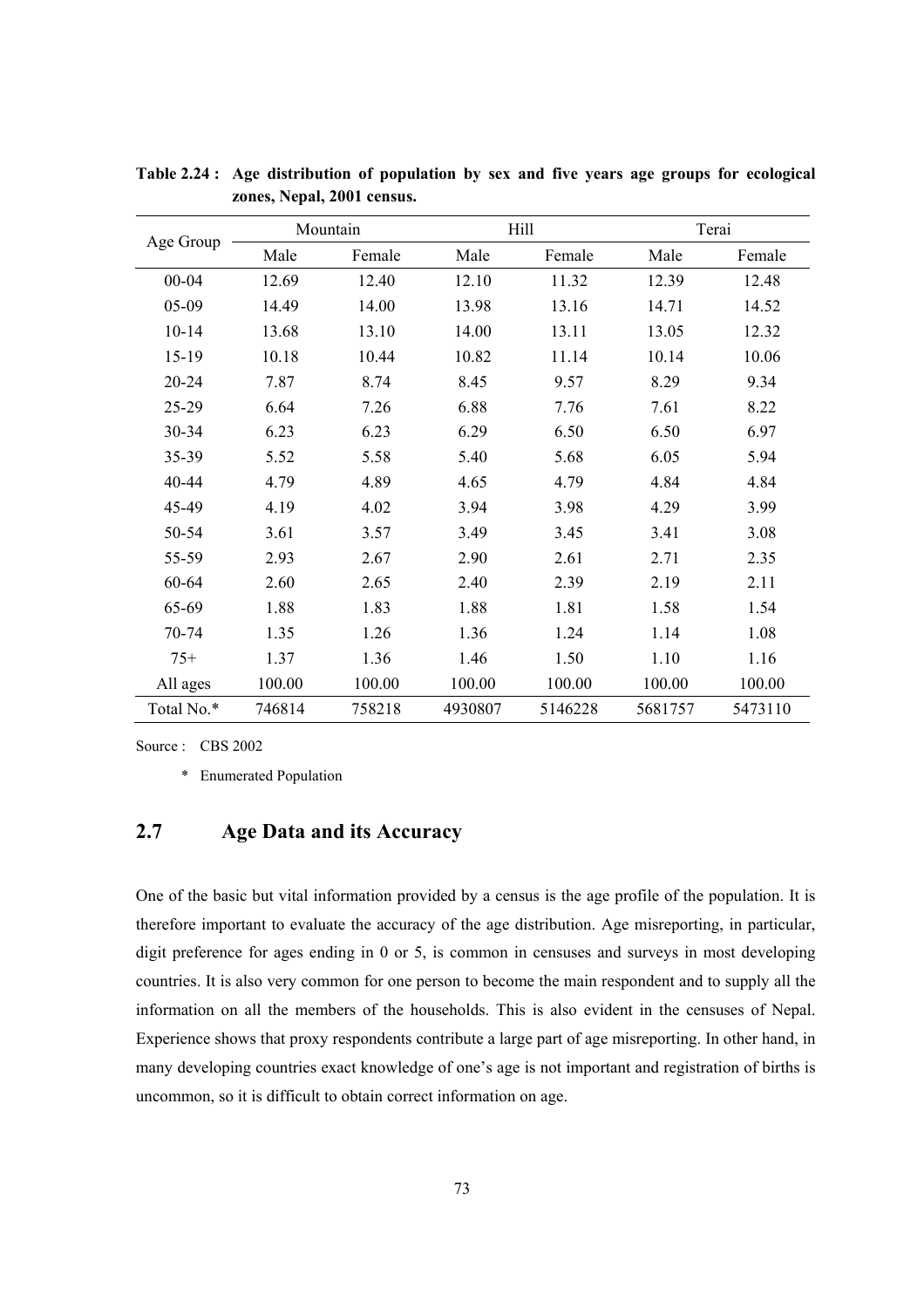**Table 2.24 : Age distribution of population by sex and five years age groups for ecological zones, Nepal, 2001 census.**

| Age Group | Mountain | | Hill | | Terai | |
|---|---|---|---|---|---|---|
| | Male | Female | Male | Female | Male | Female |
| 00-04 | 12.69 | 12.40 | 12.10 | 11.32 | 12.39 | 12.48 |
| 05-09 | 14.49 | 14.00 | 13.98 | 13.16 | 14.71 | 14.52 |
| 10-14 | 13.68 | 13.10 | 14.00 | 13.11 | 13.05 | 12.32 |
| 15-19 | 10.18 | 10.44 | 10.82 | 11.14 | 10.14 | 10.06 |
| 20-24 | 7.87 | 8.74 | 8.45 | 9.57 | 8.29 | 9.34 |
| 25-29 | 6.64 | 7.26 | 6.88 | 7.76 | 7.61 | 8.22 |
| 30-34 | 6.23 | 6.23 | 6.29 | 6.50 | 6.50 | 6.97 |
| 35-39 | 5.52 | 5.58 | 5.40 | 5.68 | 6.05 | 5.94 |
| 40-44 | 4.79 | 4.89 | 4.65 | 4.79 | 4.84 | 4.84 |
| 45-49 | 4.19 | 4.02 | 3.94 | 3.98 | 4.29 | 3.99 |
| 50-54 | 3.61 | 3.57 | 3.49 | 3.45 | 3.41 | 3.08 |
| 55-59 | 2.93 | 2.67 | 2.90 | 2.61 | 2.71 | 2.35 |
| 60-64 | 2.60 | 2.65 | 2.40 | 2.39 | 2.19 | 2.11 |
| 65-69 | 1.88 | 1.83 | 1.88 | 1.81 | 1.58 | 1.54 |
| 70-74 | 1.35 | 1.26 | 1.36 | 1.24 | 1.14 | 1.08 |
| 75+ | 1.37 | 1.36 | 1.46 | 1.50 | 1.10 | 1.16 |
| All ages | 100.00 | 100.00 | 100.00 | 100.00 | 100.00 | 100.00 |
| Total No.* | 746814 | 758218 | 4930807 | 5146228 | 5681757 | 5473110 |

Source : CBS 2002

\* Enumerated Population

## 2.7 Age Data and its Accuracy

One of the basic but vital information provided by a census is the age profile of the population. It is therefore important to evaluate the accuracy of the age distribution. Age misreporting, in particular, digit preference for ages ending in 0 or 5, is common in censuses and surveys in most developing countries. It is also very common for one person to become the main respondent and to supply all the information on all the members of the households. This is also evident in the censuses of Nepal. Experience shows that proxy respondents contribute a large part of age misreporting. In other hand, in many developing countries exact knowledge of one's age is not important and registration of births is uncommon, so it is difficult to obtain correct information on age.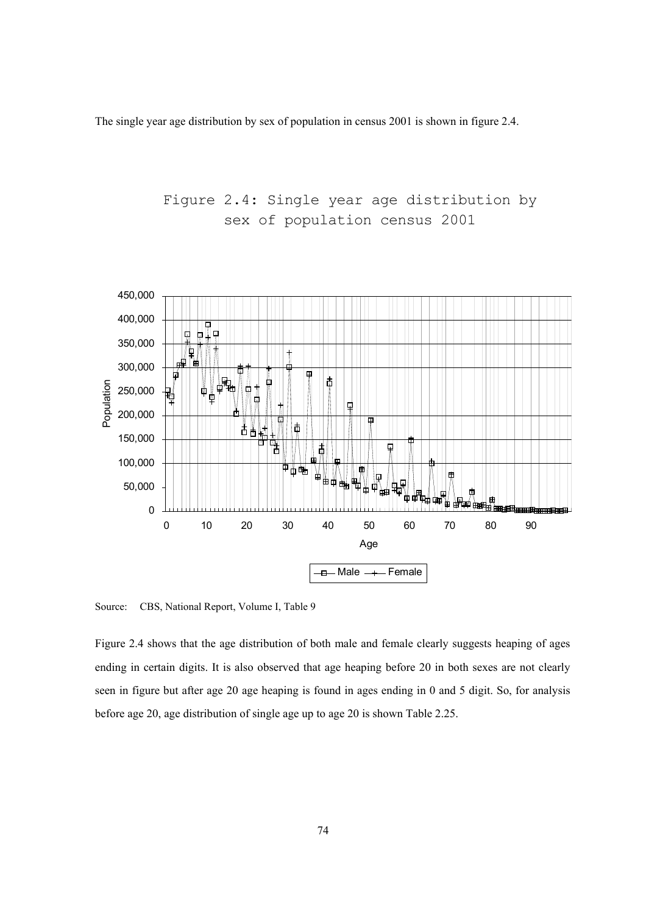The single year age distribution by sex of population in census 2001 is shown in figure 2.4.

Figure 2.4: Single year age distribution by sex of population census 2001

Source: CBS, National Report, Volume I, Table 9

Figure 2.4 shows that the age distribution of both male and female clearly suggests heaping of ages ending in certain digits. It is also observed that age heaping before 20 in both sexes are not clearly seen in figure but after age 20 age heaping is found in ages ending in 0 and 5 digit. So, for analysis before age 20, age distribution of single age up to age 20 is shown Table 2.25.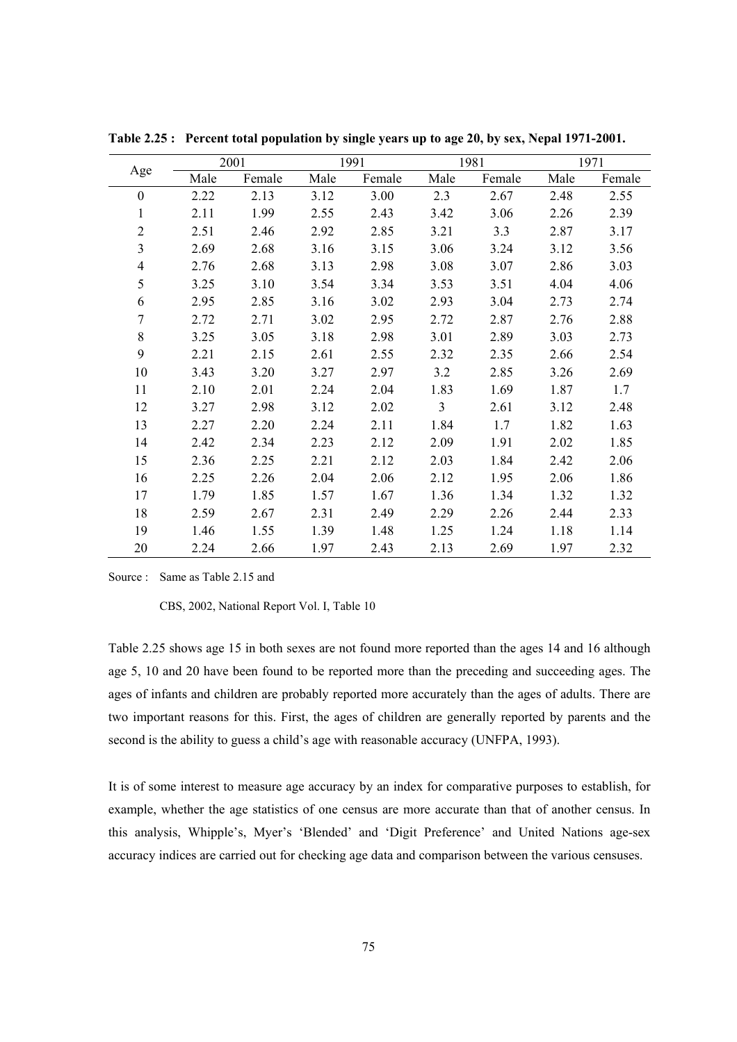**Table 2.25 : Percent total population by single years up to age 20, by sex, Nepal 1971-2001.**

| Age | 2001 | | 1991 | | 1981 | | 1971 | |
|---|---|---|---|---|---|---|---|---|
| | Male | Female | Male | Female | Male | Female | Male | Female |
| 0 | 2.22 | 2.13 | 3.12 | 3.00 | 2.3 | 2.67 | 2.48 | 2.55 |
| 1 | 2.11 | 1.99 | 2.55 | 2.43 | 3.42 | 3.06 | 2.26 | 2.39 |
| 2 | 2.51 | 2.46 | 2.92 | 2.85 | 3.21 | 3.3 | 2.87 | 3.17 |
| 3 | 2.69 | 2.68 | 3.16 | 3.15 | 3.06 | 3.24 | 3.12 | 3.56 |
| 4 | 2.76 | 2.68 | 3.13 | 2.98 | 3.08 | 3.07 | 2.86 | 3.03 |
| 5 | 3.25 | 3.10 | 3.54 | 3.34 | 3.53 | 3.51 | 4.04 | 4.06 |
| 6 | 2.95 | 2.85 | 3.16 | 3.02 | 2.93 | 3.04 | 2.73 | 2.74 |
| 7 | 2.72 | 2.71 | 3.02 | 2.95 | 2.72 | 2.87 | 2.76 | 2.88 |
| 8 | 3.25 | 3.05 | 3.18 | 2.98 | 3.01 | 2.89 | 3.03 | 2.73 |
| 9 | 2.21 | 2.15 | 2.61 | 2.55 | 2.32 | 2.35 | 2.66 | 2.54 |
| 10 | 3.43 | 3.20 | 3.27 | 2.97 | 3.2 | 2.85 | 3.26 | 2.69 |
| 11 | 2.10 | 2.01 | 2.24 | 2.04 | 1.83 | 1.69 | 1.87 | 1.7 |
| 12 | 3.27 | 2.98 | 3.12 | 2.02 | 3 | 2.61 | 3.12 | 2.48 |
| 13 | 2.27 | 2.20 | 2.24 | 2.11 | 1.84 | 1.7 | 1.82 | 1.63 |
| 14 | 2.42 | 2.34 | 2.23 | 2.12 | 2.09 | 1.91 | 2.02 | 1.85 |
| 15 | 2.36 | 2.25 | 2.21 | 2.12 | 2.03 | 1.84 | 2.42 | 2.06 |
| 16 | 2.25 | 2.26 | 2.04 | 2.06 | 2.12 | 1.95 | 2.06 | 1.86 |
| 17 | 1.79 | 1.85 | 1.57 | 1.67 | 1.36 | 1.34 | 1.32 | 1.32 |
| 18 | 2.59 | 2.67 | 2.31 | 2.49 | 2.29 | 2.26 | 2.44 | 2.33 |
| 19 | 1.46 | 1.55 | 1.39 | 1.48 | 1.25 | 1.24 | 1.18 | 1.14 |
| 20 | 2.24 | 2.66 | 1.97 | 2.43 | 2.13 | 2.69 | 1.97 | 2.32 |

Source : Same as Table 2.15 and

CBS, 2002, National Report Vol. I, Table 10

Table 2.25 shows age 15 in both sexes are not found more reported than the ages 14 and 16 although age 5, 10 and 20 have been found to be reported more than the preceding and succeeding ages. The ages of infants and children are probably reported more accurately than the ages of adults. There are two important reasons for this. First, the ages of children are generally reported by parents and the second is the ability to guess a child's age with reasonable accuracy (UNFPA, 1993).

It is of some interest to measure age accuracy by an index for comparative purposes to establish, for example, whether the age statistics of one census are more accurate than that of another census. In this analysis, Whipple's, Myer's 'Blended' and 'Digit Preference' and United Nations age-sex accuracy indices are carried out for checking age data and comparison between the various censuses.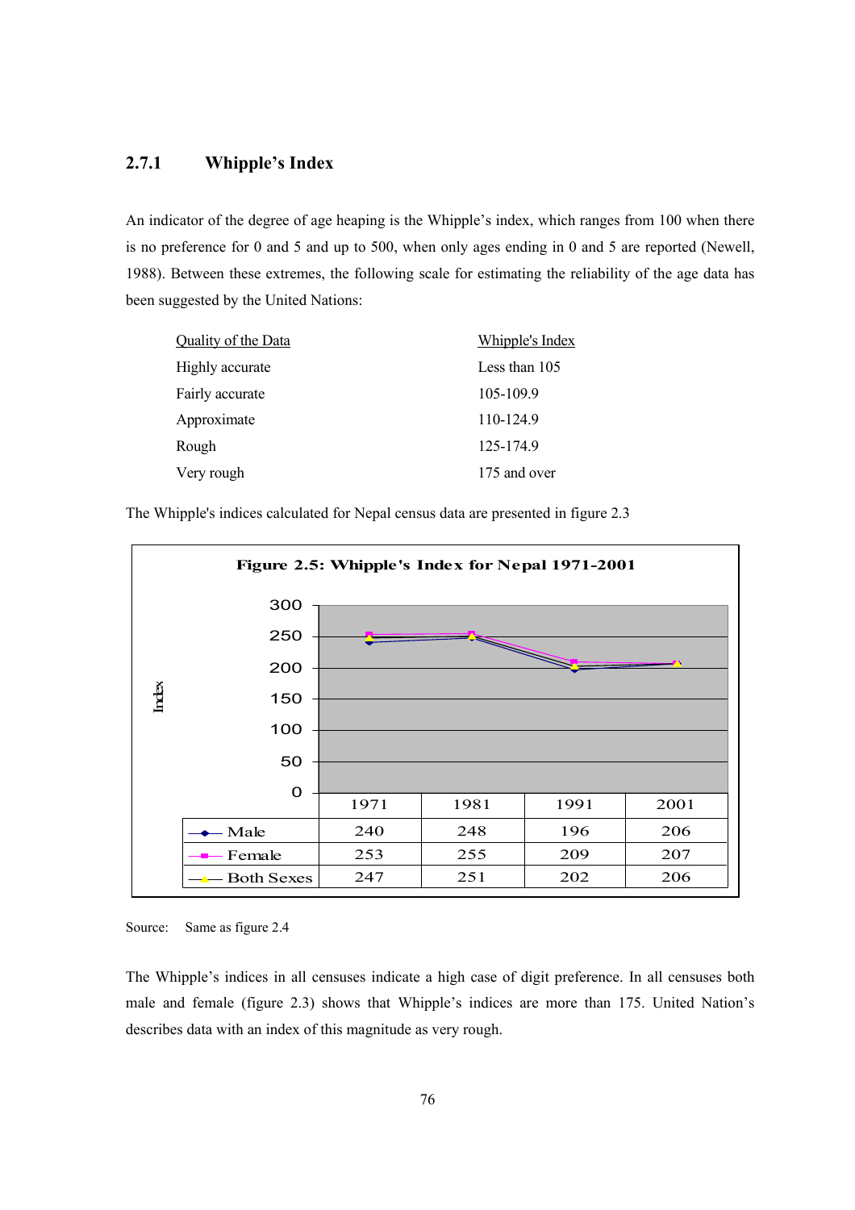### 2.7.1 Whipple's Index

An indicator of the degree of age heaping is the Whipple's index, which ranges from 100 when there is no preference for 0 and 5 and up to 500, when only ages ending in 0 and 5 are reported (Newell, 1988). Between these extremes, the following scale for estimating the reliability of the age data has been suggested by the United Nations:

| Quality of the Data | Whipple's Index |
|---|---|
| Highly accurate | Less than 105 |
| Fairly accurate | 105-109.9 |
| Approximate | 110-124.9 |
| Rough | 125-174.9 |
| Very rough | 175 and over |

The Whipple's indices calculated for Nepal census data are presented in figure 2.3

**Figure 2.5: Whipple's Index for Nepal 1971-2001**

| | 1971 | 1981 | 1991 | 2001 |
|---|---|---|---|---|
| Male | 240 | 248 | 196 | 206 |
| Female | 253 | 255 | 209 | 207 |
| Both Sexes | 247 | 251 | 202 | 206 |

Source: Same as figure 2.4

The Whipple's indices in all censuses indicate a high case of digit preference. In all censuses both male and female (figure 2.3) shows that Whipple's indices are more than 175. United Nation's describes data with an index of this magnitude as very rough.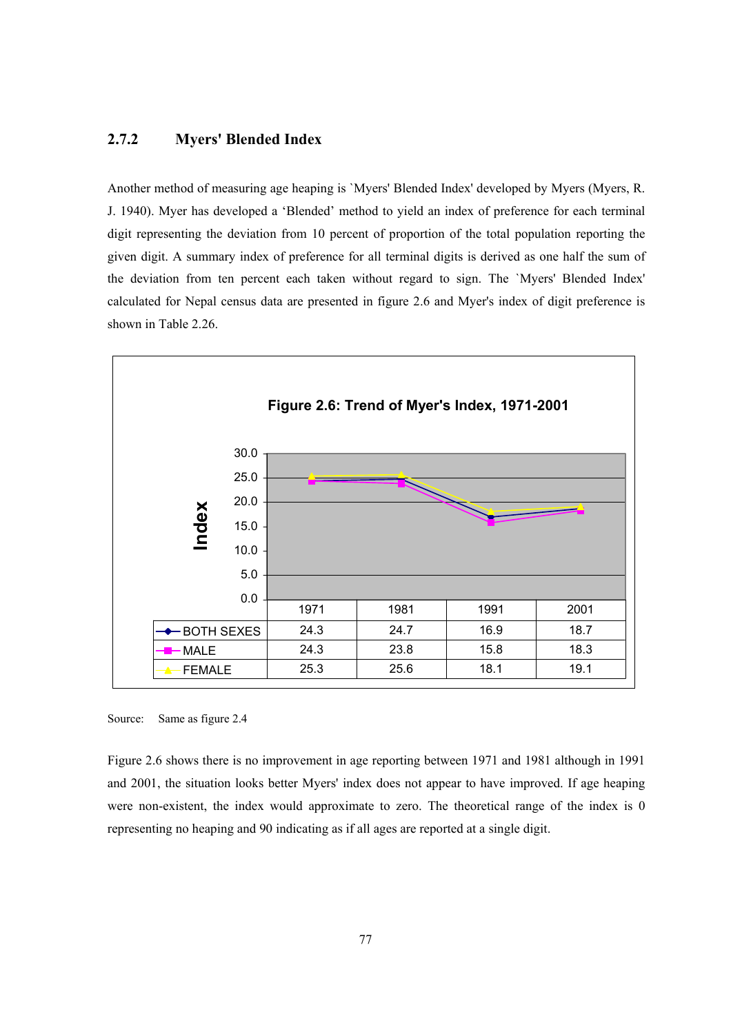### 2.7.2 Myers' Blended Index

Another method of measuring age heaping is `Myers' Blended Index' developed by Myers (Myers, R. J. 1940). Myer has developed a 'Blended' method to yield an index of preference for each terminal digit representing the deviation from 10 percent of proportion of the total population reporting the given digit. A summary index of preference for all terminal digits is derived as one half the sum of the deviation from ten percent each taken without regard to sign. The `Myers' Blended Index' calculated for Nepal census data are presented in figure 2.6 and Myer's index of digit preference is shown in Table 2.26.

**Figure 2.6: Trend of Myer's Index, 1971-2001**

| | 1971 | 1981 | 1991 | 2001 |
|---|---|---|---|---|
| BOTH SEXES | 24.3 | 24.7 | 16.9 | 18.7 |
| MALE | 24.3 | 23.8 | 15.8 | 18.3 |
| FEMALE | 25.3 | 25.6 | 18.1 | 19.1 |

Source: Same as figure 2.4

Figure 2.6 shows there is no improvement in age reporting between 1971 and 1981 although in 1991 and 2001, the situation looks better Myers' index does not appear to have improved. If age heaping were non-existent, the index would approximate to zero. The theoretical range of the index is 0 representing no heaping and 90 indicating as if all ages are reported at a single digit.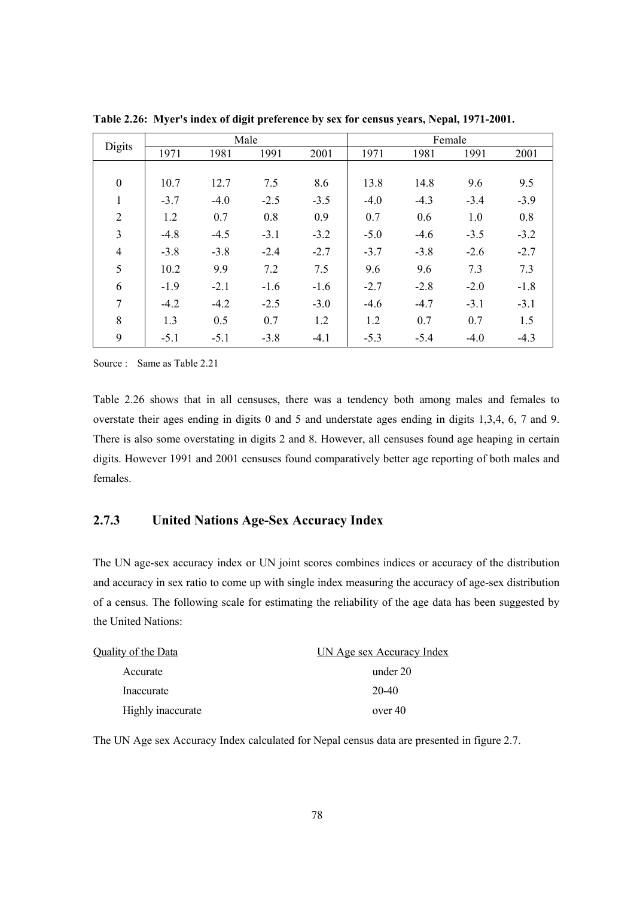**Table 2.26: Myer's index of digit preference by sex for census years, Nepal, 1971-2001.**

| Digits | Male | | | | Female | | | |
|---|---|---|---|---|---|---|---|---|
| | 1971 | 1981 | 1991 | 2001 | 1971 | 1981 | 1991 | 2001 |
| 0 | 10.7 | 12.7 | 7.5 | 8.6 | 13.8 | 14.8 | 9.6 | 9.5 |
| 1 | -3.7 | -4.0 | -2.5 | -3.5 | -4.0 | -4.3 | -3.4 | -3.9 |
| 2 | 1.2 | 0.7 | 0.8 | 0.9 | 0.7 | 0.6 | 1.0 | 0.8 |
| 3 | -4.8 | -4.5 | -3.1 | -3.2 | -5.0 | -4.6 | -3.5 | -3.2 |
| 4 | -3.8 | -3.8 | -2.4 | -2.7 | -3.7 | -3.8 | -2.6 | -2.7 |
| 5 | 10.2 | 9.9 | 7.2 | 7.5 | 9.6 | 9.6 | 7.3 | 7.3 |
| 6 | -1.9 | -2.1 | -1.6 | -1.6 | -2.7 | -2.8 | -2.0 | -1.8 |
| 7 | -4.2 | -4.2 | -2.5 | -3.0 | -4.6 | -4.7 | -3.1 | -3.1 |
| 8 | 1.3 | 0.5 | 0.7 | 1.2 | 1.2 | 0.7 | 0.7 | 1.5 |
| 9 | -5.1 | -5.1 | -3.8 | -4.1 | -5.3 | -5.4 | -4.0 | -4.3 |

Source : Same as Table 2.21

Table 2.26 shows that in all censuses, there was a tendency both among males and females to overstate their ages ending in digits 0 and 5 and understate ages ending in digits 1,3,4, 6, 7 and 9. There is also some overstating in digits 2 and 8. However, all censuses found age heaping in certain digits. However 1991 and 2001 censuses found comparatively better age reporting of both males and females.

### 2.7.3 United Nations Age-Sex Accuracy Index

The UN age-sex accuracy index or UN joint scores combines indices or accuracy of the distribution and accuracy in sex ratio to come up with single index measuring the accuracy of age-sex distribution of a census. The following scale for estimating the reliability of the age data has been suggested by the United Nations:

| Quality of the Data | UN Age sex Accuracy Index |
|---|---|
| Accurate | under 20 |
| Inaccurate | 20-40 |
| Highly inaccurate | over 40 |

The UN Age sex Accuracy Index calculated for Nepal census data are presented in figure 2.7.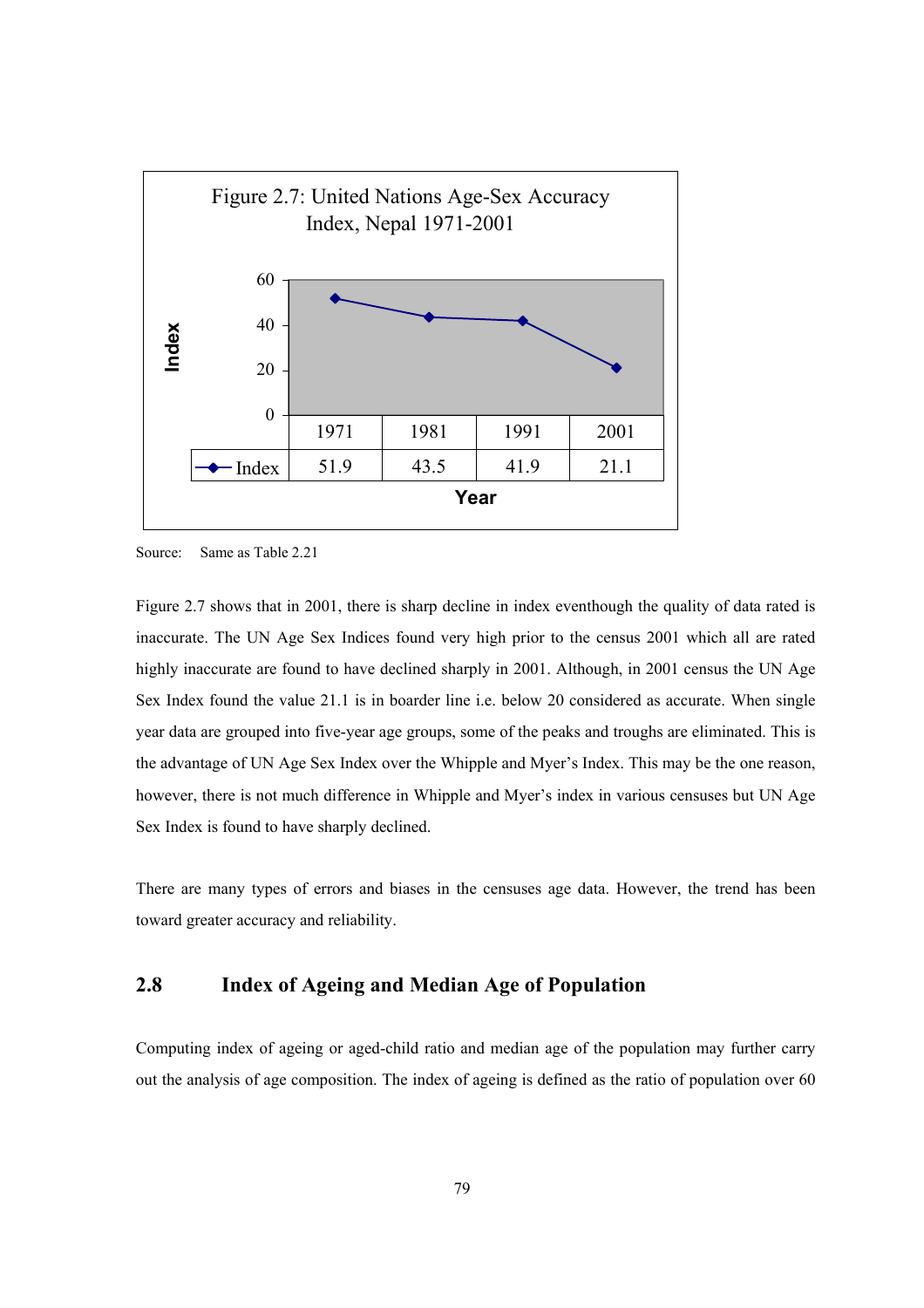Figure 2.7: United Nations Age-Sex Accuracy Index, Nepal 1971-2001

| Year | 1971 | 1981 | 1991 | 2001 |
|---|---|---|---|---|
| Index | 51.9 | 43.5 | 41.9 | 21.1 |

Source: Same as Table 2.21

Figure 2.7 shows that in 2001, there is sharp decline in index eventhough the quality of data rated is inaccurate. The UN Age Sex Indices found very high prior to the census 2001 which all are rated highly inaccurate are found to have declined sharply in 2001. Although, in 2001 census the UN Age Sex Index found the value 21.1 is in boarder line i.e. below 20 considered as accurate. When single year data are grouped into five-year age groups, some of the peaks and troughs are eliminated. This is the advantage of UN Age Sex Index over the Whipple and Myer's Index. This may be the one reason, however, there is not much difference in Whipple and Myer's index in various censuses but UN Age Sex Index is found to have sharply declined.

There are many types of errors and biases in the censuses age data. However, the trend has been toward greater accuracy and reliability.

## 2.8 Index of Ageing and Median Age of Population

Computing index of ageing or aged-child ratio and median age of the population may further carry out the analysis of age composition. The index of ageing is defined as the ratio of population over 60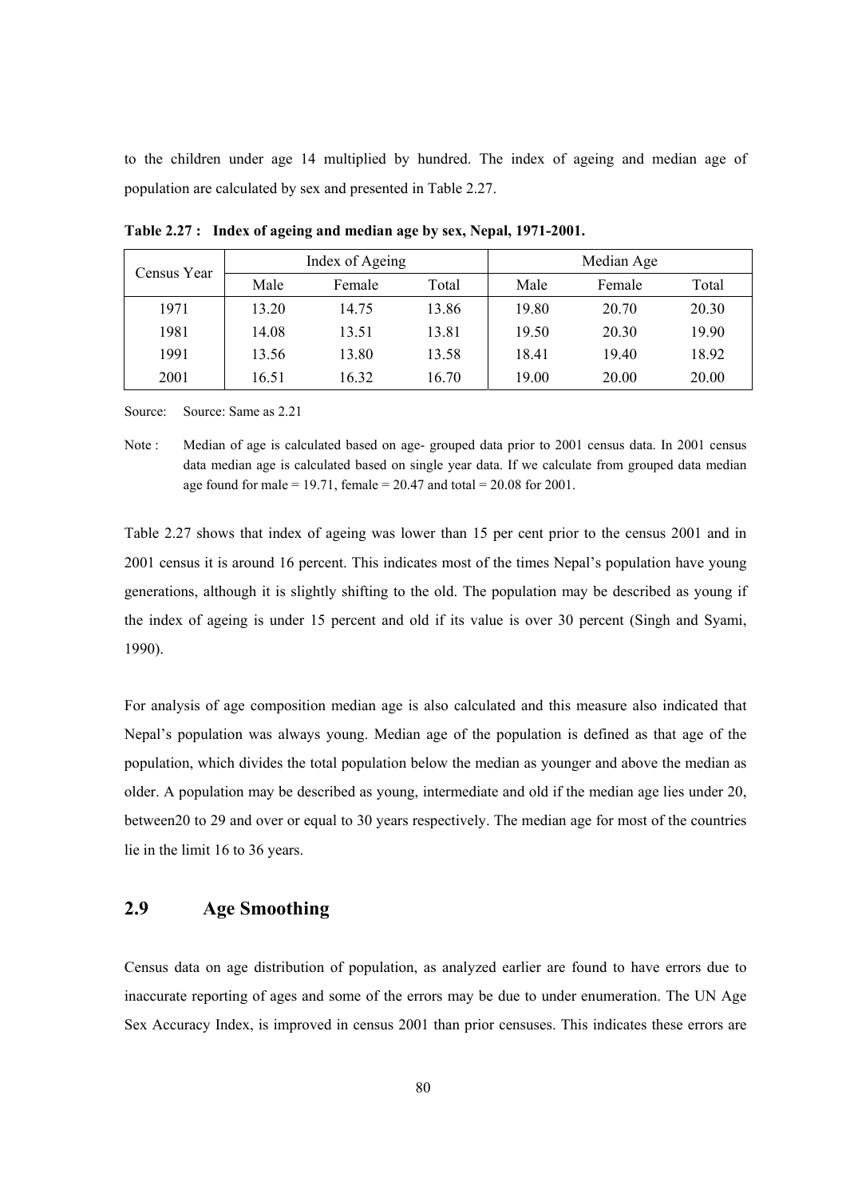to the children under age 14 multiplied by hundred. The index of ageing and median age of population are calculated by sex and presented in Table 2.27.

**Table 2.27 : Index of ageing and median age by sex, Nepal, 1971-2001.**

| Census Year | Index of Ageing | | | Median Age | | |
|---|---|---|---|---|---|---|
| | Male | Female | Total | Male | Female | Total |
| 1971 | 13.20 | 14.75 | 13.86 | 19.80 | 20.70 | 20.30 |
| 1981 | 14.08 | 13.51 | 13.81 | 19.50 | 20.30 | 19.90 |
| 1991 | 13.56 | 13.80 | 13.58 | 18.41 | 19.40 | 18.92 |
| 2001 | 16.51 | 16.32 | 16.70 | 19.00 | 20.00 | 20.00 |

Source: Source: Same as 2.21

Note : Median of age is calculated based on age- grouped data prior to 2001 census data. In 2001 census data median age is calculated based on single year data. If we calculate from grouped data median age found for male = 19.71, female = 20.47 and total = 20.08 for 2001.

Table 2.27 shows that index of ageing was lower than 15 per cent prior to the census 2001 and in 2001 census it is around 16 percent. This indicates most of the times Nepal's population have young generations, although it is slightly shifting to the old. The population may be described as young if the index of ageing is under 15 percent and old if its value is over 30 percent (Singh and Syami, 1990).

For analysis of age composition median age is also calculated and this measure also indicated that Nepal's population was always young. Median age of the population is defined as that age of the population, which divides the total population below the median as younger and above the median as older. A population may be described as young, intermediate and old if the median age lies under 20, between20 to 29 and over or equal to 30 years respectively. The median age for most of the countries lie in the limit 16 to 36 years.

## 2.9 Age Smoothing

Census data on age distribution of population, as analyzed earlier are found to have errors due to inaccurate reporting of ages and some of the errors may be due to under enumeration. The UN Age Sex Accuracy Index, is improved in census 2001 than prior censuses. This indicates these errors are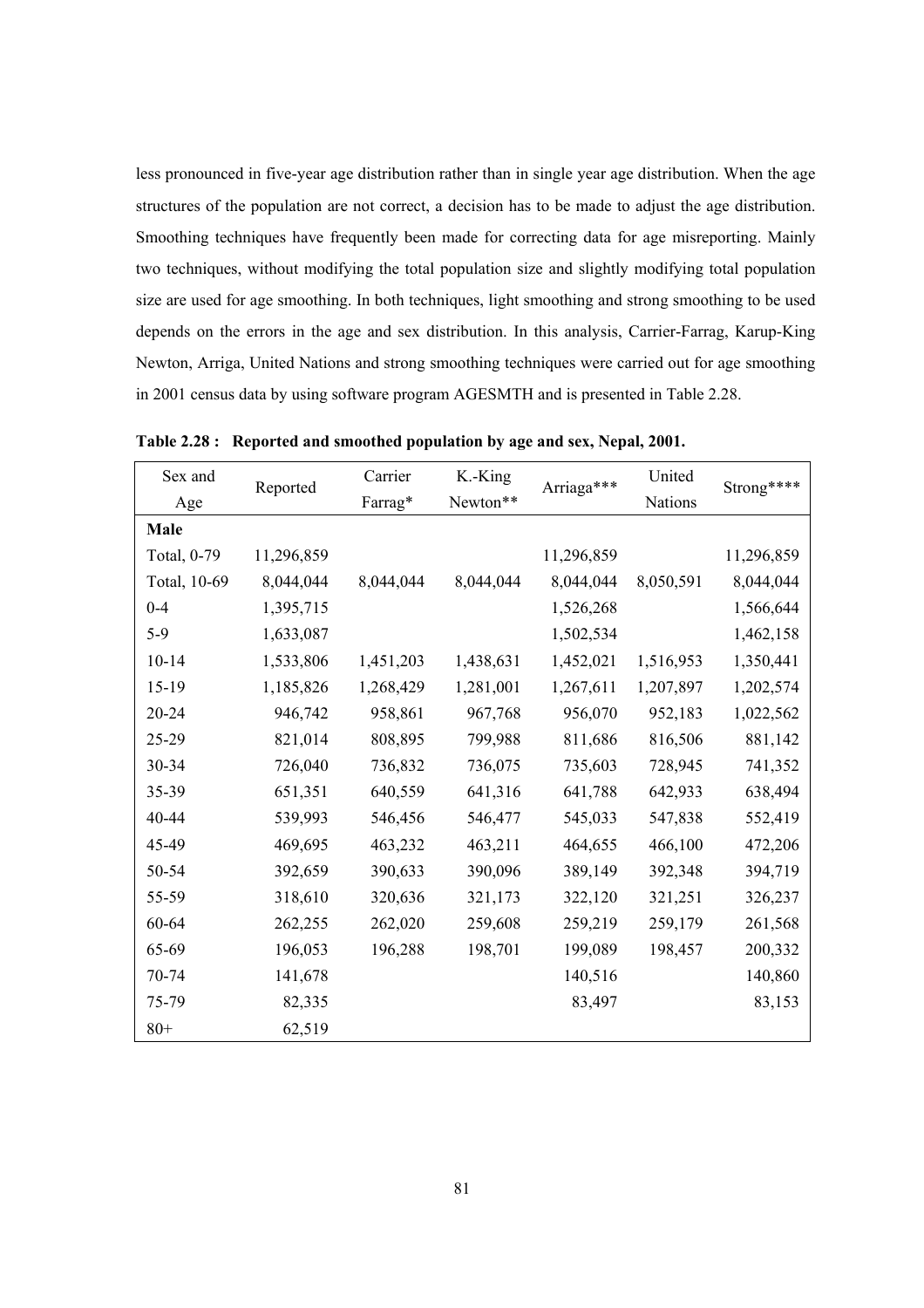less pronounced in five-year age distribution rather than in single year age distribution. When the age structures of the population are not correct, a decision has to be made to adjust the age distribution. Smoothing techniques have frequently been made for correcting data for age misreporting. Mainly two techniques, without modifying the total population size and slightly modifying total population size are used for age smoothing. In both techniques, light smoothing and strong smoothing to be used depends on the errors in the age and sex distribution. In this analysis, Carrier-Farrag, Karup-King Newton, Arriga, United Nations and strong smoothing techniques were carried out for age smoothing in 2001 census data by using software program AGESMTH and is presented in Table 2.28.

**Table 2.28 : Reported and smoothed population by age and sex, Nepal, 2001.**

| Sex and Age | Reported | Carrier Farrag* | K.-King Newton** | Arriaga*** | United Nations | Strong**** |
|---|---|---|---|---|---|---|
| **Male** | | | | | | |
| Total, 0-79 | 11,296,859 | | | 11,296,859 | | 11,296,859 |
| Total, 10-69 | 8,044,044 | 8,044,044 | 8,044,044 | 8,044,044 | 8,050,591 | 8,044,044 |
| 0-4 | 1,395,715 | | | 1,526,268 | | 1,566,644 |
| 5-9 | 1,633,087 | | | 1,502,534 | | 1,462,158 |
| 10-14 | 1,533,806 | 1,451,203 | 1,438,631 | 1,452,021 | 1,516,953 | 1,350,441 |
| 15-19 | 1,185,826 | 1,268,429 | 1,281,001 | 1,267,611 | 1,207,897 | 1,202,574 |
| 20-24 | 946,742 | 958,861 | 967,768 | 956,070 | 952,183 | 1,022,562 |
| 25-29 | 821,014 | 808,895 | 799,988 | 811,686 | 816,506 | 881,142 |
| 30-34 | 726,040 | 736,832 | 736,075 | 735,603 | 728,945 | 741,352 |
| 35-39 | 651,351 | 640,559 | 641,316 | 641,788 | 642,933 | 638,494 |
| 40-44 | 539,993 | 546,456 | 546,477 | 545,033 | 547,838 | 552,419 |
| 45-49 | 469,695 | 463,232 | 463,211 | 464,655 | 466,100 | 472,206 |
| 50-54 | 392,659 | 390,633 | 390,096 | 389,149 | 392,348 | 394,719 |
| 55-59 | 318,610 | 320,636 | 321,173 | 322,120 | 321,251 | 326,237 |
| 60-64 | 262,255 | 262,020 | 259,608 | 259,219 | 259,179 | 261,568 |
| 65-69 | 196,053 | 196,288 | 198,701 | 199,089 | 198,457 | 200,332 |
| 70-74 | 141,678 | | | 140,516 | | 140,860 |
| 75-79 | 82,335 | | | 83,497 | | 83,153 |
| 80+ | 62,519 | | | | | |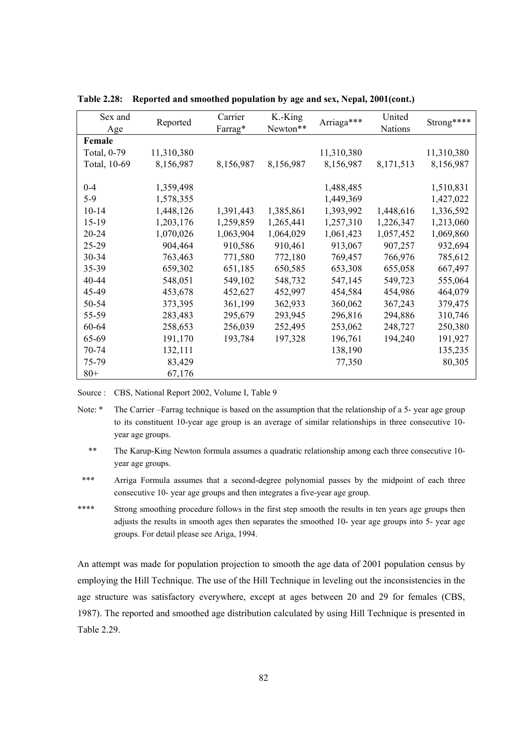**Table 2.28: Reported and smoothed population by age and sex, Nepal, 2001(cont.)**

| Sex and Age | Reported | Carrier Farrag* | K.-King Newton** | Arriaga*** | United Nations | Strong**** |
|---|---|---|---|---|---|---|
| **Female** | | | | | | |
| Total, 0-79 | 11,310,380 | | | 11,310,380 | | 11,310,380 |
| Total, 10-69 | 8,156,987 | 8,156,987 | 8,156,987 | 8,156,987 | 8,171,513 | 8,156,987 |
| 0-4 | 1,359,498 | | | 1,488,485 | | 1,510,831 |
| 5-9 | 1,578,355 | | | 1,449,369 | | 1,427,022 |
| 10-14 | 1,448,126 | 1,391,443 | 1,385,861 | 1,393,992 | 1,448,616 | 1,336,592 |
| 15-19 | 1,203,176 | 1,259,859 | 1,265,441 | 1,257,310 | 1,226,347 | 1,213,060 |
| 20-24 | 1,070,026 | 1,063,904 | 1,064,029 | 1,061,423 | 1,057,452 | 1,069,860 |
| 25-29 | 904,464 | 910,586 | 910,461 | 913,067 | 907,257 | 932,694 |
| 30-34 | 763,463 | 771,580 | 772,180 | 769,457 | 766,976 | 785,612 |
| 35-39 | 659,302 | 651,185 | 650,585 | 653,308 | 655,058 | 667,497 |
| 40-44 | 548,051 | 549,102 | 548,732 | 547,145 | 549,723 | 555,064 |
| 45-49 | 453,678 | 452,627 | 452,997 | 454,584 | 454,986 | 464,079 |
| 50-54 | 373,395 | 361,199 | 362,933 | 360,062 | 367,243 | 379,475 |
| 55-59 | 283,483 | 295,679 | 293,945 | 296,816 | 294,886 | 310,746 |
| 60-64 | 258,653 | 256,039 | 252,495 | 253,062 | 248,727 | 250,380 |
| 65-69 | 191,170 | 193,784 | 197,328 | 196,761 | 194,240 | 191,927 |
| 70-74 | 132,111 | | | 138,190 | | 135,235 |
| 75-79 | 83,429 | | | 77,350 | | 80,305 |
| 80+ | 67,176 | | | | | |

Source : CBS, National Report 2002, Volume I, Table 9

Note: * The Carrier –Farrag technique is based on the assumption that the relationship of a 5- year age group to its constituent 10-year age group is an average of similar relationships in three consecutive 10-year age groups.

** The Karup-King Newton formula assumes a quadratic relationship among each three consecutive 10-year age groups.

*** Arriga Formula assumes that a second-degree polynomial passes by the midpoint of each three consecutive 10- year age groups and then integrates a five-year age group.

**** Strong smoothing procedure follows in the first step smooth the results in ten years age groups then adjusts the results in smooth ages then separates the smoothed 10- year age groups into 5- year age groups. For detail please see Ariga, 1994.

An attempt was made for population projection to smooth the age data of 2001 population census by employing the Hill Technique. The use of the Hill Technique in leveling out the inconsistencies in the age structure was satisfactory everywhere, except at ages between 20 and 29 for females (CBS, 1987). The reported and smoothed age distribution calculated by using Hill Technique is presented in Table 2.29.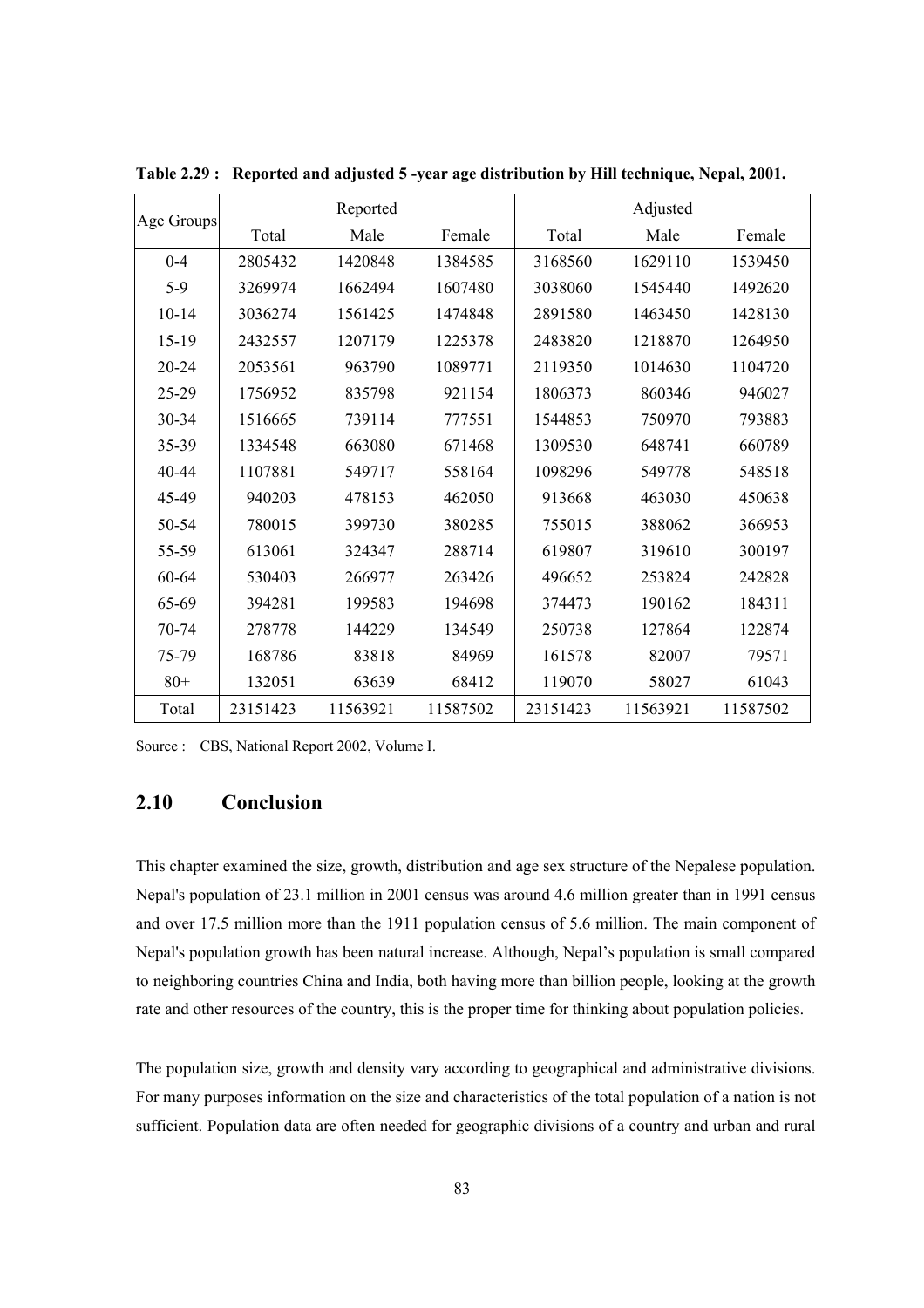**Table 2.29 : Reported and adjusted 5 -year age distribution by Hill technique, Nepal, 2001.**

| Age Groups | Reported | | | Adjusted | | |
|---|---|---|---|---|---|---|
| | Total | Male | Female | Total | Male | Female |
| 0-4 | 2805432 | 1420848 | 1384585 | 3168560 | 1629110 | 1539450 |
| 5-9 | 3269974 | 1662494 | 1607480 | 3038060 | 1545440 | 1492620 |
| 10-14 | 3036274 | 1561425 | 1474848 | 2891580 | 1463450 | 1428130 |
| 15-19 | 2432557 | 1207179 | 1225378 | 2483820 | 1218870 | 1264950 |
| 20-24 | 2053561 | 963790 | 1089771 | 2119350 | 1014630 | 1104720 |
| 25-29 | 1756952 | 835798 | 921154 | 1806373 | 860346 | 946027 |
| 30-34 | 1516665 | 739114 | 777551 | 1544853 | 750970 | 793883 |
| 35-39 | 1334548 | 663080 | 671468 | 1309530 | 648741 | 660789 |
| 40-44 | 1107881 | 549717 | 558164 | 1098296 | 549778 | 548518 |
| 45-49 | 940203 | 478153 | 462050 | 913668 | 463030 | 450638 |
| 50-54 | 780015 | 399730 | 380285 | 755015 | 388062 | 366953 |
| 55-59 | 613061 | 324347 | 288714 | 619807 | 319610 | 300197 |
| 60-64 | 530403 | 266977 | 263426 | 496652 | 253824 | 242828 |
| 65-69 | 394281 | 199583 | 194698 | 374473 | 190162 | 184311 |
| 70-74 | 278778 | 144229 | 134549 | 250738 | 127864 | 122874 |
| 75-79 | 168786 | 83818 | 84969 | 161578 | 82007 | 79571 |
| 80+ | 132051 | 63639 | 68412 | 119070 | 58027 | 61043 |
| Total | 23151423 | 11563921 | 11587502 | 23151423 | 11563921 | 11587502 |

Source : CBS, National Report 2002, Volume I.

## 2.10 Conclusion

This chapter examined the size, growth, distribution and age sex structure of the Nepalese population. Nepal's population of 23.1 million in 2001 census was around 4.6 million greater than in 1991 census and over 17.5 million more than the 1911 population census of 5.6 million. The main component of Nepal's population growth has been natural increase. Although, Nepal's population is small compared to neighboring countries China and India, both having more than billion people, looking at the growth rate and other resources of the country, this is the proper time for thinking about population policies.

The population size, growth and density vary according to geographical and administrative divisions. For many purposes information on the size and characteristics of the total population of a nation is not sufficient. Population data are often needed for geographic divisions of a country and urban and rural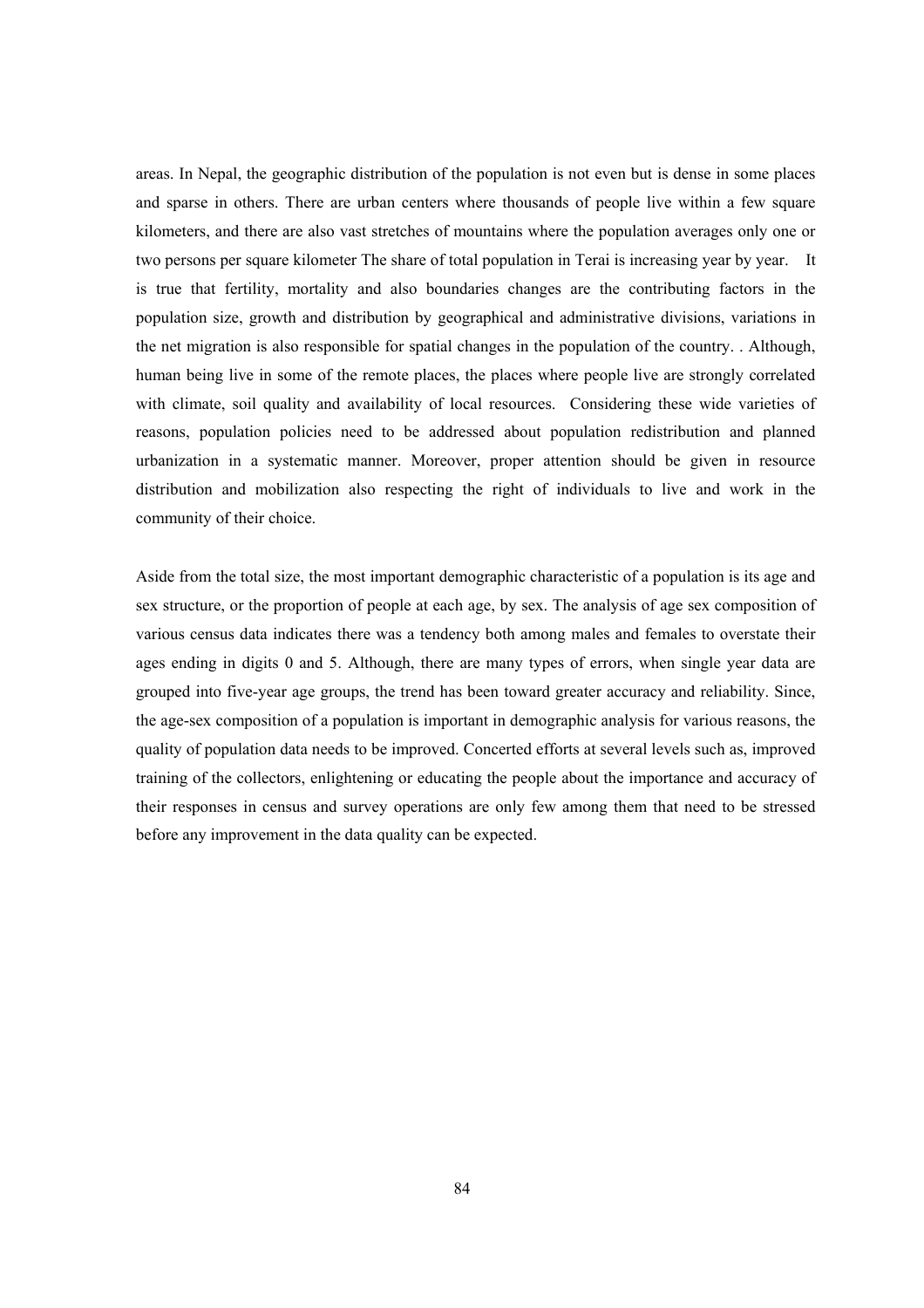areas. In Nepal, the geographic distribution of the population is not even but is dense in some places and sparse in others. There are urban centers where thousands of people live within a few square kilometers, and there are also vast stretches of mountains where the population averages only one or two persons per square kilometer The share of total population in Terai is increasing year by year. It is true that fertility, mortality and also boundaries changes are the contributing factors in the population size, growth and distribution by geographical and administrative divisions, variations in the net migration is also responsible for spatial changes in the population of the country. . Although, human being live in some of the remote places, the places where people live are strongly correlated with climate, soil quality and availability of local resources. Considering these wide varieties of reasons, population policies need to be addressed about population redistribution and planned urbanization in a systematic manner. Moreover, proper attention should be given in resource distribution and mobilization also respecting the right of individuals to live and work in the community of their choice.

Aside from the total size, the most important demographic characteristic of a population is its age and sex structure, or the proportion of people at each age, by sex. The analysis of age sex composition of various census data indicates there was a tendency both among males and females to overstate their ages ending in digits 0 and 5. Although, there are many types of errors, when single year data are grouped into five-year age groups, the trend has been toward greater accuracy and reliability. Since, the age-sex composition of a population is important in demographic analysis for various reasons, the quality of population data needs to be improved. Concerted efforts at several levels such as, improved training of the collectors, enlightening or educating the people about the importance and accuracy of their responses in census and survey operations are only few among them that need to be stressed before any improvement in the data quality can be expected.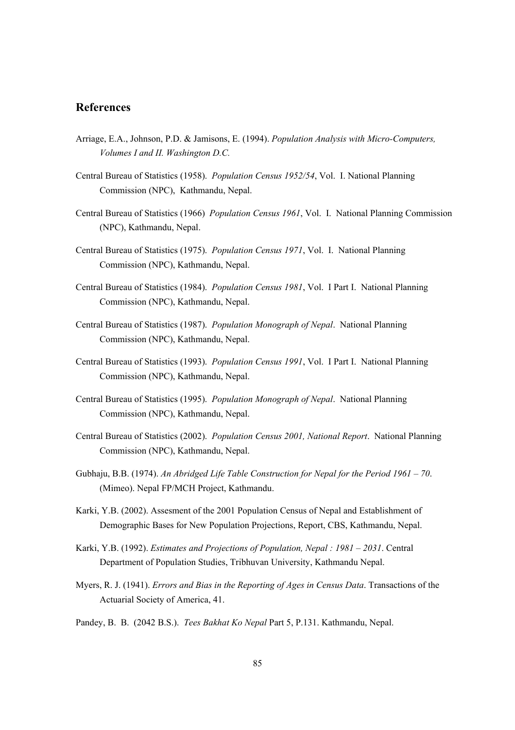## References

Arriage, E.A., Johnson, P.D. & Jamisons, E. (1994). *Population Analysis with Micro-Computers, Volumes I and II. Washington D.C.*

Central Bureau of Statistics (1958). *Population Census 1952/54*, Vol. I. National Planning Commission (NPC), Kathmandu, Nepal.

Central Bureau of Statistics (1966) *Population Census 1961*, Vol. I. National Planning Commission (NPC), Kathmandu, Nepal.

Central Bureau of Statistics (1975). *Population Census 1971*, Vol. I. National Planning Commission (NPC), Kathmandu, Nepal.

Central Bureau of Statistics (1984). *Population Census 1981*, Vol. I Part I. National Planning Commission (NPC), Kathmandu, Nepal.

Central Bureau of Statistics (1987). *Population Monograph of Nepal*. National Planning Commission (NPC), Kathmandu, Nepal.

Central Bureau of Statistics (1993). *Population Census 1991*, Vol. I Part I. National Planning Commission (NPC), Kathmandu, Nepal.

Central Bureau of Statistics (1995). *Population Monograph of Nepal*. National Planning Commission (NPC), Kathmandu, Nepal.

Central Bureau of Statistics (2002). *Population Census 2001, National Report*. National Planning Commission (NPC), Kathmandu, Nepal.

Gubhaju, B.B. (1974). *An Abridged Life Table Construction for Nepal for the Period 1961 – 70*. (Mimeo). Nepal FP/MCH Project, Kathmandu.

Karki, Y.B. (2002). Assesment of the 2001 Population Census of Nepal and Establishment of Demographic Bases for New Population Projections, Report, CBS, Kathmandu, Nepal.

Karki, Y.B. (1992). *Estimates and Projections of Population, Nepal : 1981 – 2031*. Central Department of Population Studies, Tribhuvan University, Kathmandu Nepal.

Myers, R. J. (1941). *Errors and Bias in the Reporting of Ages in Census Data*. Transactions of the Actuarial Society of America, 41.

Pandey, B. B. (2042 B.S.). *Tees Bakhat Ko Nepal* Part 5, P.131. Kathmandu, Nepal.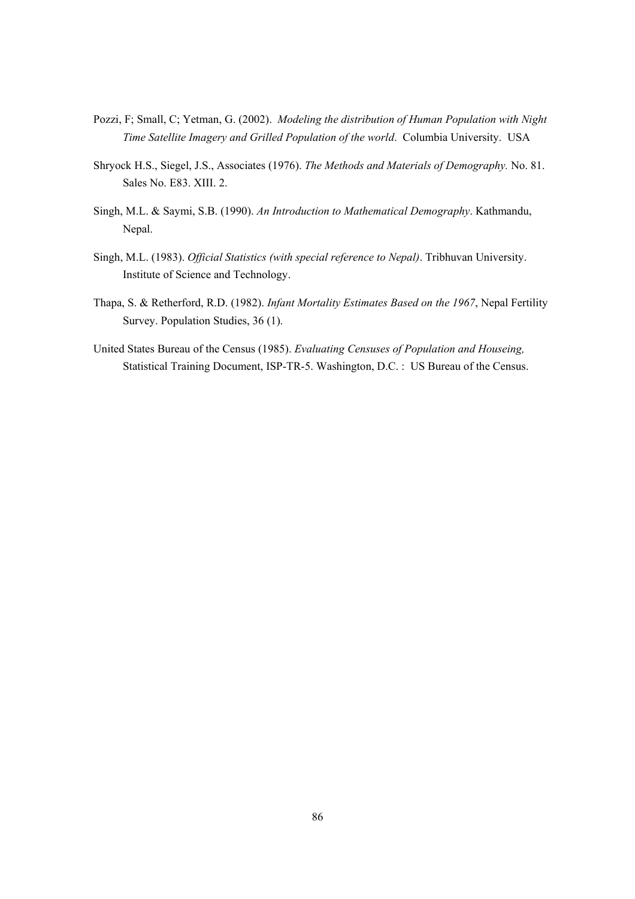Pozzi, F; Small, C; Yetman, G. (2002). *Modeling the distribution of Human Population with Night Time Satellite Imagery and Grilled Population of the world*. Columbia University. USA

Shryock H.S., Siegel, J.S., Associates (1976). *The Methods and Materials of Demography.* No. 81. Sales No. E83. XIII. 2.

Singh, M.L. & Saymi, S.B. (1990). *An Introduction to Mathematical Demography*. Kathmandu, Nepal.

Singh, M.L. (1983). *Official Statistics (with special reference to Nepal)*. Tribhuvan University. Institute of Science and Technology.

Thapa, S. & Retherford, R.D. (1982). *Infant Mortality Estimates Based on the 1967*, Nepal Fertility Survey. Population Studies, 36 (1).

United States Bureau of the Census (1985). *Evaluating Censuses of Population and Houseing,* Statistical Training Document, ISP-TR-5. Washington, D.C. : US Bureau of the Census.